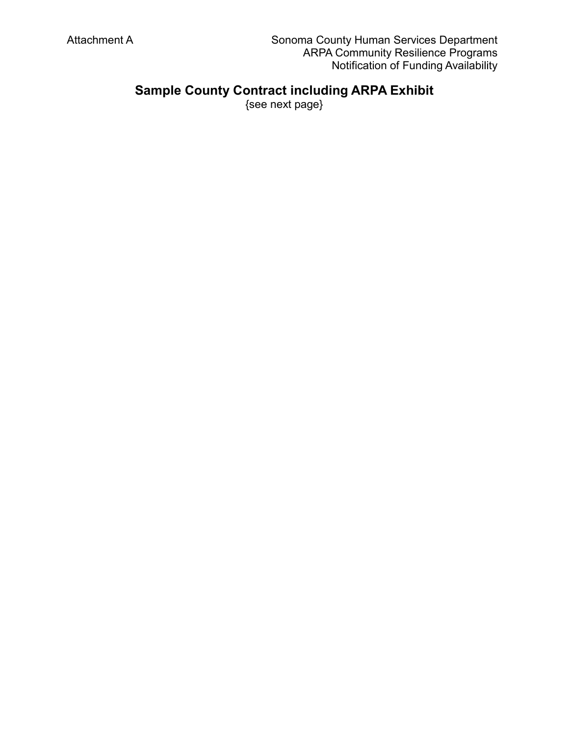Attachment A

Sonoma County Human Services Department
ARPA Community Resilience Programs
Notification of Funding Availability

# Sample County Contract including ARPA Exhibit

{see next page}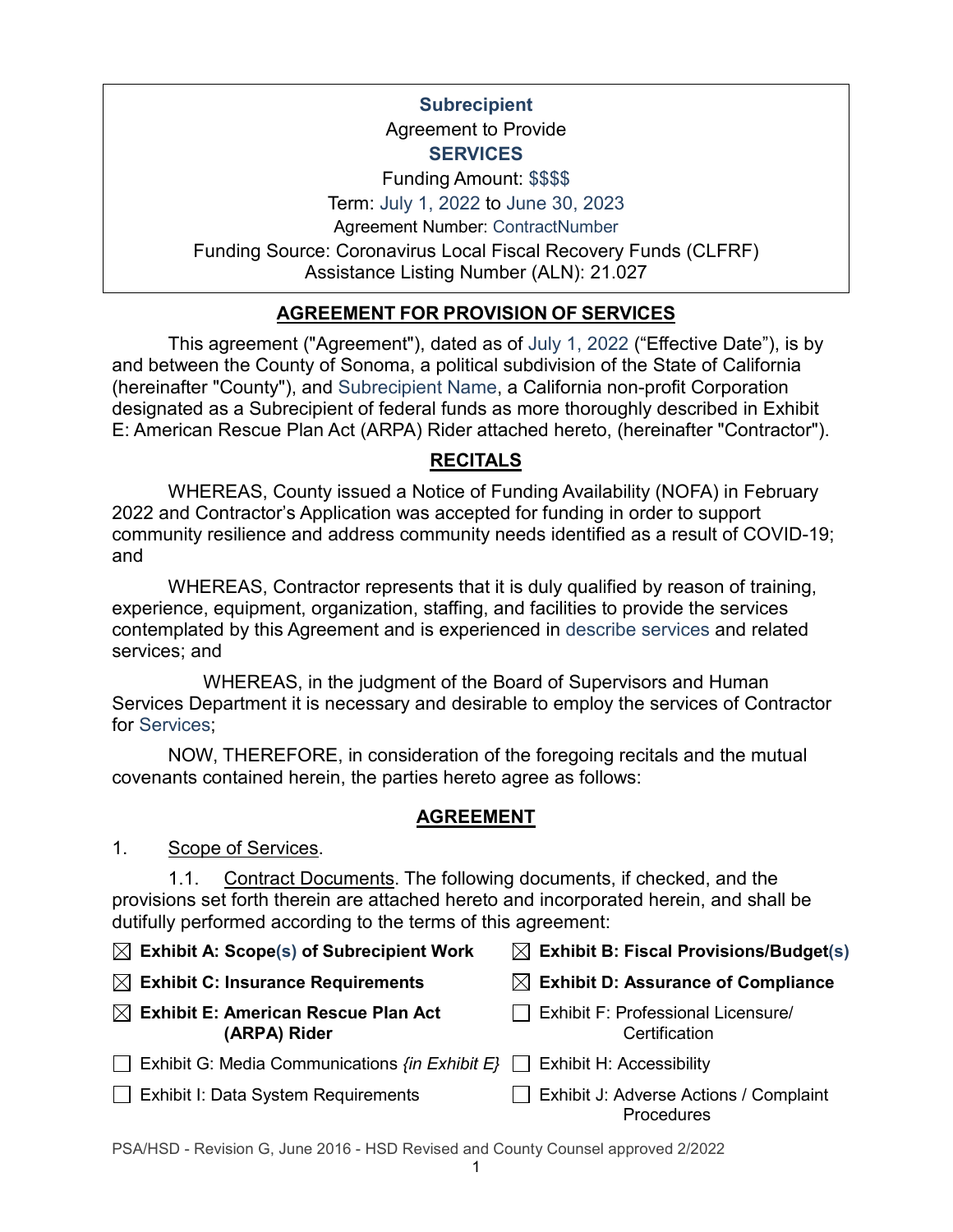**Subrecipient**
Agreement to Provide
**SERVICES**
Funding Amount: $$$$
Term: July 1, 2022 to June 30, 2023
Agreement Number: ContractNumber
Funding Source: Coronavirus Local Fiscal Recovery Funds (CLFRF)
Assistance Listing Number (ALN): 21.027

## AGREEMENT FOR PROVISION OF SERVICES

This agreement ("Agreement"), dated as of July 1, 2022 ("Effective Date"), is by and between the County of Sonoma, a political subdivision of the State of California (hereinafter "County"), and Subrecipient Name, a California non-profit Corporation designated as a Subrecipient of federal funds as more thoroughly described in Exhibit E: American Rescue Plan Act (ARPA) Rider attached hereto, (hereinafter "Contractor").

## RECITALS

WHEREAS, County issued a Notice of Funding Availability (NOFA) in February 2022 and Contractor's Application was accepted for funding in order to support community resilience and address community needs identified as a result of COVID-19; and

WHEREAS, Contractor represents that it is duly qualified by reason of training, experience, equipment, organization, staffing, and facilities to provide the services contemplated by this Agreement and is experienced in describe services and related services; and

WHEREAS, in the judgment of the Board of Supervisors and Human Services Department it is necessary and desirable to employ the services of Contractor for Services;

NOW, THEREFORE, in consideration of the foregoing recitals and the mutual covenants contained herein, the parties hereto agree as follows:

## AGREEMENT

1. Scope of Services.

1.1. Contract Documents. The following documents, if checked, and the provisions set forth therein are attached hereto and incorporated herein, and shall be dutifully performed according to the terms of this agreement:

- ☒ **Exhibit A: Scope(s) of Subrecipient Work**
- ☒ **Exhibit B: Fiscal Provisions/Budget(s)**
- ☒ **Exhibit C: Insurance Requirements**
- ☒ **Exhibit D: Assurance of Compliance**
- ☒ **Exhibit E: American Rescue Plan Act (ARPA) Rider**
- ☐ Exhibit F: Professional Licensure/ Certification
- ☐ Exhibit G: Media Communications *{in Exhibit E}*
- ☐ Exhibit H: Accessibility
- ☐ Exhibit I: Data System Requirements
- ☐ Exhibit J: Adverse Actions / Complaint Procedures

PSA/HSD - Revision G, June 2016 - HSD Revised and County Counsel approved 2/2022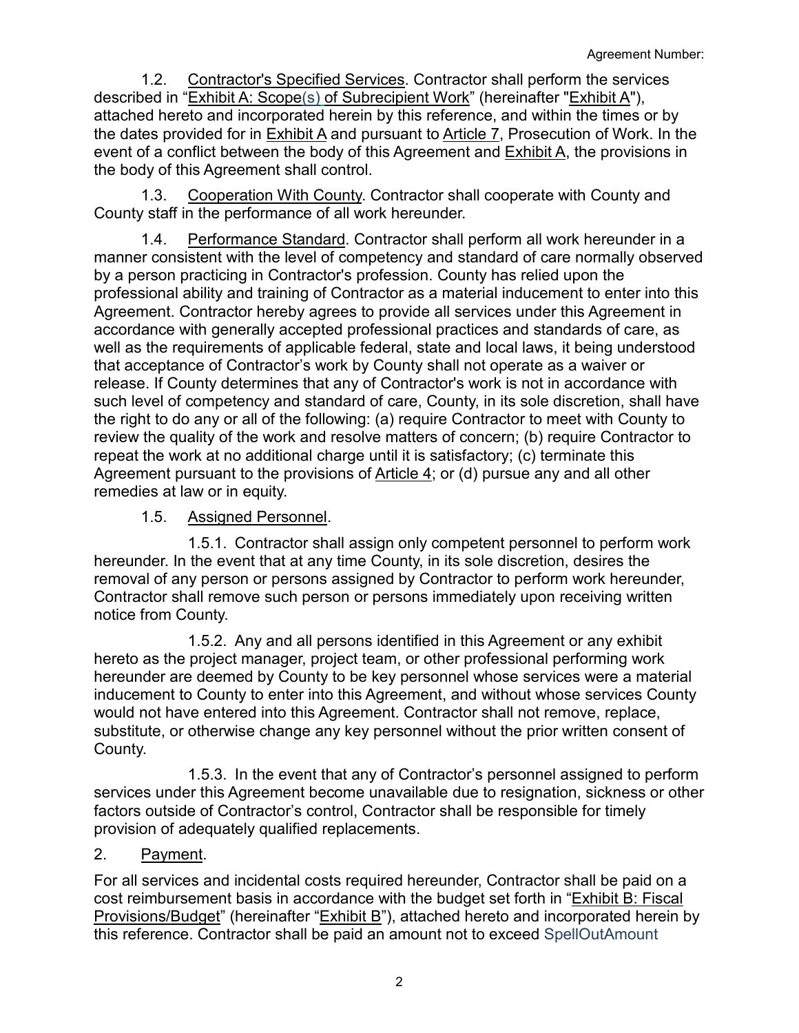1.2. Contractor's Specified Services. Contractor shall perform the services described in "Exhibit A: Scope(s) of Subrecipient Work" (hereinafter "Exhibit A"), attached hereto and incorporated herein by this reference, and within the times or by the dates provided for in Exhibit A and pursuant to Article 7, Prosecution of Work. In the event of a conflict between the body of this Agreement and Exhibit A, the provisions in the body of this Agreement shall control.

1.3. Cooperation With County. Contractor shall cooperate with County and County staff in the performance of all work hereunder.

1.4. Performance Standard. Contractor shall perform all work hereunder in a manner consistent with the level of competency and standard of care normally observed by a person practicing in Contractor's profession. County has relied upon the professional ability and training of Contractor as a material inducement to enter into this Agreement. Contractor hereby agrees to provide all services under this Agreement in accordance with generally accepted professional practices and standards of care, as well as the requirements of applicable federal, state and local laws, it being understood that acceptance of Contractor's work by County shall not operate as a waiver or release. If County determines that any of Contractor's work is not in accordance with such level of competency and standard of care, County, in its sole discretion, shall have the right to do any or all of the following: (a) require Contractor to meet with County to review the quality of the work and resolve matters of concern; (b) require Contractor to repeat the work at no additional charge until it is satisfactory; (c) terminate this Agreement pursuant to the provisions of Article 4; or (d) pursue any and all other remedies at law or in equity.

1.5. Assigned Personnel.

1.5.1. Contractor shall assign only competent personnel to perform work hereunder. In the event that at any time County, in its sole discretion, desires the removal of any person or persons assigned by Contractor to perform work hereunder, Contractor shall remove such person or persons immediately upon receiving written notice from County.

1.5.2. Any and all persons identified in this Agreement or any exhibit hereto as the project manager, project team, or other professional performing work hereunder are deemed by County to be key personnel whose services were a material inducement to County to enter into this Agreement, and without whose services County would not have entered into this Agreement. Contractor shall not remove, replace, substitute, or otherwise change any key personnel without the prior written consent of County.

1.5.3. In the event that any of Contractor's personnel assigned to perform services under this Agreement become unavailable due to resignation, sickness or other factors outside of Contractor's control, Contractor shall be responsible for timely provision of adequately qualified replacements.

2. Payment.

For all services and incidental costs required hereunder, Contractor shall be paid on a cost reimbursement basis in accordance with the budget set forth in "Exhibit B: Fiscal Provisions/Budget" (hereinafter "Exhibit B"), attached hereto and incorporated herein by this reference. Contractor shall be paid an amount not to exceed SpellOutAmount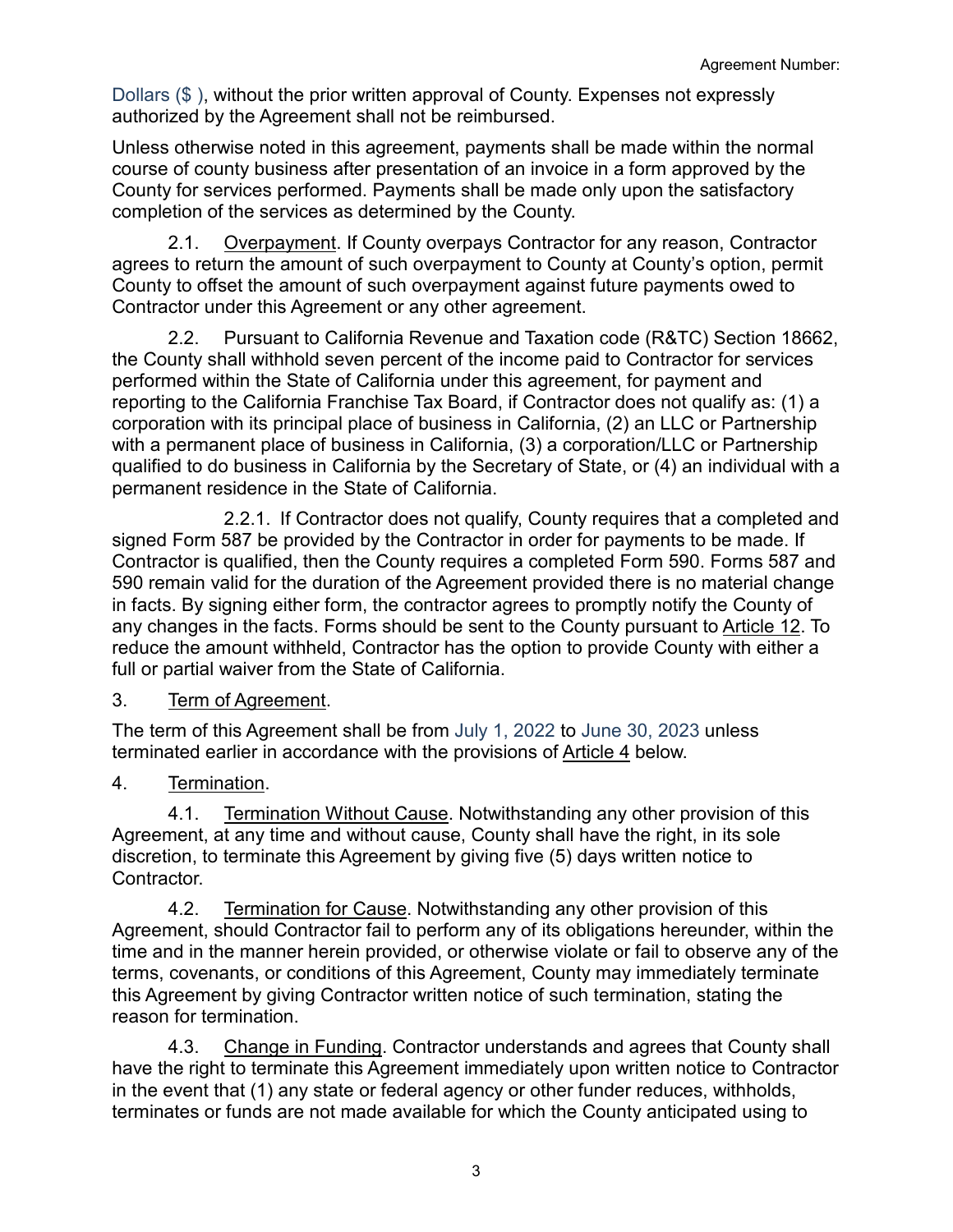Dollars ($ ), without the prior written approval of County. Expenses not expressly authorized by the Agreement shall not be reimbursed.

Unless otherwise noted in this agreement, payments shall be made within the normal course of county business after presentation of an invoice in a form approved by the County for services performed. Payments shall be made only upon the satisfactory completion of the services as determined by the County.

2.1. Overpayment. If County overpays Contractor for any reason, Contractor agrees to return the amount of such overpayment to County at County's option, permit County to offset the amount of such overpayment against future payments owed to Contractor under this Agreement or any other agreement.

2.2. Pursuant to California Revenue and Taxation code (R&TC) Section 18662, the County shall withhold seven percent of the income paid to Contractor for services performed within the State of California under this agreement, for payment and reporting to the California Franchise Tax Board, if Contractor does not qualify as: (1) a corporation with its principal place of business in California, (2) an LLC or Partnership with a permanent place of business in California, (3) a corporation/LLC or Partnership qualified to do business in California by the Secretary of State, or (4) an individual with a permanent residence in the State of California.

2.2.1. If Contractor does not qualify, County requires that a completed and signed Form 587 be provided by the Contractor in order for payments to be made. If Contractor is qualified, then the County requires a completed Form 590. Forms 587 and 590 remain valid for the duration of the Agreement provided there is no material change in facts. By signing either form, the contractor agrees to promptly notify the County of any changes in the facts. Forms should be sent to the County pursuant to Article 12. To reduce the amount withheld, Contractor has the option to provide County with either a full or partial waiver from the State of California.

3. Term of Agreement.

The term of this Agreement shall be from July 1, 2022 to June 30, 2023 unless terminated earlier in accordance with the provisions of Article 4 below.

4. Termination.

4.1. Termination Without Cause. Notwithstanding any other provision of this Agreement, at any time and without cause, County shall have the right, in its sole discretion, to terminate this Agreement by giving five (5) days written notice to Contractor.

4.2. Termination for Cause. Notwithstanding any other provision of this Agreement, should Contractor fail to perform any of its obligations hereunder, within the time and in the manner herein provided, or otherwise violate or fail to observe any of the terms, covenants, or conditions of this Agreement, County may immediately terminate this Agreement by giving Contractor written notice of such termination, stating the reason for termination.

4.3. Change in Funding. Contractor understands and agrees that County shall have the right to terminate this Agreement immediately upon written notice to Contractor in the event that (1) any state or federal agency or other funder reduces, withholds, terminates or funds are not made available for which the County anticipated using to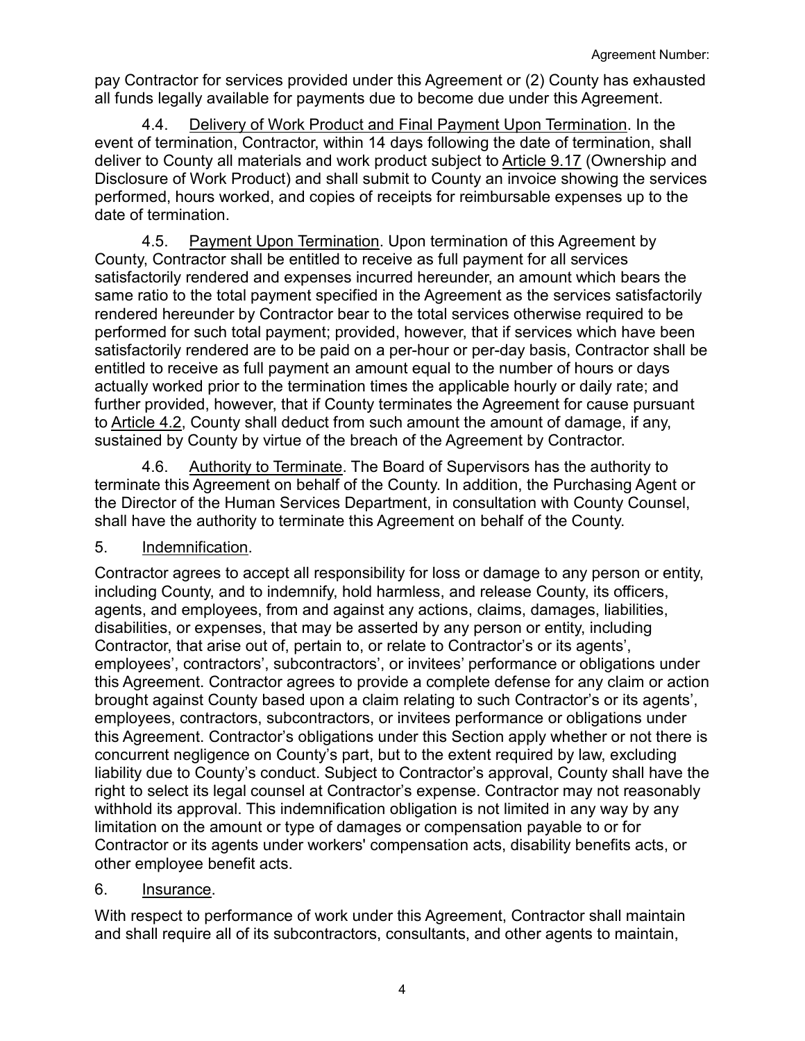pay Contractor for services provided under this Agreement or (2) County has exhausted all funds legally available for payments due to become due under this Agreement.

4.4. Delivery of Work Product and Final Payment Upon Termination. In the event of termination, Contractor, within 14 days following the date of termination, shall deliver to County all materials and work product subject to Article 9.17 (Ownership and Disclosure of Work Product) and shall submit to County an invoice showing the services performed, hours worked, and copies of receipts for reimbursable expenses up to the date of termination.

4.5. Payment Upon Termination. Upon termination of this Agreement by County, Contractor shall be entitled to receive as full payment for all services satisfactorily rendered and expenses incurred hereunder, an amount which bears the same ratio to the total payment specified in the Agreement as the services satisfactorily rendered hereunder by Contractor bear to the total services otherwise required to be performed for such total payment; provided, however, that if services which have been satisfactorily rendered are to be paid on a per-hour or per-day basis, Contractor shall be entitled to receive as full payment an amount equal to the number of hours or days actually worked prior to the termination times the applicable hourly or daily rate; and further provided, however, that if County terminates the Agreement for cause pursuant to Article 4.2, County shall deduct from such amount the amount of damage, if any, sustained by County by virtue of the breach of the Agreement by Contractor.

4.6. Authority to Terminate. The Board of Supervisors has the authority to terminate this Agreement on behalf of the County. In addition, the Purchasing Agent or the Director of the Human Services Department, in consultation with County Counsel, shall have the authority to terminate this Agreement on behalf of the County.

5. Indemnification.

Contractor agrees to accept all responsibility for loss or damage to any person or entity, including County, and to indemnify, hold harmless, and release County, its officers, agents, and employees, from and against any actions, claims, damages, liabilities, disabilities, or expenses, that may be asserted by any person or entity, including Contractor, that arise out of, pertain to, or relate to Contractor's or its agents', employees', contractors', subcontractors', or invitees' performance or obligations under this Agreement. Contractor agrees to provide a complete defense for any claim or action brought against County based upon a claim relating to such Contractor's or its agents', employees, contractors, subcontractors, or invitees performance or obligations under this Agreement. Contractor's obligations under this Section apply whether or not there is concurrent negligence on County's part, but to the extent required by law, excluding liability due to County's conduct. Subject to Contractor's approval, County shall have the right to select its legal counsel at Contractor's expense. Contractor may not reasonably withhold its approval. This indemnification obligation is not limited in any way by any limitation on the amount or type of damages or compensation payable to or for Contractor or its agents under workers' compensation acts, disability benefits acts, or other employee benefit acts.

6. Insurance.

With respect to performance of work under this Agreement, Contractor shall maintain and shall require all of its subcontractors, consultants, and other agents to maintain,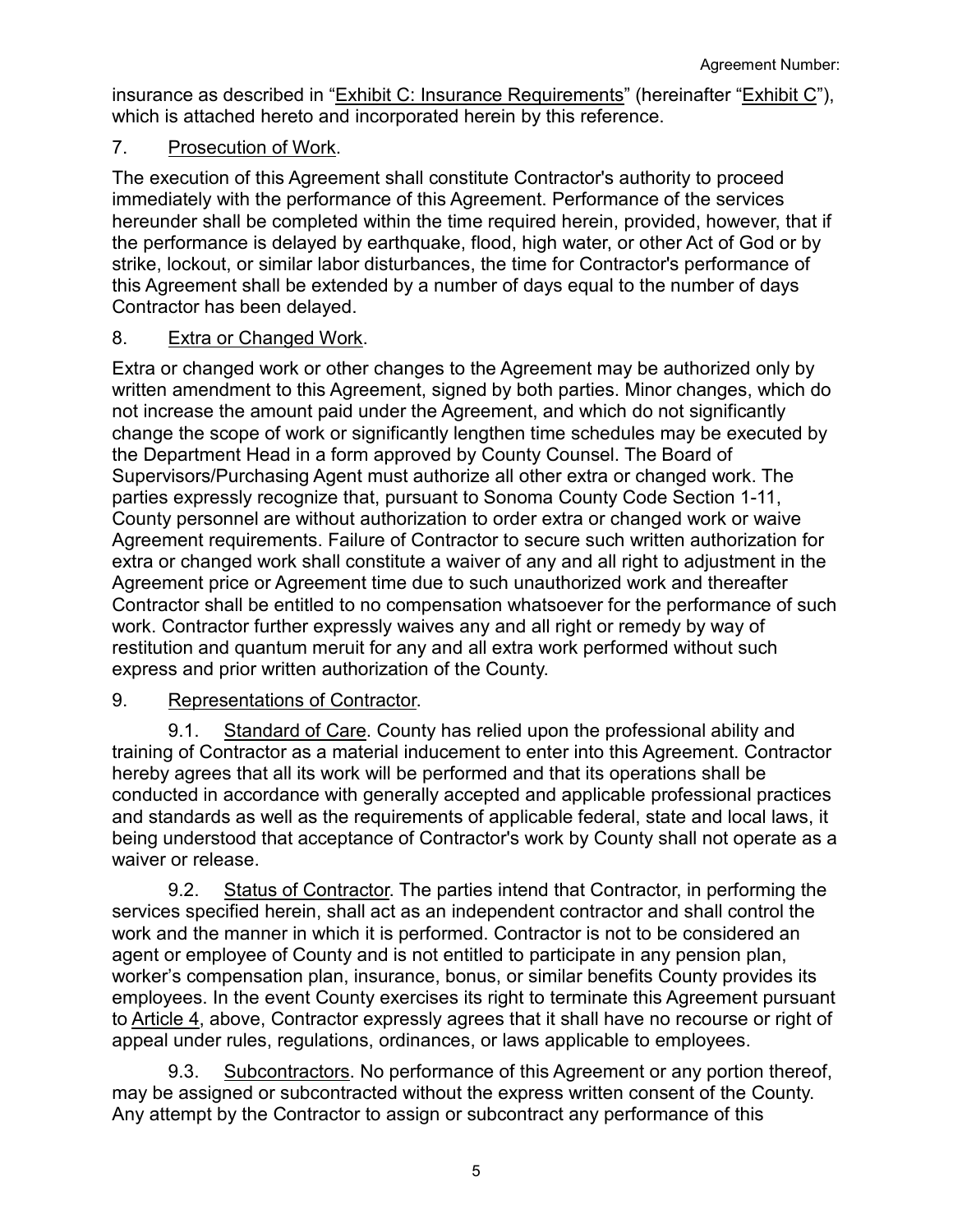insurance as described in "Exhibit C: Insurance Requirements" (hereinafter "Exhibit C"), which is attached hereto and incorporated herein by this reference.

7. Prosecution of Work.

The execution of this Agreement shall constitute Contractor's authority to proceed immediately with the performance of this Agreement. Performance of the services hereunder shall be completed within the time required herein, provided, however, that if the performance is delayed by earthquake, flood, high water, or other Act of God or by strike, lockout, or similar labor disturbances, the time for Contractor's performance of this Agreement shall be extended by a number of days equal to the number of days Contractor has been delayed.

8. Extra or Changed Work.

Extra or changed work or other changes to the Agreement may be authorized only by written amendment to this Agreement, signed by both parties. Minor changes, which do not increase the amount paid under the Agreement, and which do not significantly change the scope of work or significantly lengthen time schedules may be executed by the Department Head in a form approved by County Counsel. The Board of Supervisors/Purchasing Agent must authorize all other extra or changed work. The parties expressly recognize that, pursuant to Sonoma County Code Section 1-11, County personnel are without authorization to order extra or changed work or waive Agreement requirements. Failure of Contractor to secure such written authorization for extra or changed work shall constitute a waiver of any and all right to adjustment in the Agreement price or Agreement time due to such unauthorized work and thereafter Contractor shall be entitled to no compensation whatsoever for the performance of such work. Contractor further expressly waives any and all right or remedy by way of restitution and quantum meruit for any and all extra work performed without such express and prior written authorization of the County.

9. Representations of Contractor.

9.1. Standard of Care. County has relied upon the professional ability and training of Contractor as a material inducement to enter into this Agreement. Contractor hereby agrees that all its work will be performed and that its operations shall be conducted in accordance with generally accepted and applicable professional practices and standards as well as the requirements of applicable federal, state and local laws, it being understood that acceptance of Contractor's work by County shall not operate as a waiver or release.

9.2. Status of Contractor. The parties intend that Contractor, in performing the services specified herein, shall act as an independent contractor and shall control the work and the manner in which it is performed. Contractor is not to be considered an agent or employee of County and is not entitled to participate in any pension plan, worker's compensation plan, insurance, bonus, or similar benefits County provides its employees. In the event County exercises its right to terminate this Agreement pursuant to Article 4, above, Contractor expressly agrees that it shall have no recourse or right of appeal under rules, regulations, ordinances, or laws applicable to employees.

9.3. Subcontractors. No performance of this Agreement or any portion thereof, may be assigned or subcontracted without the express written consent of the County. Any attempt by the Contractor to assign or subcontract any performance of this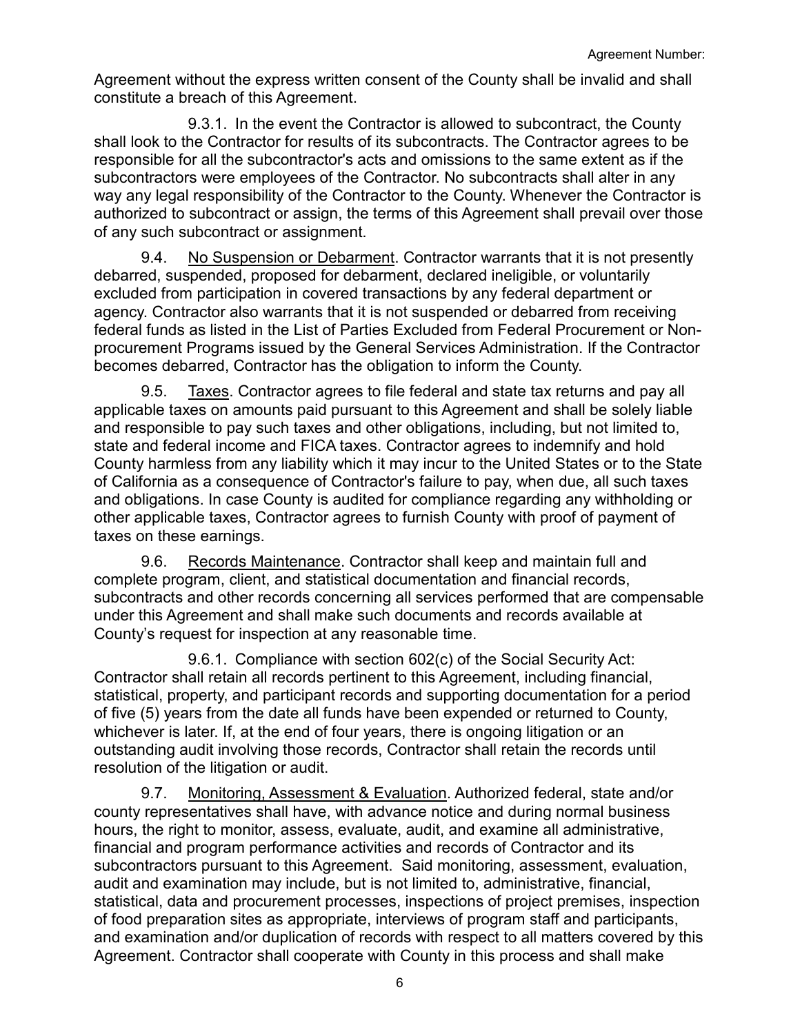Agreement without the express written consent of the County shall be invalid and shall constitute a breach of this Agreement.

9.3.1. In the event the Contractor is allowed to subcontract, the County shall look to the Contractor for results of its subcontracts. The Contractor agrees to be responsible for all the subcontractor's acts and omissions to the same extent as if the subcontractors were employees of the Contractor. No subcontracts shall alter in any way any legal responsibility of the Contractor to the County. Whenever the Contractor is authorized to subcontract or assign, the terms of this Agreement shall prevail over those of any such subcontract or assignment.

9.4. No Suspension or Debarment. Contractor warrants that it is not presently debarred, suspended, proposed for debarment, declared ineligible, or voluntarily excluded from participation in covered transactions by any federal department or agency. Contractor also warrants that it is not suspended or debarred from receiving federal funds as listed in the List of Parties Excluded from Federal Procurement or Non-procurement Programs issued by the General Services Administration. If the Contractor becomes debarred, Contractor has the obligation to inform the County.

9.5. Taxes. Contractor agrees to file federal and state tax returns and pay all applicable taxes on amounts paid pursuant to this Agreement and shall be solely liable and responsible to pay such taxes and other obligations, including, but not limited to, state and federal income and FICA taxes. Contractor agrees to indemnify and hold County harmless from any liability which it may incur to the United States or to the State of California as a consequence of Contractor's failure to pay, when due, all such taxes and obligations. In case County is audited for compliance regarding any withholding or other applicable taxes, Contractor agrees to furnish County with proof of payment of taxes on these earnings.

9.6. Records Maintenance. Contractor shall keep and maintain full and complete program, client, and statistical documentation and financial records, subcontracts and other records concerning all services performed that are compensable under this Agreement and shall make such documents and records available at County's request for inspection at any reasonable time.

9.6.1. Compliance with section 602(c) of the Social Security Act: Contractor shall retain all records pertinent to this Agreement, including financial, statistical, property, and participant records and supporting documentation for a period of five (5) years from the date all funds have been expended or returned to County, whichever is later. If, at the end of four years, there is ongoing litigation or an outstanding audit involving those records, Contractor shall retain the records until resolution of the litigation or audit.

9.7. Monitoring, Assessment & Evaluation. Authorized federal, state and/or county representatives shall have, with advance notice and during normal business hours, the right to monitor, assess, evaluate, audit, and examine all administrative, financial and program performance activities and records of Contractor and its subcontractors pursuant to this Agreement. Said monitoring, assessment, evaluation, audit and examination may include, but is not limited to, administrative, financial, statistical, data and procurement processes, inspections of project premises, inspection of food preparation sites as appropriate, interviews of program staff and participants, and examination and/or duplication of records with respect to all matters covered by this Agreement. Contractor shall cooperate with County in this process and shall make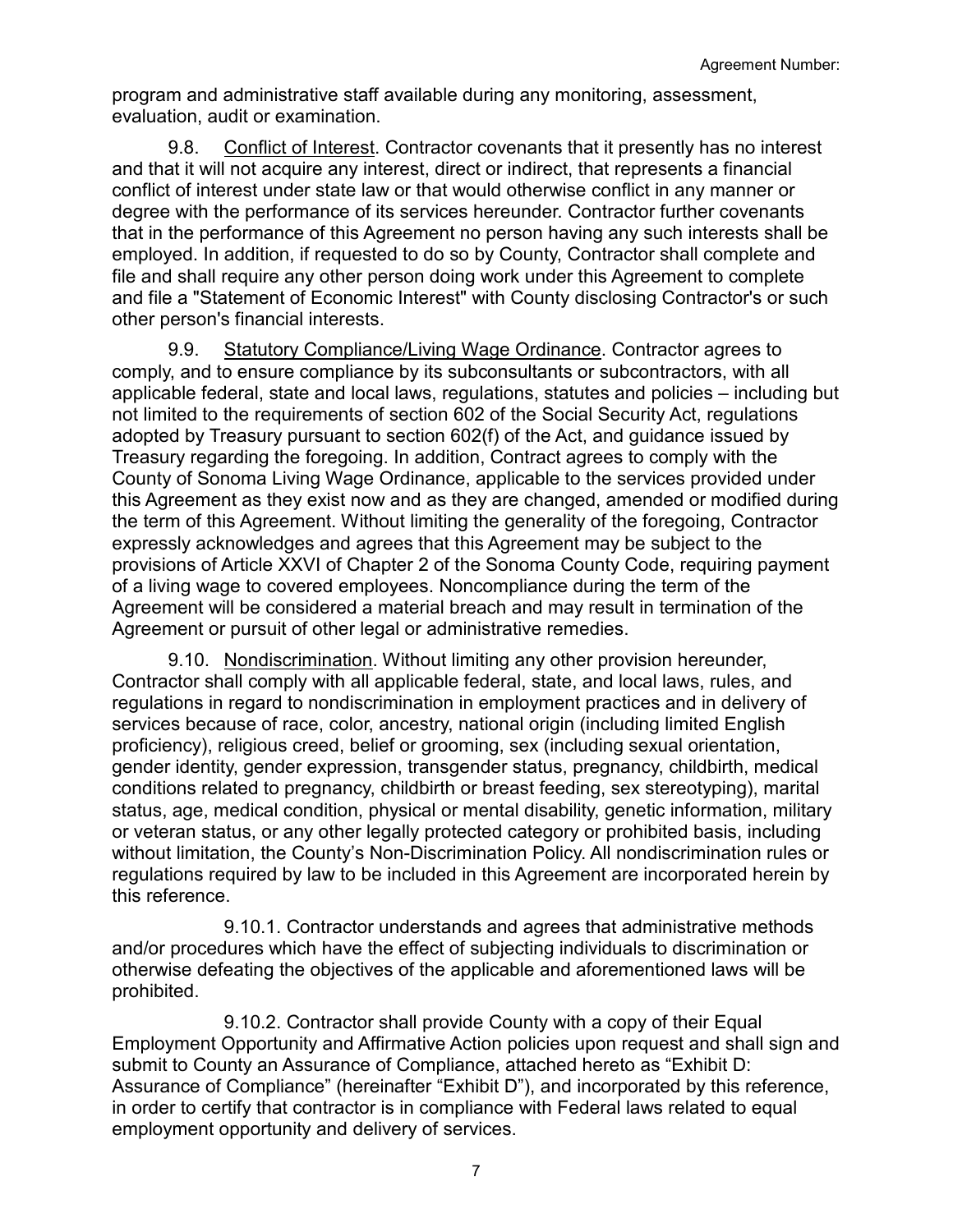program and administrative staff available during any monitoring, assessment, evaluation, audit or examination.

9.8. Conflict of Interest. Contractor covenants that it presently has no interest and that it will not acquire any interest, direct or indirect, that represents a financial conflict of interest under state law or that would otherwise conflict in any manner or degree with the performance of its services hereunder. Contractor further covenants that in the performance of this Agreement no person having any such interests shall be employed. In addition, if requested to do so by County, Contractor shall complete and file and shall require any other person doing work under this Agreement to complete and file a "Statement of Economic Interest" with County disclosing Contractor's or such other person's financial interests.

9.9. Statutory Compliance/Living Wage Ordinance. Contractor agrees to comply, and to ensure compliance by its subconsultants or subcontractors, with all applicable federal, state and local laws, regulations, statutes and policies – including but not limited to the requirements of section 602 of the Social Security Act, regulations adopted by Treasury pursuant to section 602(f) of the Act, and guidance issued by Treasury regarding the foregoing. In addition, Contract agrees to comply with the County of Sonoma Living Wage Ordinance, applicable to the services provided under this Agreement as they exist now and as they are changed, amended or modified during the term of this Agreement. Without limiting the generality of the foregoing, Contractor expressly acknowledges and agrees that this Agreement may be subject to the provisions of Article XXVI of Chapter 2 of the Sonoma County Code, requiring payment of a living wage to covered employees. Noncompliance during the term of the Agreement will be considered a material breach and may result in termination of the Agreement or pursuit of other legal or administrative remedies.

9.10. Nondiscrimination. Without limiting any other provision hereunder, Contractor shall comply with all applicable federal, state, and local laws, rules, and regulations in regard to nondiscrimination in employment practices and in delivery of services because of race, color, ancestry, national origin (including limited English proficiency), religious creed, belief or grooming, sex (including sexual orientation, gender identity, gender expression, transgender status, pregnancy, childbirth, medical conditions related to pregnancy, childbirth or breast feeding, sex stereotyping), marital status, age, medical condition, physical or mental disability, genetic information, military or veteran status, or any other legally protected category or prohibited basis, including without limitation, the County's Non-Discrimination Policy. All nondiscrimination rules or regulations required by law to be included in this Agreement are incorporated herein by this reference.

9.10.1. Contractor understands and agrees that administrative methods and/or procedures which have the effect of subjecting individuals to discrimination or otherwise defeating the objectives of the applicable and aforementioned laws will be prohibited.

9.10.2. Contractor shall provide County with a copy of their Equal Employment Opportunity and Affirmative Action policies upon request and shall sign and submit to County an Assurance of Compliance, attached hereto as "Exhibit D: Assurance of Compliance" (hereinafter "Exhibit D"), and incorporated by this reference, in order to certify that contractor is in compliance with Federal laws related to equal employment opportunity and delivery of services.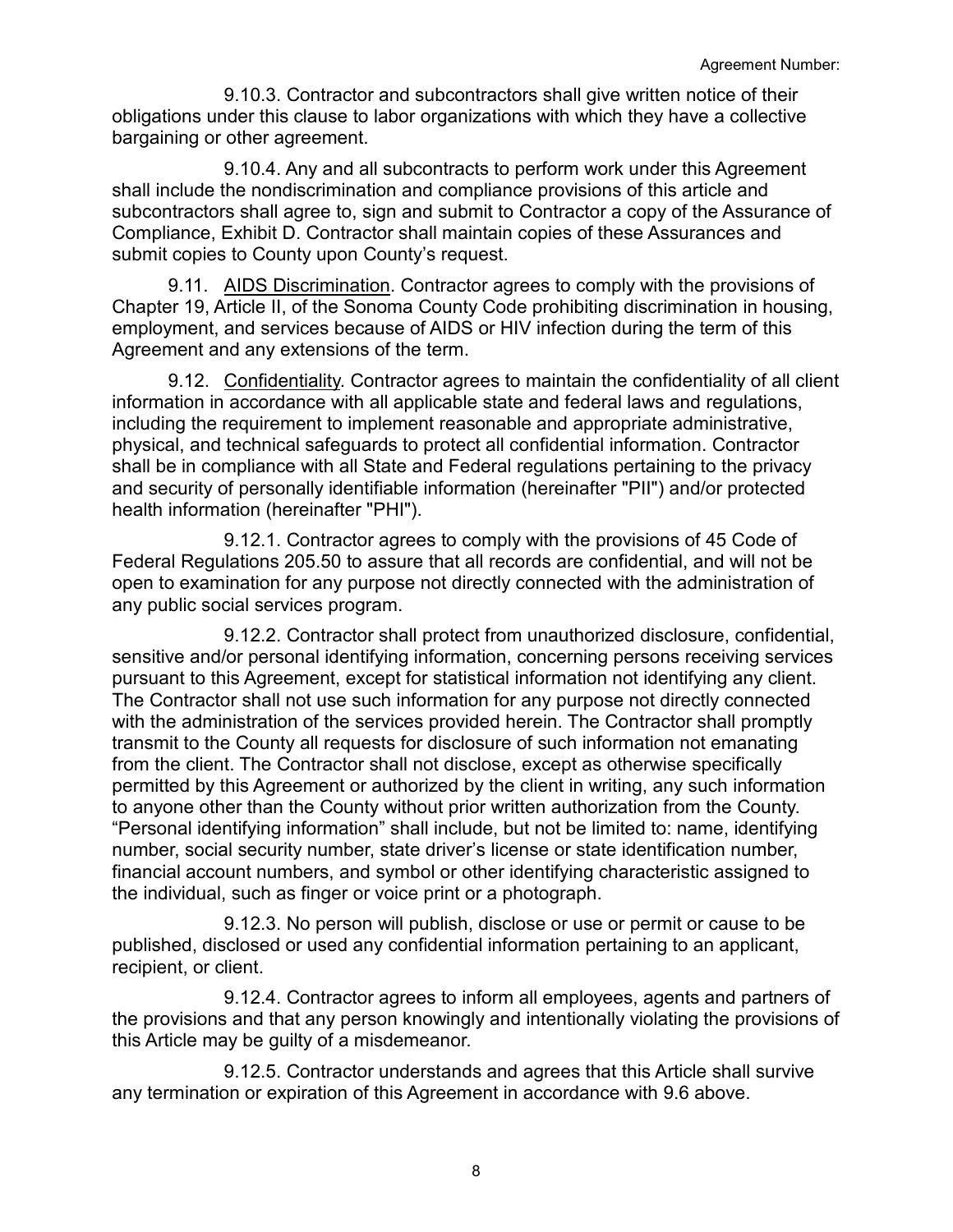9.10.3. Contractor and subcontractors shall give written notice of their obligations under this clause to labor organizations with which they have a collective bargaining or other agreement.

9.10.4. Any and all subcontracts to perform work under this Agreement shall include the nondiscrimination and compliance provisions of this article and subcontractors shall agree to, sign and submit to Contractor a copy of the Assurance of Compliance, Exhibit D. Contractor shall maintain copies of these Assurances and submit copies to County upon County's request.

9.11. AIDS Discrimination. Contractor agrees to comply with the provisions of Chapter 19, Article II, of the Sonoma County Code prohibiting discrimination in housing, employment, and services because of AIDS or HIV infection during the term of this Agreement and any extensions of the term.

9.12. Confidentiality. Contractor agrees to maintain the confidentiality of all client information in accordance with all applicable state and federal laws and regulations, including the requirement to implement reasonable and appropriate administrative, physical, and technical safeguards to protect all confidential information. Contractor shall be in compliance with all State and Federal regulations pertaining to the privacy and security of personally identifiable information (hereinafter "PII") and/or protected health information (hereinafter "PHI").

9.12.1. Contractor agrees to comply with the provisions of 45 Code of Federal Regulations 205.50 to assure that all records are confidential, and will not be open to examination for any purpose not directly connected with the administration of any public social services program.

9.12.2. Contractor shall protect from unauthorized disclosure, confidential, sensitive and/or personal identifying information, concerning persons receiving services pursuant to this Agreement, except for statistical information not identifying any client. The Contractor shall not use such information for any purpose not directly connected with the administration of the services provided herein. The Contractor shall promptly transmit to the County all requests for disclosure of such information not emanating from the client. The Contractor shall not disclose, except as otherwise specifically permitted by this Agreement or authorized by the client in writing, any such information to anyone other than the County without prior written authorization from the County. "Personal identifying information" shall include, but not be limited to: name, identifying number, social security number, state driver's license or state identification number, financial account numbers, and symbol or other identifying characteristic assigned to the individual, such as finger or voice print or a photograph.

9.12.3. No person will publish, disclose or use or permit or cause to be published, disclosed or used any confidential information pertaining to an applicant, recipient, or client.

9.12.4. Contractor agrees to inform all employees, agents and partners of the provisions and that any person knowingly and intentionally violating the provisions of this Article may be guilty of a misdemeanor.

9.12.5. Contractor understands and agrees that this Article shall survive any termination or expiration of this Agreement in accordance with 9.6 above.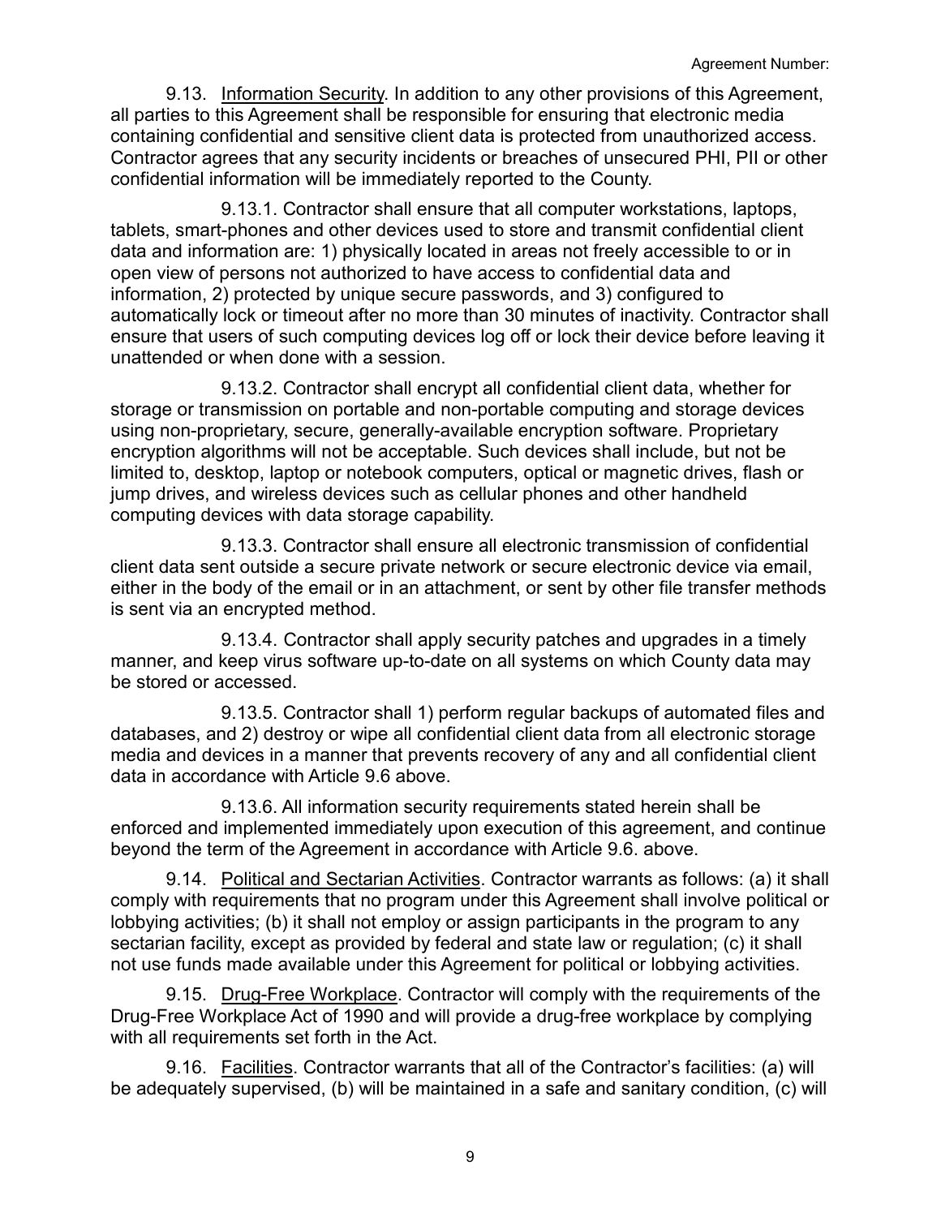9.13. Information Security. In addition to any other provisions of this Agreement, all parties to this Agreement shall be responsible for ensuring that electronic media containing confidential and sensitive client data is protected from unauthorized access. Contractor agrees that any security incidents or breaches of unsecured PHI, PII or other confidential information will be immediately reported to the County.

9.13.1. Contractor shall ensure that all computer workstations, laptops, tablets, smart-phones and other devices used to store and transmit confidential client data and information are: 1) physically located in areas not freely accessible to or in open view of persons not authorized to have access to confidential data and information, 2) protected by unique secure passwords, and 3) configured to automatically lock or timeout after no more than 30 minutes of inactivity. Contractor shall ensure that users of such computing devices log off or lock their device before leaving it unattended or when done with a session.

9.13.2. Contractor shall encrypt all confidential client data, whether for storage or transmission on portable and non-portable computing and storage devices using non-proprietary, secure, generally-available encryption software. Proprietary encryption algorithms will not be acceptable. Such devices shall include, but not be limited to, desktop, laptop or notebook computers, optical or magnetic drives, flash or jump drives, and wireless devices such as cellular phones and other handheld computing devices with data storage capability.

9.13.3. Contractor shall ensure all electronic transmission of confidential client data sent outside a secure private network or secure electronic device via email, either in the body of the email or in an attachment, or sent by other file transfer methods is sent via an encrypted method.

9.13.4. Contractor shall apply security patches and upgrades in a timely manner, and keep virus software up-to-date on all systems on which County data may be stored or accessed.

9.13.5. Contractor shall 1) perform regular backups of automated files and databases, and 2) destroy or wipe all confidential client data from all electronic storage media and devices in a manner that prevents recovery of any and all confidential client data in accordance with Article 9.6 above.

9.13.6. All information security requirements stated herein shall be enforced and implemented immediately upon execution of this agreement, and continue beyond the term of the Agreement in accordance with Article 9.6. above.

9.14. Political and Sectarian Activities. Contractor warrants as follows: (a) it shall comply with requirements that no program under this Agreement shall involve political or lobbying activities; (b) it shall not employ or assign participants in the program to any sectarian facility, except as provided by federal and state law or regulation; (c) it shall not use funds made available under this Agreement for political or lobbying activities.

9.15. Drug-Free Workplace. Contractor will comply with the requirements of the Drug-Free Workplace Act of 1990 and will provide a drug-free workplace by complying with all requirements set forth in the Act.

9.16. Facilities. Contractor warrants that all of the Contractor's facilities: (a) will be adequately supervised, (b) will be maintained in a safe and sanitary condition, (c) will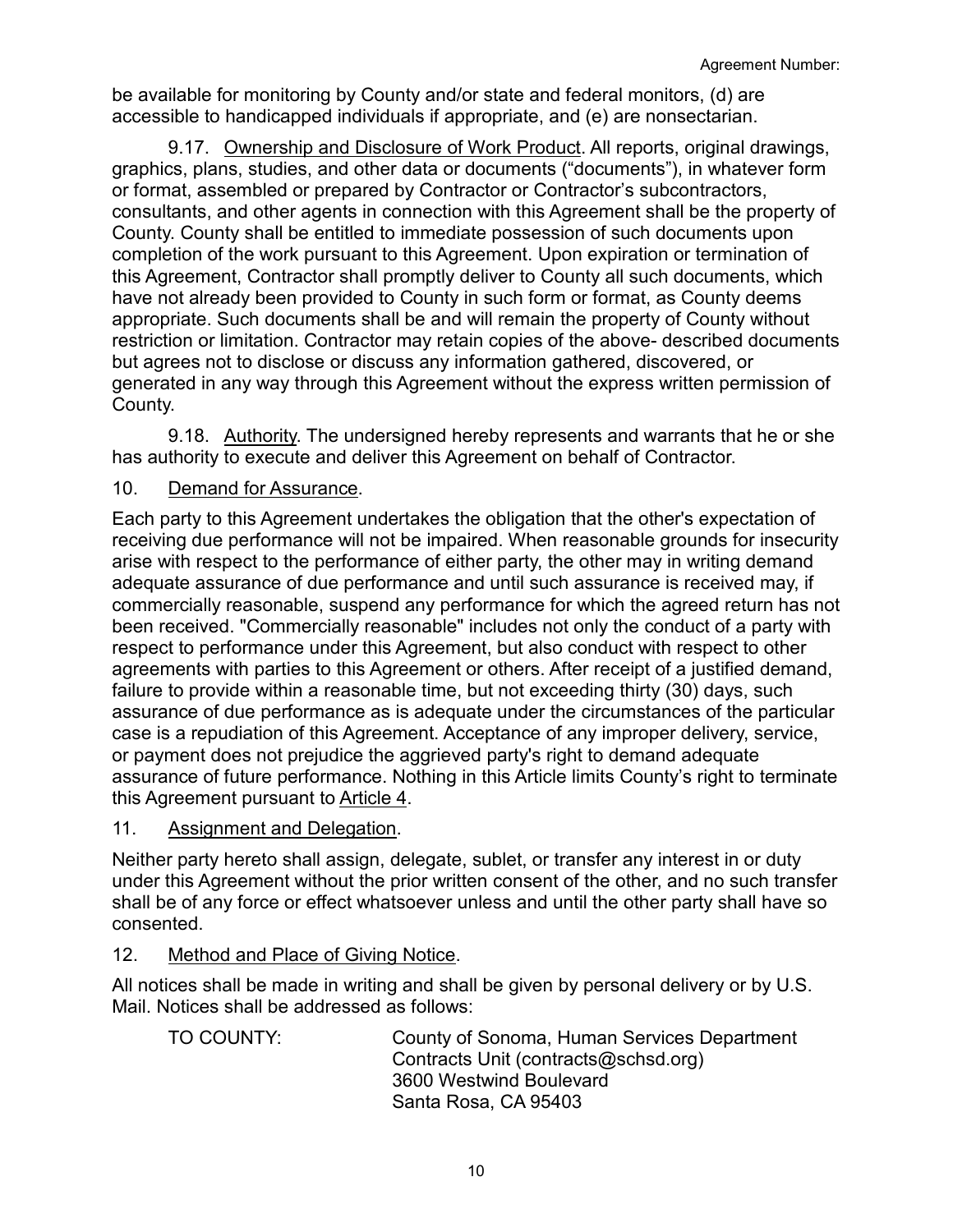be available for monitoring by County and/or state and federal monitors, (d) are accessible to handicapped individuals if appropriate, and (e) are nonsectarian.

9.17. Ownership and Disclosure of Work Product. All reports, original drawings, graphics, plans, studies, and other data or documents ("documents"), in whatever form or format, assembled or prepared by Contractor or Contractor's subcontractors, consultants, and other agents in connection with this Agreement shall be the property of County. County shall be entitled to immediate possession of such documents upon completion of the work pursuant to this Agreement. Upon expiration or termination of this Agreement, Contractor shall promptly deliver to County all such documents, which have not already been provided to County in such form or format, as County deems appropriate. Such documents shall be and will remain the property of County without restriction or limitation. Contractor may retain copies of the above- described documents but agrees not to disclose or discuss any information gathered, discovered, or generated in any way through this Agreement without the express written permission of County.

9.18. Authority. The undersigned hereby represents and warrants that he or she has authority to execute and deliver this Agreement on behalf of Contractor.

10. Demand for Assurance.

Each party to this Agreement undertakes the obligation that the other's expectation of receiving due performance will not be impaired. When reasonable grounds for insecurity arise with respect to the performance of either party, the other may in writing demand adequate assurance of due performance and until such assurance is received may, if commercially reasonable, suspend any performance for which the agreed return has not been received. "Commercially reasonable" includes not only the conduct of a party with respect to performance under this Agreement, but also conduct with respect to other agreements with parties to this Agreement or others. After receipt of a justified demand, failure to provide within a reasonable time, but not exceeding thirty (30) days, such assurance of due performance as is adequate under the circumstances of the particular case is a repudiation of this Agreement. Acceptance of any improper delivery, service, or payment does not prejudice the aggrieved party's right to demand adequate assurance of future performance. Nothing in this Article limits County's right to terminate this Agreement pursuant to Article 4.

11. Assignment and Delegation.

Neither party hereto shall assign, delegate, sublet, or transfer any interest in or duty under this Agreement without the prior written consent of the other, and no such transfer shall be of any force or effect whatsoever unless and until the other party shall have so consented.

12. Method and Place of Giving Notice.

All notices shall be made in writing and shall be given by personal delivery or by U.S. Mail. Notices shall be addressed as follows:

TO COUNTY: County of Sonoma, Human Services Department
Contracts Unit (contracts@schsd.org)
3600 Westwind Boulevard
Santa Rosa, CA 95403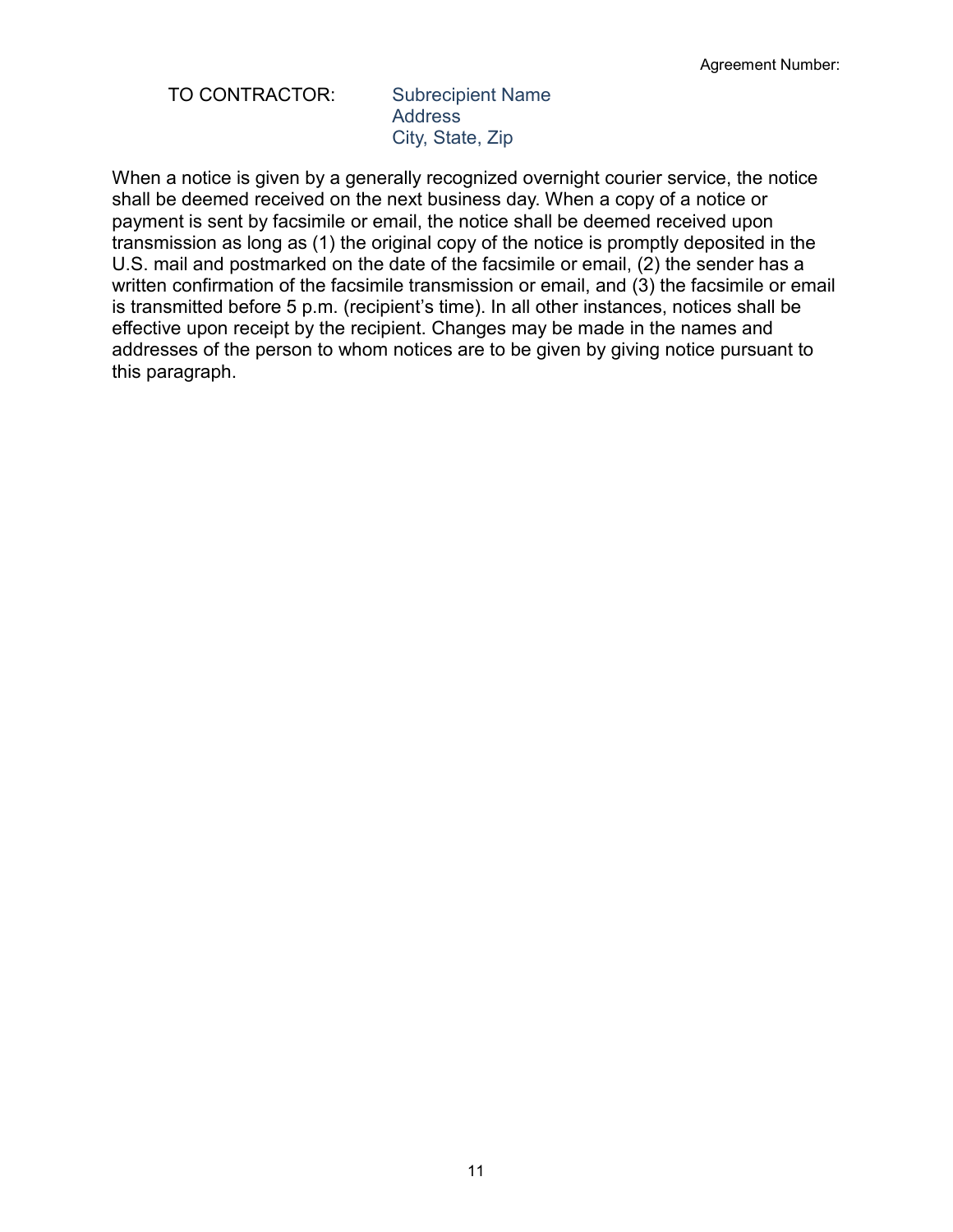TO CONTRACTOR: Subrecipient Name
Address
City, State, Zip

When a notice is given by a generally recognized overnight courier service, the notice shall be deemed received on the next business day. When a copy of a notice or payment is sent by facsimile or email, the notice shall be deemed received upon transmission as long as (1) the original copy of the notice is promptly deposited in the U.S. mail and postmarked on the date of the facsimile or email, (2) the sender has a written confirmation of the facsimile transmission or email, and (3) the facsimile or email is transmitted before 5 p.m. (recipient's time). In all other instances, notices shall be effective upon receipt by the recipient. Changes may be made in the names and addresses of the person to whom notices are to be given by giving notice pursuant to this paragraph.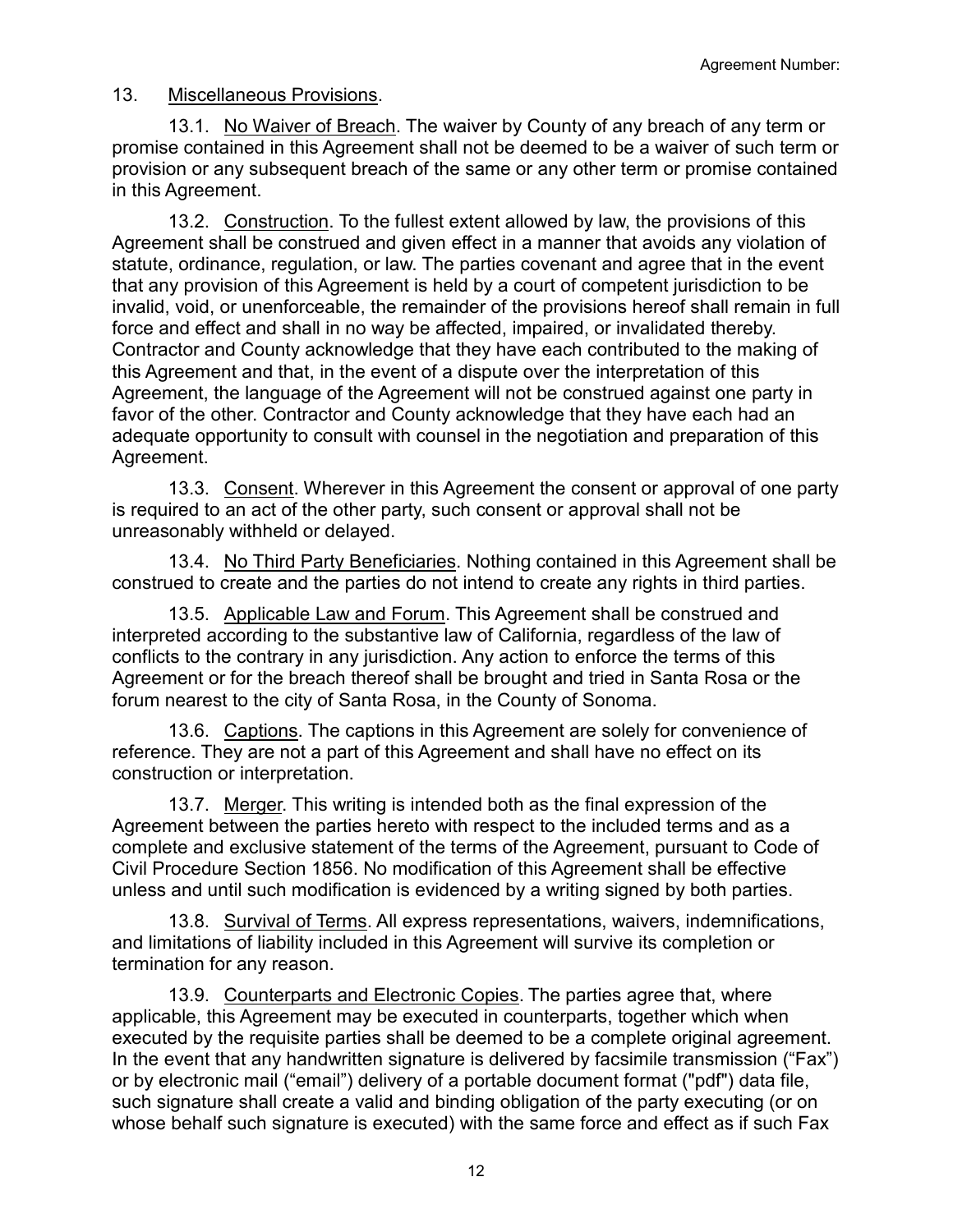## 13. Miscellaneous Provisions.

13.1. No Waiver of Breach. The waiver by County of any breach of any term or promise contained in this Agreement shall not be deemed to be a waiver of such term or provision or any subsequent breach of the same or any other term or promise contained in this Agreement.

13.2. Construction. To the fullest extent allowed by law, the provisions of this Agreement shall be construed and given effect in a manner that avoids any violation of statute, ordinance, regulation, or law. The parties covenant and agree that in the event that any provision of this Agreement is held by a court of competent jurisdiction to be invalid, void, or unenforceable, the remainder of the provisions hereof shall remain in full force and effect and shall in no way be affected, impaired, or invalidated thereby. Contractor and County acknowledge that they have each contributed to the making of this Agreement and that, in the event of a dispute over the interpretation of this Agreement, the language of the Agreement will not be construed against one party in favor of the other. Contractor and County acknowledge that they have each had an adequate opportunity to consult with counsel in the negotiation and preparation of this Agreement.

13.3. Consent. Wherever in this Agreement the consent or approval of one party is required to an act of the other party, such consent or approval shall not be unreasonably withheld or delayed.

13.4. No Third Party Beneficiaries. Nothing contained in this Agreement shall be construed to create and the parties do not intend to create any rights in third parties.

13.5. Applicable Law and Forum. This Agreement shall be construed and interpreted according to the substantive law of California, regardless of the law of conflicts to the contrary in any jurisdiction. Any action to enforce the terms of this Agreement or for the breach thereof shall be brought and tried in Santa Rosa or the forum nearest to the city of Santa Rosa, in the County of Sonoma.

13.6. Captions. The captions in this Agreement are solely for convenience of reference. They are not a part of this Agreement and shall have no effect on its construction or interpretation.

13.7. Merger. This writing is intended both as the final expression of the Agreement between the parties hereto with respect to the included terms and as a complete and exclusive statement of the terms of the Agreement, pursuant to Code of Civil Procedure Section 1856. No modification of this Agreement shall be effective unless and until such modification is evidenced by a writing signed by both parties.

13.8. Survival of Terms. All express representations, waivers, indemnifications, and limitations of liability included in this Agreement will survive its completion or termination for any reason.

13.9. Counterparts and Electronic Copies. The parties agree that, where applicable, this Agreement may be executed in counterparts, together which when executed by the requisite parties shall be deemed to be a complete original agreement. In the event that any handwritten signature is delivered by facsimile transmission ("Fax") or by electronic mail ("email") delivery of a portable document format ("pdf") data file, such signature shall create a valid and binding obligation of the party executing (or on whose behalf such signature is executed) with the same force and effect as if such Fax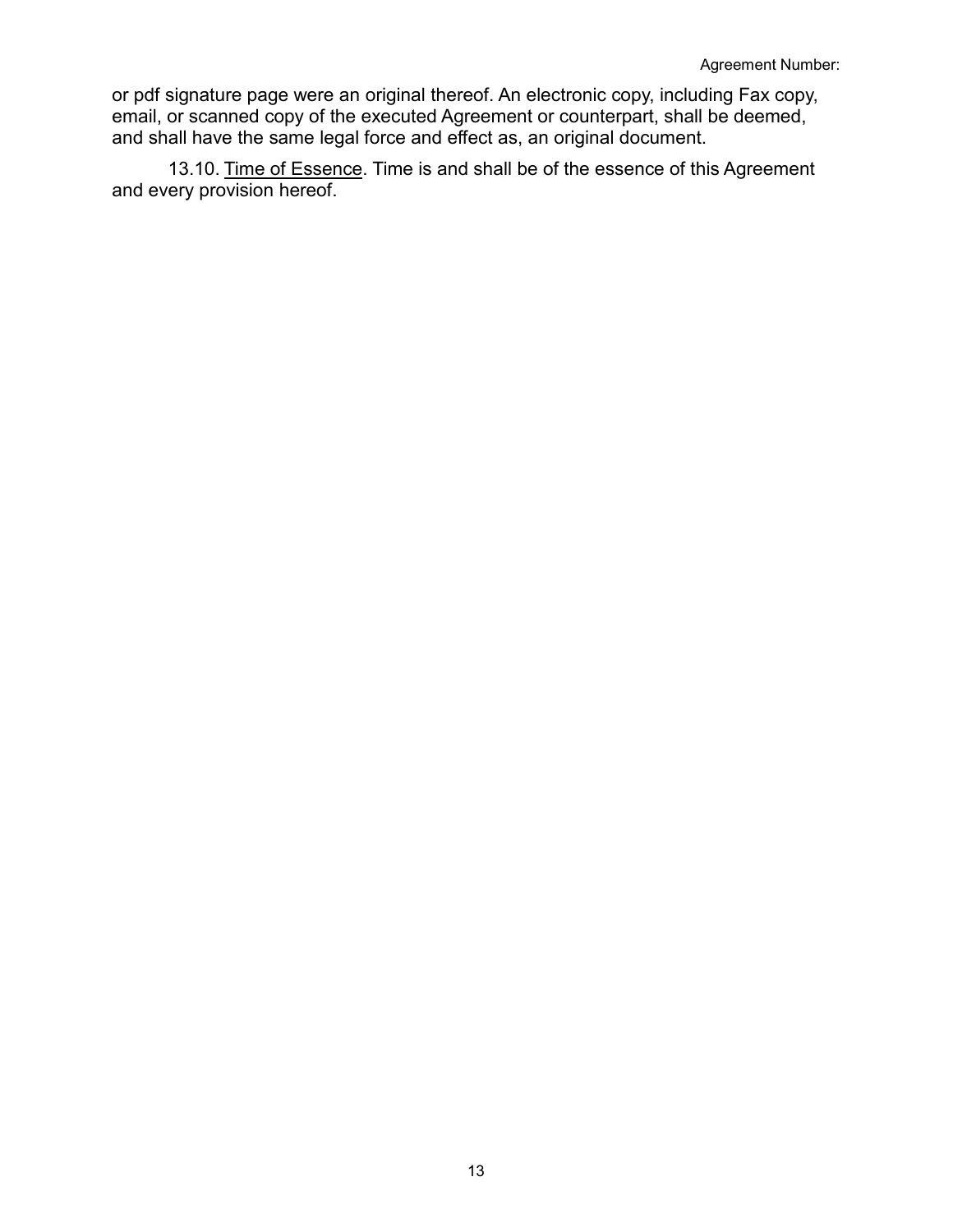or pdf signature page were an original thereof. An electronic copy, including Fax copy, email, or scanned copy of the executed Agreement or counterpart, shall be deemed, and shall have the same legal force and effect as, an original document.

13.10. Time of Essence. Time is and shall be of the essence of this Agreement and every provision hereof.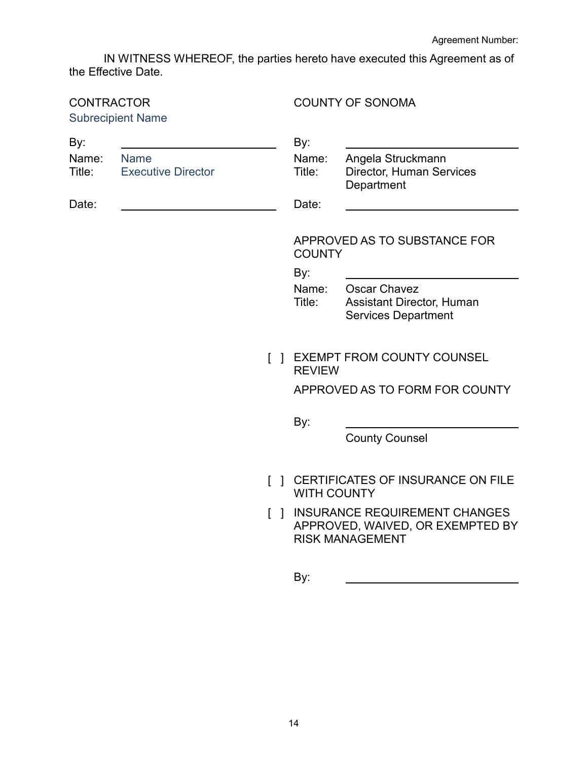Agreement Number:

IN WITNESS WHEREOF, the parties hereto have executed this Agreement as of the Effective Date.

| CONTRACTOR | | COUNTY OF SONOMA | |
| --- | --- | --- | --- |
| Subrecipient Name | | | |
| By: | ____________________ | By: | ____________________ |
| Name: | Name | Name: | Angela Struckmann |
| Title: | Executive Director | Title: | Director, Human Services Department |
| Date: | ____________________ | Date: | ____________________ |

APPROVED AS TO SUBSTANCE FOR COUNTY

By: ____________________

Name: Oscar Chavez

Title: Assistant Director, Human Services Department

[ ] EXEMPT FROM COUNTY COUNSEL REVIEW

APPROVED AS TO FORM FOR COUNTY

By: ____________________

County Counsel

[ ] CERTIFICATES OF INSURANCE ON FILE WITH COUNTY

[ ] INSURANCE REQUIREMENT CHANGES APPROVED, WAIVED, OR EXEMPTED BY RISK MANAGEMENT

By: ____________________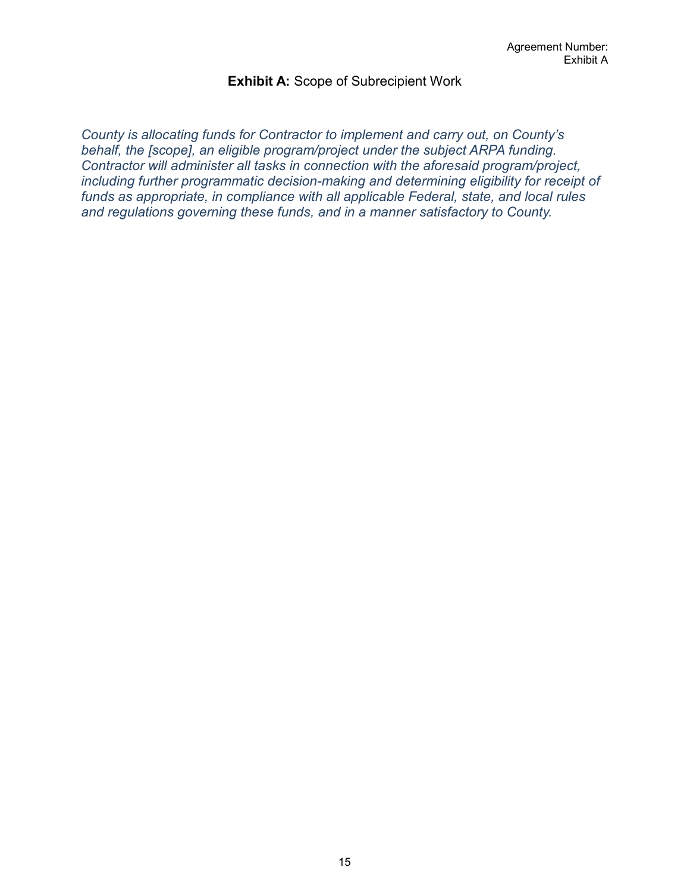Agreement Number:
Exhibit A

**Exhibit A:** Scope of Subrecipient Work

*County is allocating funds for Contractor to implement and carry out, on County's behalf, the [scope], an eligible program/project under the subject ARPA funding. Contractor will administer all tasks in connection with the aforesaid program/project, including further programmatic decision-making and determining eligibility for receipt of funds as appropriate, in compliance with all applicable Federal, state, and local rules and regulations governing these funds, and in a manner satisfactory to County.*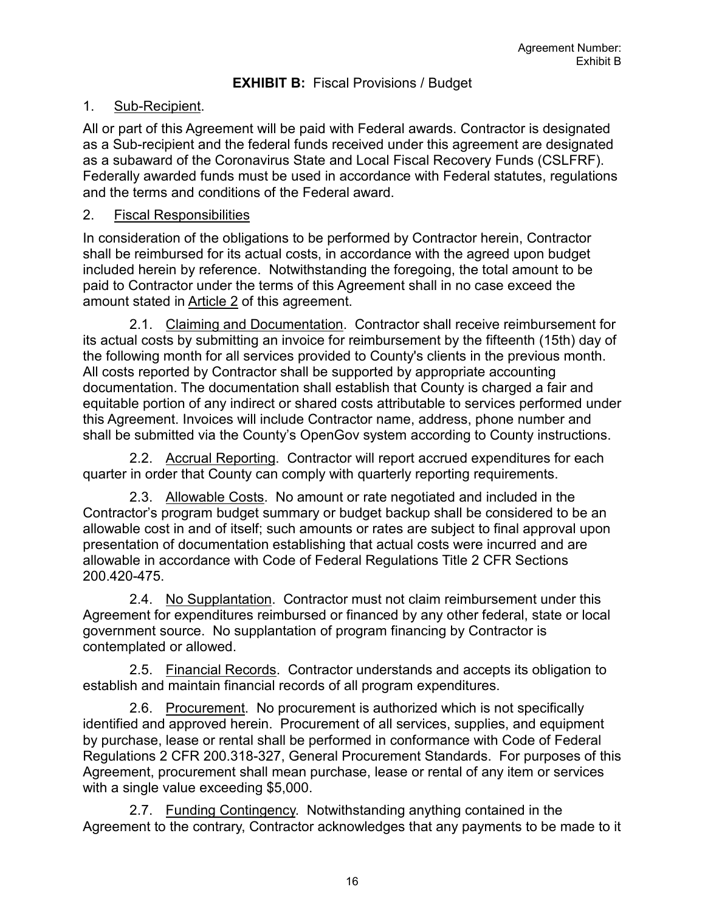Agreement Number:
Exhibit B

# EXHIBIT B: Fiscal Provisions / Budget

1. Sub-Recipient.

All or part of this Agreement will be paid with Federal awards. Contractor is designated as a Sub-recipient and the federal funds received under this agreement are designated as a subaward of the Coronavirus State and Local Fiscal Recovery Funds (CSLFRF). Federally awarded funds must be used in accordance with Federal statutes, regulations and the terms and conditions of the Federal award.

2. Fiscal Responsibilities

In consideration of the obligations to be performed by Contractor herein, Contractor shall be reimbursed for its actual costs, in accordance with the agreed upon budget included herein by reference. Notwithstanding the foregoing, the total amount to be paid to Contractor under the terms of this Agreement shall in no case exceed the amount stated in Article 2 of this agreement.

2.1. Claiming and Documentation. Contractor shall receive reimbursement for its actual costs by submitting an invoice for reimbursement by the fifteenth (15th) day of the following month for all services provided to County's clients in the previous month. All costs reported by Contractor shall be supported by appropriate accounting documentation. The documentation shall establish that County is charged a fair and equitable portion of any indirect or shared costs attributable to services performed under this Agreement. Invoices will include Contractor name, address, phone number and shall be submitted via the County's OpenGov system according to County instructions.

2.2. Accrual Reporting. Contractor will report accrued expenditures for each quarter in order that County can comply with quarterly reporting requirements.

2.3. Allowable Costs. No amount or rate negotiated and included in the Contractor's program budget summary or budget backup shall be considered to be an allowable cost in and of itself; such amounts or rates are subject to final approval upon presentation of documentation establishing that actual costs were incurred and are allowable in accordance with Code of Federal Regulations Title 2 CFR Sections 200.420-475.

2.4. No Supplantation. Contractor must not claim reimbursement under this Agreement for expenditures reimbursed or financed by any other federal, state or local government source. No supplantation of program financing by Contractor is contemplated or allowed.

2.5. Financial Records. Contractor understands and accepts its obligation to establish and maintain financial records of all program expenditures.

2.6. Procurement. No procurement is authorized which is not specifically identified and approved herein. Procurement of all services, supplies, and equipment by purchase, lease or rental shall be performed in conformance with Code of Federal Regulations 2 CFR 200.318-327, General Procurement Standards. For purposes of this Agreement, procurement shall mean purchase, lease or rental of any item or services with a single value exceeding $5,000.

2.7. Funding Contingency. Notwithstanding anything contained in the Agreement to the contrary, Contractor acknowledges that any payments to be made to it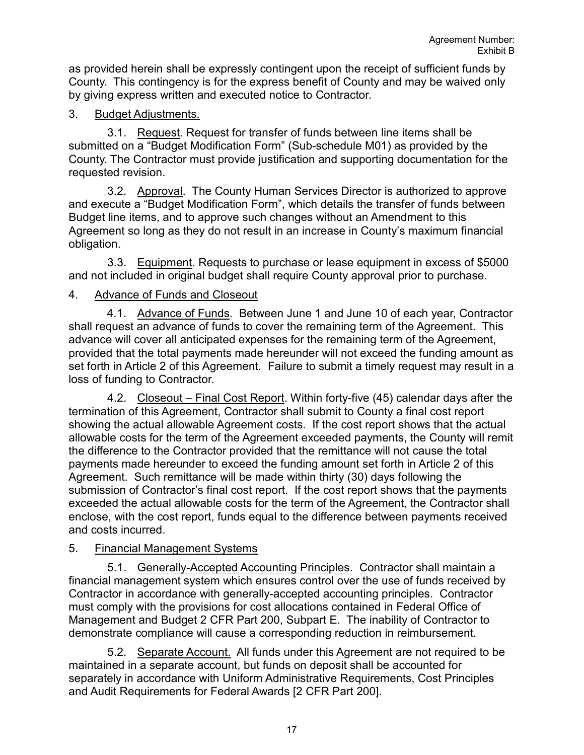as provided herein shall be expressly contingent upon the receipt of sufficient funds by County. This contingency is for the express benefit of County and may be waived only by giving express written and executed notice to Contractor.

3. Budget Adjustments.

3.1. Request. Request for transfer of funds between line items shall be submitted on a "Budget Modification Form" (Sub-schedule M01) as provided by the County. The Contractor must provide justification and supporting documentation for the requested revision.

3.2. Approval. The County Human Services Director is authorized to approve and execute a "Budget Modification Form", which details the transfer of funds between Budget line items, and to approve such changes without an Amendment to this Agreement so long as they do not result in an increase in County's maximum financial obligation.

3.3. Equipment. Requests to purchase or lease equipment in excess of $5000 and not included in original budget shall require County approval prior to purchase.

4. Advance of Funds and Closeout

4.1. Advance of Funds. Between June 1 and June 10 of each year, Contractor shall request an advance of funds to cover the remaining term of the Agreement. This advance will cover all anticipated expenses for the remaining term of the Agreement, provided that the total payments made hereunder will not exceed the funding amount as set forth in Article 2 of this Agreement. Failure to submit a timely request may result in a loss of funding to Contractor.

4.2. Closeout – Final Cost Report. Within forty-five (45) calendar days after the termination of this Agreement, Contractor shall submit to County a final cost report showing the actual allowable Agreement costs. If the cost report shows that the actual allowable costs for the term of the Agreement exceeded payments, the County will remit the difference to the Contractor provided that the remittance will not cause the total payments made hereunder to exceed the funding amount set forth in Article 2 of this Agreement. Such remittance will be made within thirty (30) days following the submission of Contractor's final cost report. If the cost report shows that the payments exceeded the actual allowable costs for the term of the Agreement, the Contractor shall enclose, with the cost report, funds equal to the difference between payments received and costs incurred.

5. Financial Management Systems

5.1. Generally-Accepted Accounting Principles. Contractor shall maintain a financial management system which ensures control over the use of funds received by Contractor in accordance with generally-accepted accounting principles. Contractor must comply with the provisions for cost allocations contained in Federal Office of Management and Budget 2 CFR Part 200, Subpart E. The inability of Contractor to demonstrate compliance will cause a corresponding reduction in reimbursement.

5.2. Separate Account. All funds under this Agreement are not required to be maintained in a separate account, but funds on deposit shall be accounted for separately in accordance with Uniform Administrative Requirements, Cost Principles and Audit Requirements for Federal Awards [2 CFR Part 200].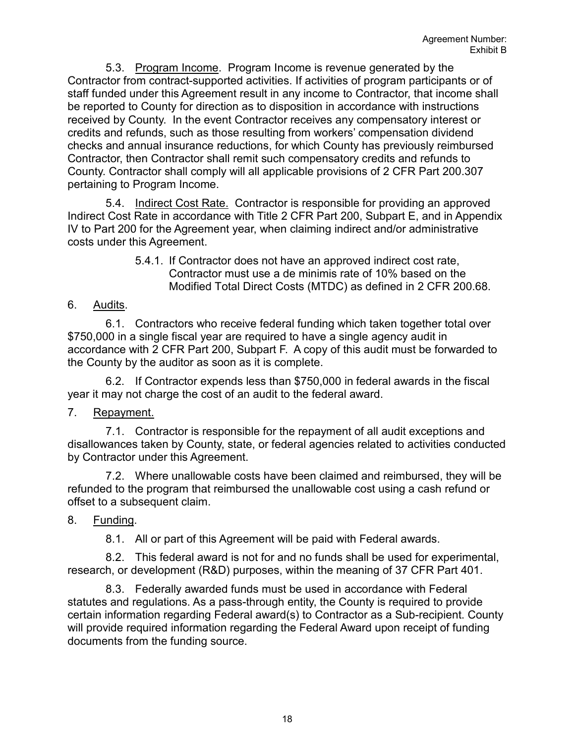5.3. Program Income. Program Income is revenue generated by the Contractor from contract-supported activities. If activities of program participants or of staff funded under this Agreement result in any income to Contractor, that income shall be reported to County for direction as to disposition in accordance with instructions received by County. In the event Contractor receives any compensatory interest or credits and refunds, such as those resulting from workers' compensation dividend checks and annual insurance reductions, for which County has previously reimbursed Contractor, then Contractor shall remit such compensatory credits and refunds to County. Contractor shall comply will all applicable provisions of 2 CFR Part 200.307 pertaining to Program Income.

5.4. Indirect Cost Rate. Contractor is responsible for providing an approved Indirect Cost Rate in accordance with Title 2 CFR Part 200, Subpart E, and in Appendix IV to Part 200 for the Agreement year, when claiming indirect and/or administrative costs under this Agreement.

5.4.1. If Contractor does not have an approved indirect cost rate, Contractor must use a de minimis rate of 10% based on the Modified Total Direct Costs (MTDC) as defined in 2 CFR 200.68.

6. Audits.

6.1. Contractors who receive federal funding which taken together total over $750,000 in a single fiscal year are required to have a single agency audit in accordance with 2 CFR Part 200, Subpart F. A copy of this audit must be forwarded to the County by the auditor as soon as it is complete.

6.2. If Contractor expends less than $750,000 in federal awards in the fiscal year it may not charge the cost of an audit to the federal award.

7. Repayment.

7.1. Contractor is responsible for the repayment of all audit exceptions and disallowances taken by County, state, or federal agencies related to activities conducted by Contractor under this Agreement.

7.2. Where unallowable costs have been claimed and reimbursed, they will be refunded to the program that reimbursed the unallowable cost using a cash refund or offset to a subsequent claim.

8. Funding.

8.1. All or part of this Agreement will be paid with Federal awards.

8.2. This federal award is not for and no funds shall be used for experimental, research, or development (R&D) purposes, within the meaning of 37 CFR Part 401.

8.3. Federally awarded funds must be used in accordance with Federal statutes and regulations. As a pass-through entity, the County is required to provide certain information regarding Federal award(s) to Contractor as a Sub-recipient. County will provide required information regarding the Federal Award upon receipt of funding documents from the funding source.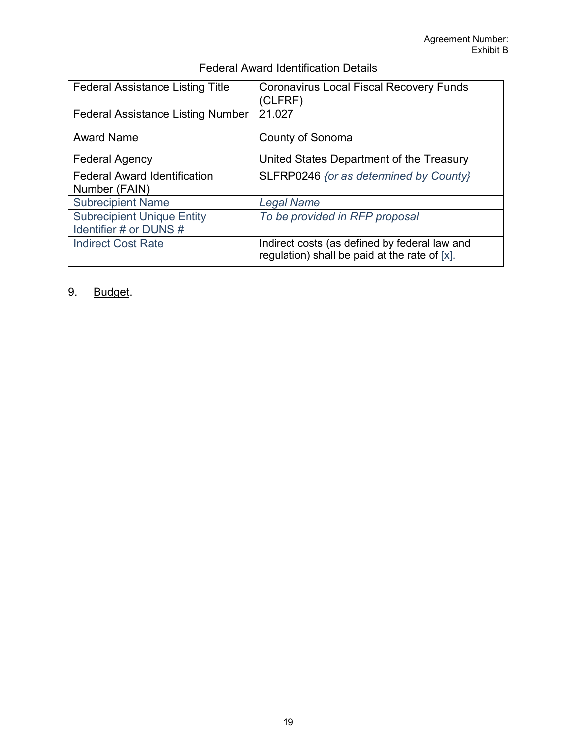Agreement Number:
Exhibit B

Federal Award Identification Details

| | |
|---|---|
| Federal Assistance Listing Title | Coronavirus Local Fiscal Recovery Funds (CLFRF) |
| Federal Assistance Listing Number | 21.027 |
| Award Name | County of Sonoma |
| Federal Agency | United States Department of the Treasury |
| Federal Award Identification Number (FAIN) | SLFRP0246 *{or as determined by County}* |
| Subrecipient Name | *Legal Name* |
| Subrecipient Unique Entity Identifier # or DUNS # | *To be provided in RFP proposal* |
| Indirect Cost Rate | Indirect costs (as defined by federal law and regulation) shall be paid at the rate of [x]. |

9. Budget.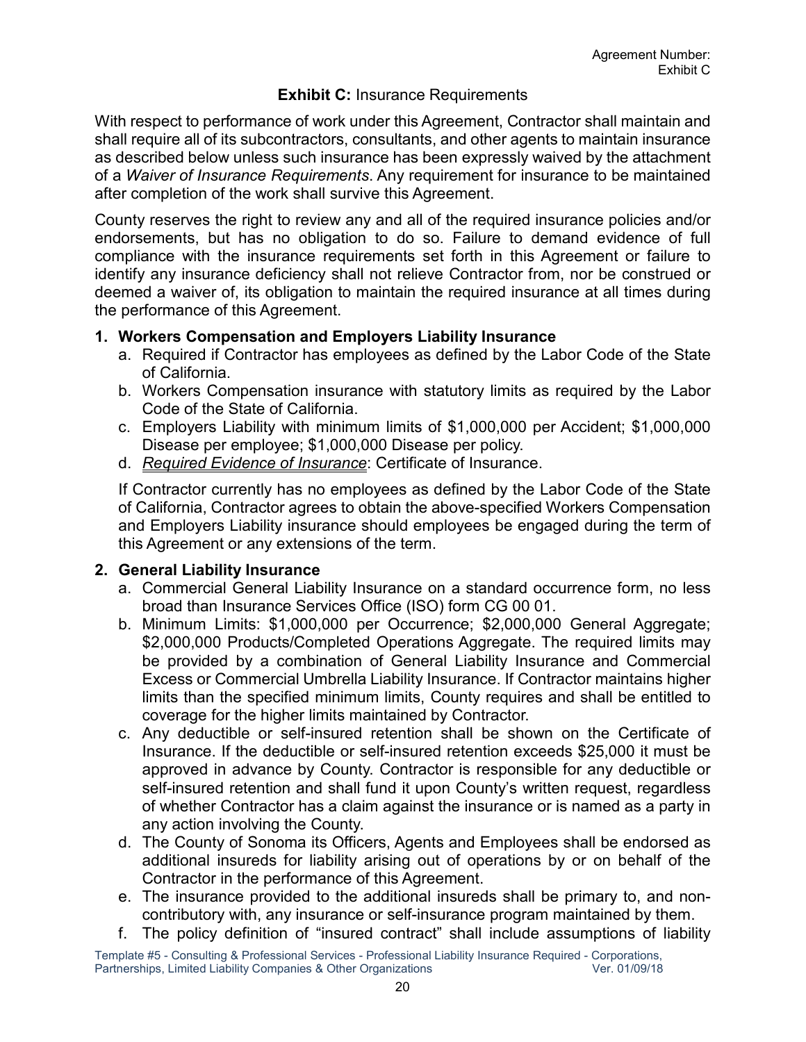Agreement Number:
Exhibit C

## **Exhibit C:** Insurance Requirements

With respect to performance of work under this Agreement, Contractor shall maintain and shall require all of its subcontractors, consultants, and other agents to maintain insurance as described below unless such insurance has been expressly waived by the attachment of a *Waiver of Insurance Requirements*. Any requirement for insurance to be maintained after completion of the work shall survive this Agreement.

County reserves the right to review any and all of the required insurance policies and/or endorsements, but has no obligation to do so. Failure to demand evidence of full compliance with the insurance requirements set forth in this Agreement or failure to identify any insurance deficiency shall not relieve Contractor from, nor be construed or deemed a waiver of, its obligation to maintain the required insurance at all times during the performance of this Agreement.

### 1. Workers Compensation and Employers Liability Insurance

a. Required if Contractor has employees as defined by the Labor Code of the State of California.

b. Workers Compensation insurance with statutory limits as required by the Labor Code of the State of California.

c. Employers Liability with minimum limits of $1,000,000 per Accident; $1,000,000 Disease per employee; $1,000,000 Disease per policy.

d. *Required Evidence of Insurance*: Certificate of Insurance.

If Contractor currently has no employees as defined by the Labor Code of the State of California, Contractor agrees to obtain the above-specified Workers Compensation and Employers Liability insurance should employees be engaged during the term of this Agreement or any extensions of the term.

### 2. General Liability Insurance

a. Commercial General Liability Insurance on a standard occurrence form, no less broad than Insurance Services Office (ISO) form CG 00 01.

b. Minimum Limits: $1,000,000 per Occurrence; $2,000,000 General Aggregate; $2,000,000 Products/Completed Operations Aggregate. The required limits may be provided by a combination of General Liability Insurance and Commercial Excess or Commercial Umbrella Liability Insurance. If Contractor maintains higher limits than the specified minimum limits, County requires and shall be entitled to coverage for the higher limits maintained by Contractor.

c. Any deductible or self-insured retention shall be shown on the Certificate of Insurance. If the deductible or self-insured retention exceeds $25,000 it must be approved in advance by County. Contractor is responsible for any deductible or self-insured retention and shall fund it upon County's written request, regardless of whether Contractor has a claim against the insurance or is named as a party in any action involving the County.

d. The County of Sonoma its Officers, Agents and Employees shall be endorsed as additional insureds for liability arising out of operations by or on behalf of the Contractor in the performance of this Agreement.

e. The insurance provided to the additional insureds shall be primary to, and non-contributory with, any insurance or self-insurance program maintained by them.

f. The policy definition of "insured contract" shall include assumptions of liability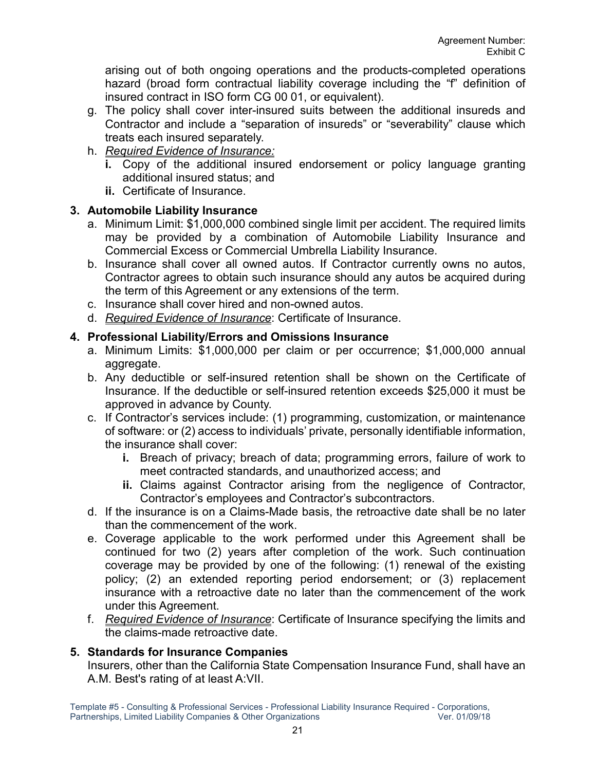arising out of both ongoing operations and the products-completed operations hazard (broad form contractual liability coverage including the "f" definition of insured contract in ISO form CG 00 01, or equivalent).

g. The policy shall cover inter-insured suits between the additional insureds and Contractor and include a "separation of insureds" or "severability" clause which treats each insured separately.

h. *Required Evidence of Insurance:*
   - **i.** Copy of the additional insured endorsement or policy language granting additional insured status; and
   - **ii.** Certificate of Insurance.

**3. Automobile Liability Insurance**

a. Minimum Limit: $1,000,000 combined single limit per accident. The required limits may be provided by a combination of Automobile Liability Insurance and Commercial Excess or Commercial Umbrella Liability Insurance.

b. Insurance shall cover all owned autos. If Contractor currently owns no autos, Contractor agrees to obtain such insurance should any autos be acquired during the term of this Agreement or any extensions of the term.

c. Insurance shall cover hired and non-owned autos.

d. *Required Evidence of Insurance*: Certificate of Insurance.

**4. Professional Liability/Errors and Omissions Insurance**

a. Minimum Limits: $1,000,000 per claim or per occurrence; $1,000,000 annual aggregate.

b. Any deductible or self-insured retention shall be shown on the Certificate of Insurance. If the deductible or self-insured retention exceeds $25,000 it must be approved in advance by County.

c. If Contractor's services include: (1) programming, customization, or maintenance of software: or (2) access to individuals' private, personally identifiable information, the insurance shall cover:
   - **i.** Breach of privacy; breach of data; programming errors, failure of work to meet contracted standards, and unauthorized access; and
   - **ii.** Claims against Contractor arising from the negligence of Contractor, Contractor's employees and Contractor's subcontractors.

d. If the insurance is on a Claims-Made basis, the retroactive date shall be no later than the commencement of the work.

e. Coverage applicable to the work performed under this Agreement shall be continued for two (2) years after completion of the work. Such continuation coverage may be provided by one of the following: (1) renewal of the existing policy; (2) an extended reporting period endorsement; or (3) replacement insurance with a retroactive date no later than the commencement of the work under this Agreement.

f. *Required Evidence of Insurance*: Certificate of Insurance specifying the limits and the claims-made retroactive date.

**5. Standards for Insurance Companies**

Insurers, other than the California State Compensation Insurance Fund, shall have an A.M. Best's rating of at least A:VII.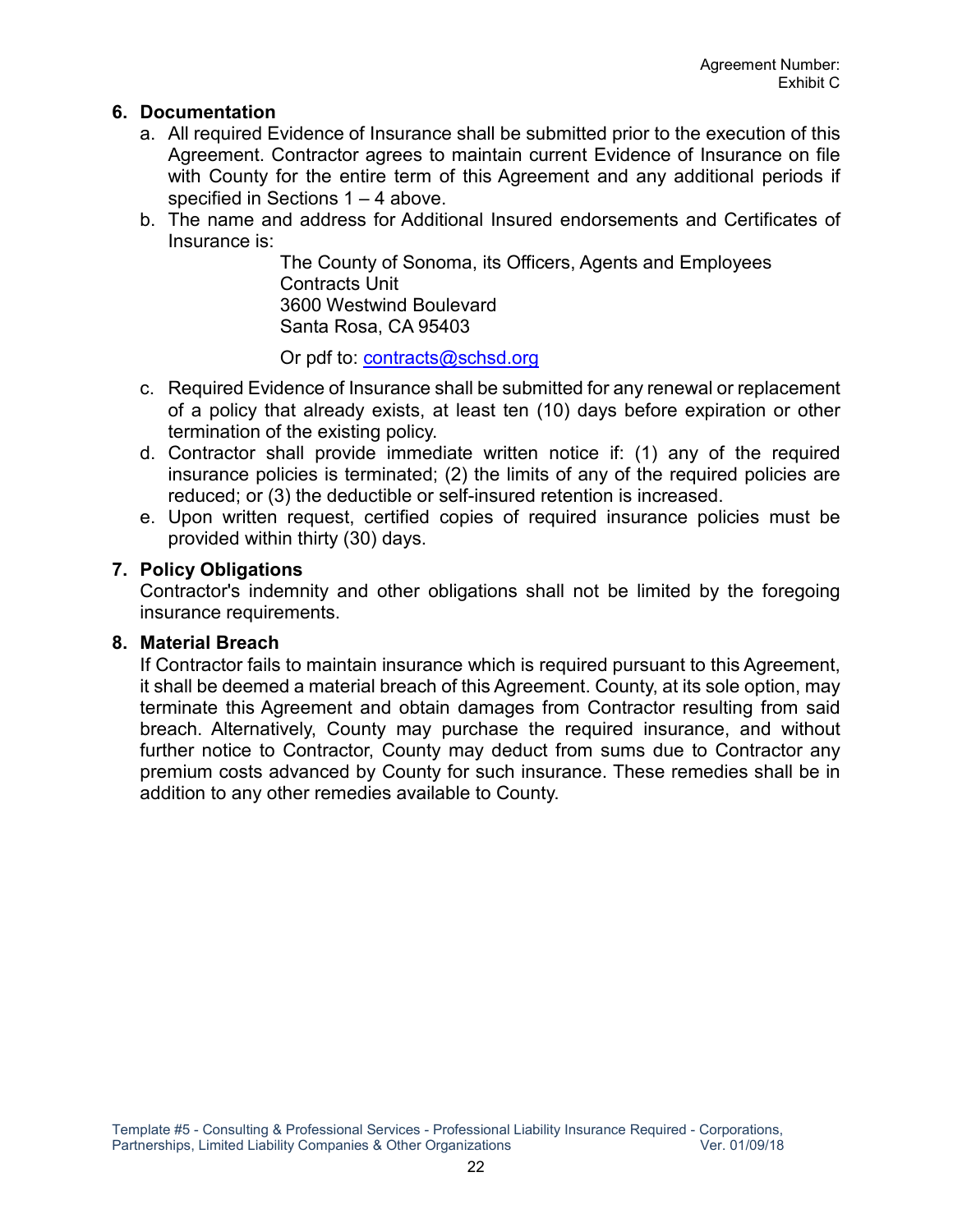## 6. Documentation

a. All required Evidence of Insurance shall be submitted prior to the execution of this Agreement. Contractor agrees to maintain current Evidence of Insurance on file with County for the entire term of this Agreement and any additional periods if specified in Sections 1 – 4 above.

b. The name and address for Additional Insured endorsements and Certificates of Insurance is:

   The County of Sonoma, its Officers, Agents and Employees
   Contracts Unit
   3600 Westwind Boulevard
   Santa Rosa, CA 95403

   Or pdf to: contracts@schsd.org

c. Required Evidence of Insurance shall be submitted for any renewal or replacement of a policy that already exists, at least ten (10) days before expiration or other termination of the existing policy.

d. Contractor shall provide immediate written notice if: (1) any of the required insurance policies is terminated; (2) the limits of any of the required policies are reduced; or (3) the deductible or self-insured retention is increased.

e. Upon written request, certified copies of required insurance policies must be provided within thirty (30) days.

## 7. Policy Obligations

Contractor's indemnity and other obligations shall not be limited by the foregoing insurance requirements.

## 8. Material Breach

If Contractor fails to maintain insurance which is required pursuant to this Agreement, it shall be deemed a material breach of this Agreement. County, at its sole option, may terminate this Agreement and obtain damages from Contractor resulting from said breach. Alternatively, County may purchase the required insurance, and without further notice to Contractor, County may deduct from sums due to Contractor any premium costs advanced by County for such insurance. These remedies shall be in addition to any other remedies available to County.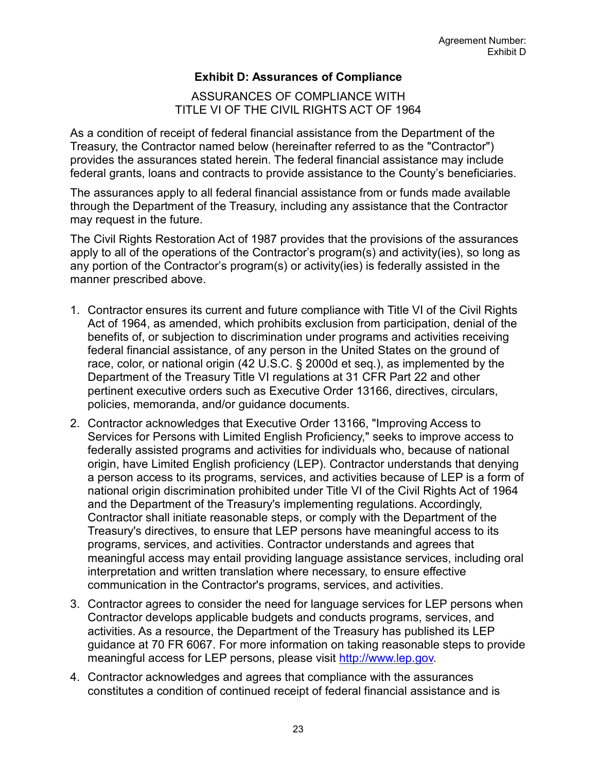# Exhibit D: Assurances of Compliance

ASSURANCES OF COMPLIANCE WITH
TITLE VI OF THE CIVIL RIGHTS ACT OF 1964

As a condition of receipt of federal financial assistance from the Department of the Treasury, the Contractor named below (hereinafter referred to as the "Contractor") provides the assurances stated herein. The federal financial assistance may include federal grants, loans and contracts to provide assistance to the County's beneficiaries.

The assurances apply to all federal financial assistance from or funds made available through the Department of the Treasury, including any assistance that the Contractor may request in the future.

The Civil Rights Restoration Act of 1987 provides that the provisions of the assurances apply to all of the operations of the Contractor's program(s) and activity(ies), so long as any portion of the Contractor's program(s) or activity(ies) is federally assisted in the manner prescribed above.

1. Contractor ensures its current and future compliance with Title VI of the Civil Rights Act of 1964, as amended, which prohibits exclusion from participation, denial of the benefits of, or subjection to discrimination under programs and activities receiving federal financial assistance, of any person in the United States on the ground of race, color, or national origin (42 U.S.C. § 2000d et seq.), as implemented by the Department of the Treasury Title VI regulations at 31 CFR Part 22 and other pertinent executive orders such as Executive Order 13166, directives, circulars, policies, memoranda, and/or guidance documents.
2. Contractor acknowledges that Executive Order 13166, "Improving Access to Services for Persons with Limited English Proficiency," seeks to improve access to federally assisted programs and activities for individuals who, because of national origin, have Limited English proficiency (LEP). Contractor understands that denying a person access to its programs, services, and activities because of LEP is a form of national origin discrimination prohibited under Title VI of the Civil Rights Act of 1964 and the Department of the Treasury's implementing regulations. Accordingly, Contractor shall initiate reasonable steps, or comply with the Department of the Treasury's directives, to ensure that LEP persons have meaningful access to its programs, services, and activities. Contractor understands and agrees that meaningful access may entail providing language assistance services, including oral interpretation and written translation where necessary, to ensure effective communication in the Contractor's programs, services, and activities.
3. Contractor agrees to consider the need for language services for LEP persons when Contractor develops applicable budgets and conducts programs, services, and activities. As a resource, the Department of the Treasury has published its LEP guidance at 70 FR 6067. For more information on taking reasonable steps to provide meaningful access for LEP persons, please visit http://www.lep.gov.
4. Contractor acknowledges and agrees that compliance with the assurances constitutes a condition of continued receipt of federal financial assistance and is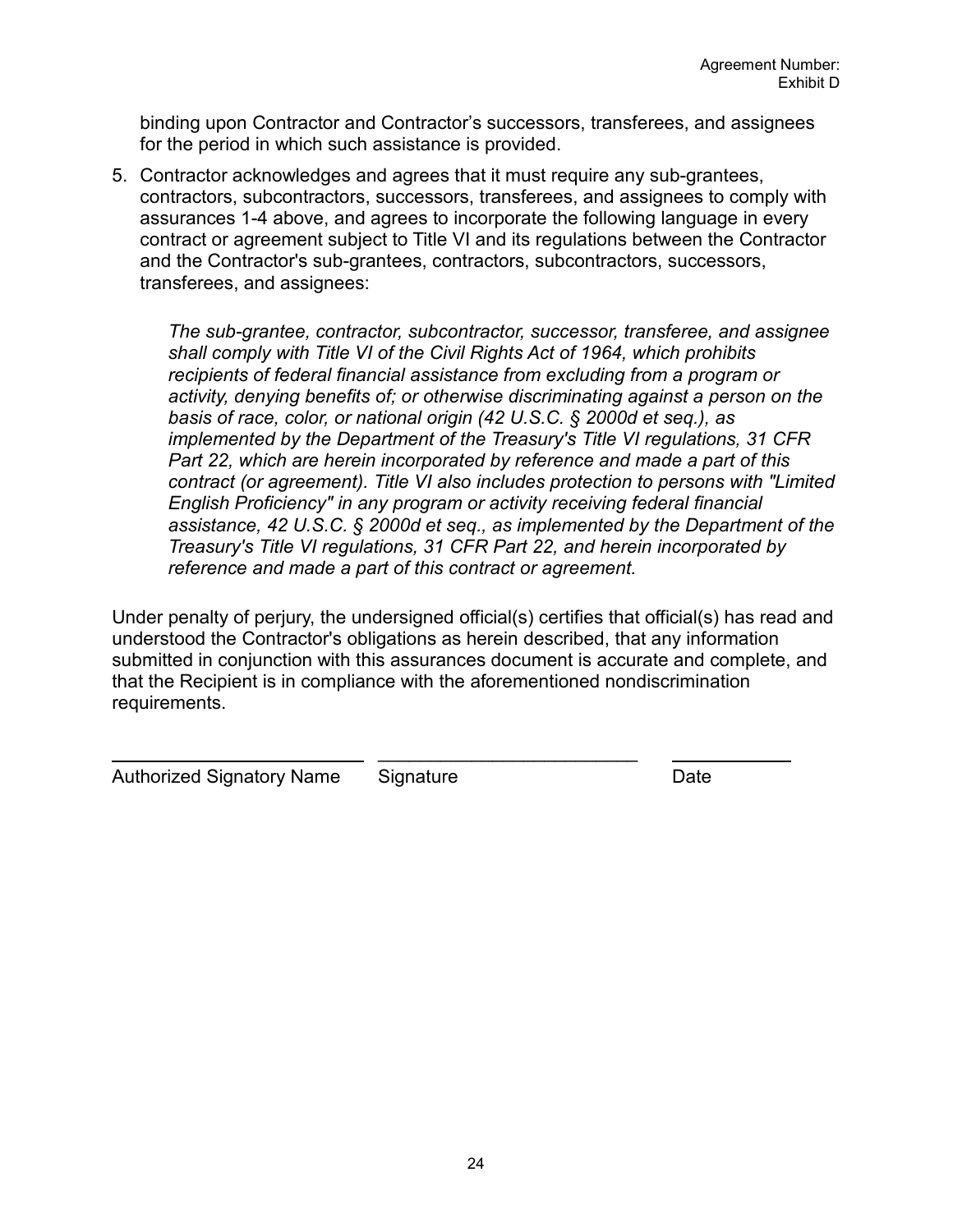binding upon Contractor and Contractor's successors, transferees, and assignees for the period in which such assistance is provided.

5. Contractor acknowledges and agrees that it must require any sub-grantees, contractors, subcontractors, successors, transferees, and assignees to comply with assurances 1-4 above, and agrees to incorporate the following language in every contract or agreement subject to Title VI and its regulations between the Contractor and the Contractor's sub-grantees, contractors, subcontractors, successors, transferees, and assignees:

   *The sub-grantee, contractor, subcontractor, successor, transferee, and assignee shall comply with Title VI of the Civil Rights Act of 1964, which prohibits recipients of federal financial assistance from excluding from a program or activity, denying benefits of; or otherwise discriminating against a person on the basis of race, color, or national origin (42 U.S.C. § 2000d et seq.), as implemented by the Department of the Treasury's Title VI regulations, 31 CFR Part 22, which are herein incorporated by reference and made a part of this contract (or agreement). Title VI also includes protection to persons with "Limited English Proficiency" in any program or activity receiving federal financial assistance, 42 U.S.C. § 2000d et seq., as implemented by the Department of the Treasury's Title VI regulations, 31 CFR Part 22, and herein incorporated by reference and made a part of this contract or agreement.*

Under penalty of perjury, the undersigned official(s) certifies that official(s) has read and understood the Contractor's obligations as herein described, that any information submitted in conjunction with this assurances document is accurate and complete, and that the Recipient is in compliance with the aforementioned nondiscrimination requirements.

| ______________________ | ______________________ | ____________ |
|---|---|---|
| Authorized Signatory Name | Signature | Date |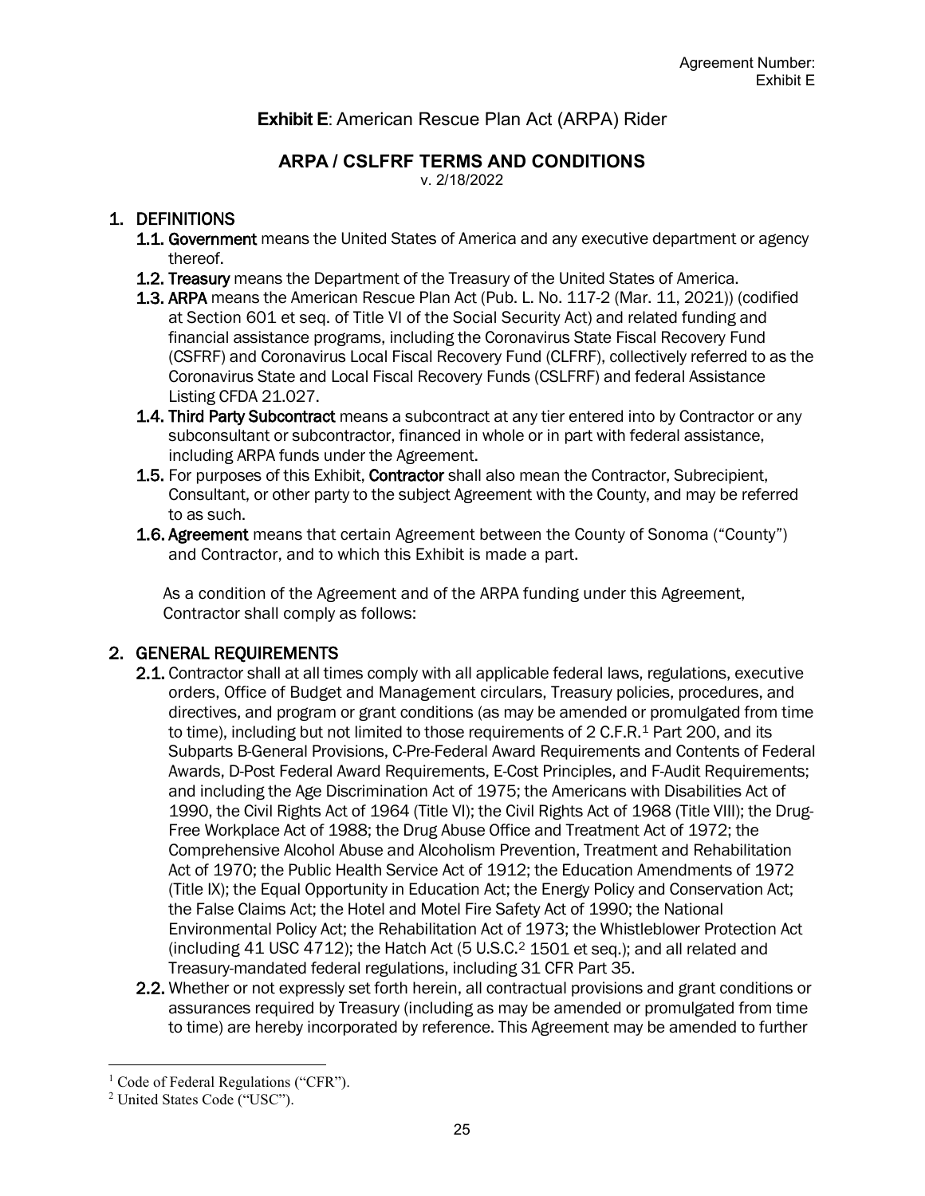Agreement Number:
Exhibit E

## **Exhibit E**: American Rescue Plan Act (ARPA) Rider

### ARPA / CSLFRF TERMS AND CONDITIONS

v. 2/18/2022

## 1. DEFINITIONS

**1.1. Government** means the United States of America and any executive department or agency thereof.

**1.2. Treasury** means the Department of the Treasury of the United States of America.

**1.3. ARPA** means the American Rescue Plan Act (Pub. L. No. 117-2 (Mar. 11, 2021)) (codified at Section 601 et seq. of Title VI of the Social Security Act) and related funding and financial assistance programs, including the Coronavirus State Fiscal Recovery Fund (CSFRF) and Coronavirus Local Fiscal Recovery Fund (CLFRF), collectively referred to as the Coronavirus State and Local Fiscal Recovery Funds (CSLFRF) and federal Assistance Listing CFDA 21.027.

**1.4. Third Party Subcontract** means a subcontract at any tier entered into by Contractor or any subconsultant or subcontractor, financed in whole or in part with federal assistance, including ARPA funds under the Agreement.

**1.5.** For purposes of this Exhibit, **Contractor** shall also mean the Contractor, Subrecipient, Consultant, or other party to the subject Agreement with the County, and may be referred to as such.

**1.6. Agreement** means that certain Agreement between the County of Sonoma ("County") and Contractor, and to which this Exhibit is made a part.

As a condition of the Agreement and of the ARPA funding under this Agreement, Contractor shall comply as follows:

## 2. GENERAL REQUIREMENTS

**2.1.** Contractor shall at all times comply with all applicable federal laws, regulations, executive orders, Office of Budget and Management circulars, Treasury policies, procedures, and directives, and program or grant conditions (as may be amended or promulgated from time to time), including but not limited to those requirements of 2 C.F.R.[1] Part 200, and its Subparts B-General Provisions, C-Pre-Federal Award Requirements and Contents of Federal Awards, D-Post Federal Award Requirements, E-Cost Principles, and F-Audit Requirements; and including the Age Discrimination Act of 1975; the Americans with Disabilities Act of 1990, the Civil Rights Act of 1964 (Title VI); the Civil Rights Act of 1968 (Title VIII); the Drug-Free Workplace Act of 1988; the Drug Abuse Office and Treatment Act of 1972; the Comprehensive Alcohol Abuse and Alcoholism Prevention, Treatment and Rehabilitation Act of 1970; the Public Health Service Act of 1912; the Education Amendments of 1972 (Title IX); the Equal Opportunity in Education Act; the Energy Policy and Conservation Act; the False Claims Act; the Hotel and Motel Fire Safety Act of 1990; the National Environmental Policy Act; the Rehabilitation Act of 1973; the Whistleblower Protection Act (including 41 USC 4712); the Hatch Act (5 U.S.C.[2] 1501 et seq.); and all related and Treasury-mandated federal regulations, including 31 CFR Part 35.

**2.2.** Whether or not expressly set forth herein, all contractual provisions and grant conditions or assurances required by Treasury (including as may be amended or promulgated from time to time) are hereby incorporated by reference. This Agreement may be amended to further

[1] Code of Federal Regulations ("CFR").

[2] United States Code ("USC").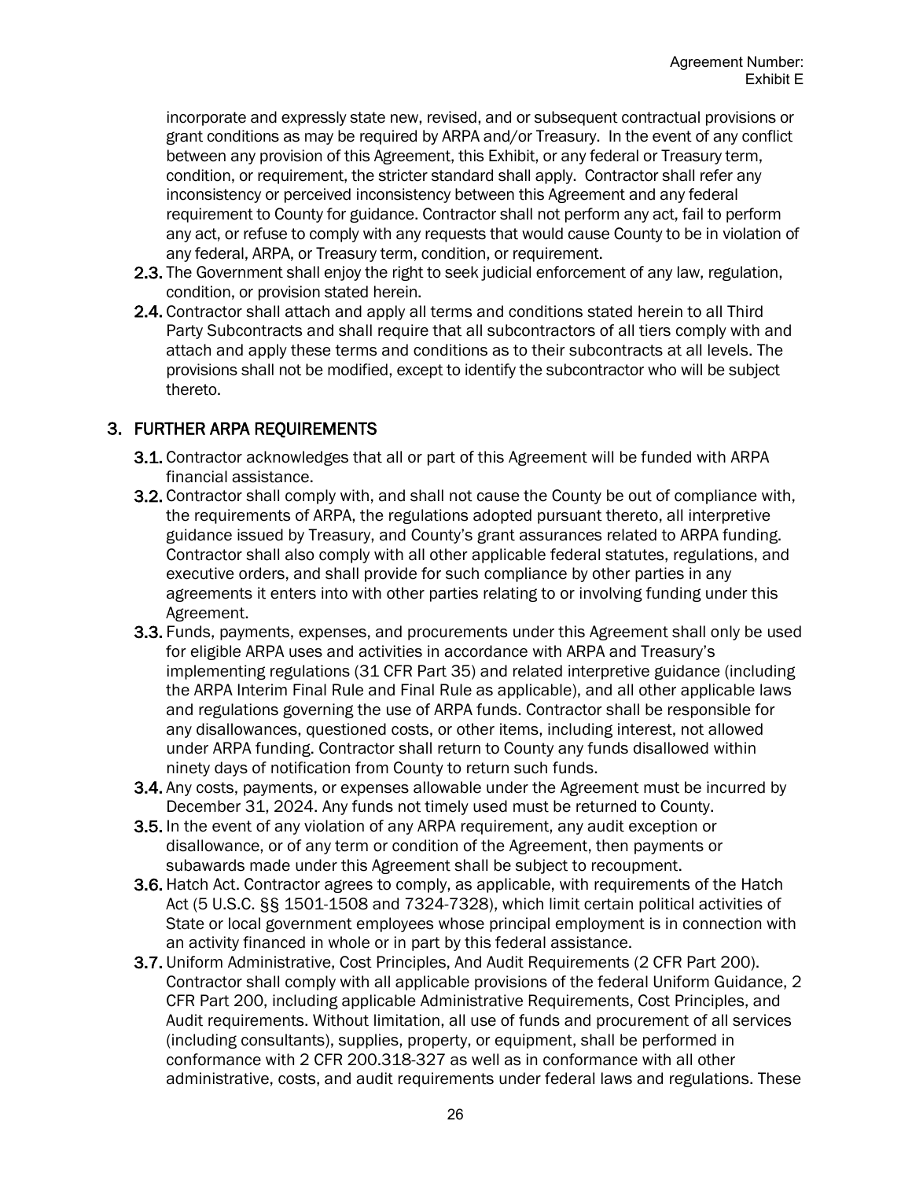incorporate and expressly state new, revised, and or subsequent contractual provisions or grant conditions as may be required by ARPA and/or Treasury. In the event of any conflict between any provision of this Agreement, this Exhibit, or any federal or Treasury term, condition, or requirement, the stricter standard shall apply. Contractor shall refer any inconsistency or perceived inconsistency between this Agreement and any federal requirement to County for guidance. Contractor shall not perform any act, fail to perform any act, or refuse to comply with any requests that would cause County to be in violation of any federal, ARPA, or Treasury term, condition, or requirement.

**2.3.** The Government shall enjoy the right to seek judicial enforcement of any law, regulation, condition, or provision stated herein.

**2.4.** Contractor shall attach and apply all terms and conditions stated herein to all Third Party Subcontracts and shall require that all subcontractors of all tiers comply with and attach and apply these terms and conditions as to their subcontracts at all levels. The provisions shall not be modified, except to identify the subcontractor who will be subject thereto.

## 3. FURTHER ARPA REQUIREMENTS

**3.1.** Contractor acknowledges that all or part of this Agreement will be funded with ARPA financial assistance.

**3.2.** Contractor shall comply with, and shall not cause the County be out of compliance with, the requirements of ARPA, the regulations adopted pursuant thereto, all interpretive guidance issued by Treasury, and County's grant assurances related to ARPA funding. Contractor shall also comply with all other applicable federal statutes, regulations, and executive orders, and shall provide for such compliance by other parties in any agreements it enters into with other parties relating to or involving funding under this Agreement.

**3.3.** Funds, payments, expenses, and procurements under this Agreement shall only be used for eligible ARPA uses and activities in accordance with ARPA and Treasury's implementing regulations (31 CFR Part 35) and related interpretive guidance (including the ARPA Interim Final Rule and Final Rule as applicable), and all other applicable laws and regulations governing the use of ARPA funds. Contractor shall be responsible for any disallowances, questioned costs, or other items, including interest, not allowed under ARPA funding. Contractor shall return to County any funds disallowed within ninety days of notification from County to return such funds.

**3.4.** Any costs, payments, or expenses allowable under the Agreement must be incurred by December 31, 2024. Any funds not timely used must be returned to County.

**3.5.** In the event of any violation of any ARPA requirement, any audit exception or disallowance, or of any term or condition of the Agreement, then payments or subawards made under this Agreement shall be subject to recoupment.

**3.6.** Hatch Act. Contractor agrees to comply, as applicable, with requirements of the Hatch Act (5 U.S.C. §§ 1501-1508 and 7324-7328), which limit certain political activities of State or local government employees whose principal employment is in connection with an activity financed in whole or in part by this federal assistance.

**3.7.** Uniform Administrative, Cost Principles, And Audit Requirements (2 CFR Part 200). Contractor shall comply with all applicable provisions of the federal Uniform Guidance, 2 CFR Part 200, including applicable Administrative Requirements, Cost Principles, and Audit requirements. Without limitation, all use of funds and procurement of all services (including consultants), supplies, property, or equipment, shall be performed in conformance with 2 CFR 200.318-327 as well as in conformance with all other administrative, costs, and audit requirements under federal laws and regulations. These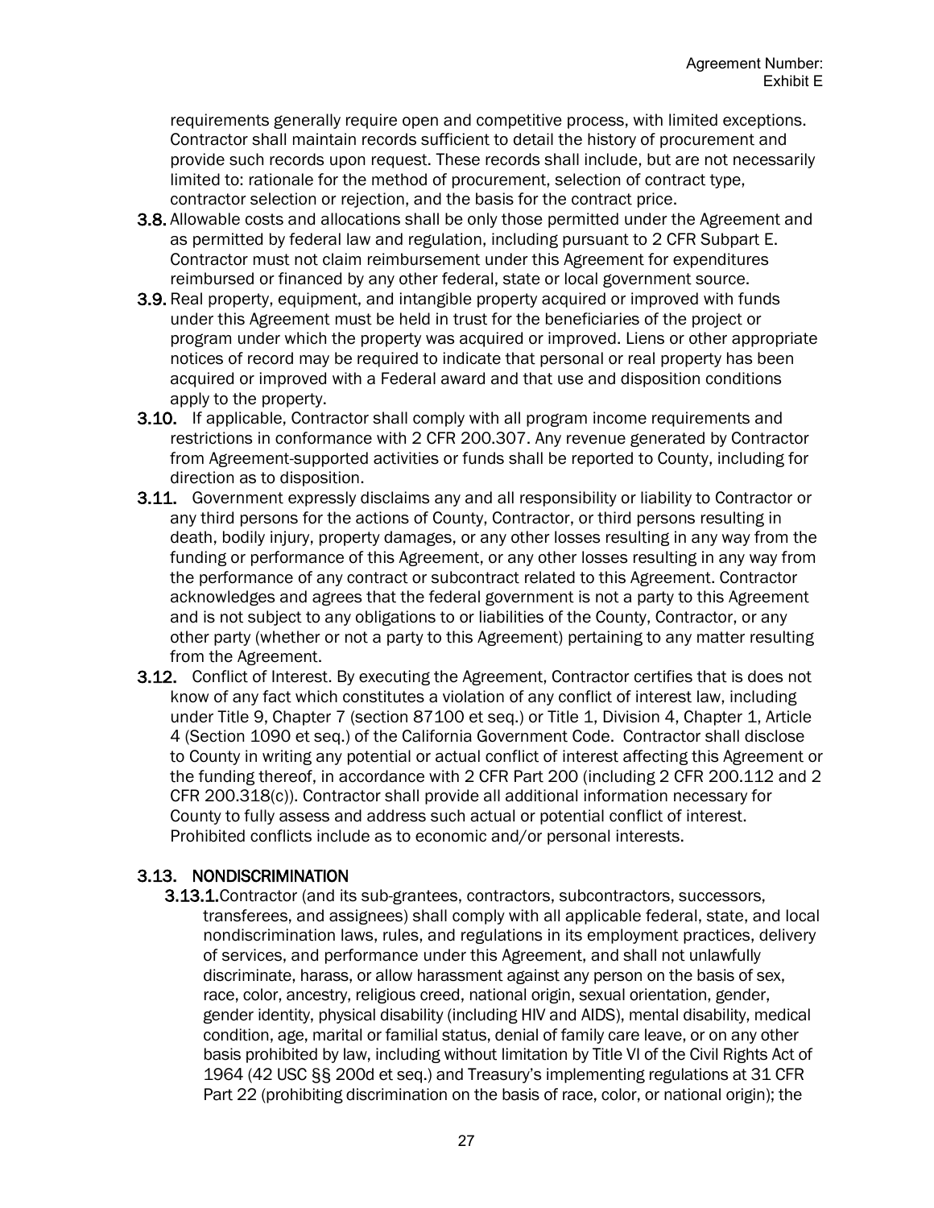requirements generally require open and competitive process, with limited exceptions. Contractor shall maintain records sufficient to detail the history of procurement and provide such records upon request. These records shall include, but are not necessarily limited to: rationale for the method of procurement, selection of contract type, contractor selection or rejection, and the basis for the contract price.

**3.8.** Allowable costs and allocations shall be only those permitted under the Agreement and as permitted by federal law and regulation, including pursuant to 2 CFR Subpart E. Contractor must not claim reimbursement under this Agreement for expenditures reimbursed or financed by any other federal, state or local government source.

**3.9.** Real property, equipment, and intangible property acquired or improved with funds under this Agreement must be held in trust for the beneficiaries of the project or program under which the property was acquired or improved. Liens or other appropriate notices of record may be required to indicate that personal or real property has been acquired or improved with a Federal award and that use and disposition conditions apply to the property.

**3.10.** If applicable, Contractor shall comply with all program income requirements and restrictions in conformance with 2 CFR 200.307. Any revenue generated by Contractor from Agreement-supported activities or funds shall be reported to County, including for direction as to disposition.

**3.11.** Government expressly disclaims any and all responsibility or liability to Contractor or any third persons for the actions of County, Contractor, or third persons resulting in death, bodily injury, property damages, or any other losses resulting in any way from the funding or performance of this Agreement, or any other losses resulting in any way from the performance of any contract or subcontract related to this Agreement. Contractor acknowledges and agrees that the federal government is not a party to this Agreement and is not subject to any obligations to or liabilities of the County, Contractor, or any other party (whether or not a party to this Agreement) pertaining to any matter resulting from the Agreement.

**3.12.** Conflict of Interest. By executing the Agreement, Contractor certifies that is does not know of any fact which constitutes a violation of any conflict of interest law, including under Title 9, Chapter 7 (section 87100 et seq.) or Title 1, Division 4, Chapter 1, Article 4 (Section 1090 et seq.) of the California Government Code. Contractor shall disclose to County in writing any potential or actual conflict of interest affecting this Agreement or the funding thereof, in accordance with 2 CFR Part 200 (including 2 CFR 200.112 and 2 CFR 200.318(c)). Contractor shall provide all additional information necessary for County to fully assess and address such actual or potential conflict of interest. Prohibited conflicts include as to economic and/or personal interests.

### 3.13. NONDISCRIMINATION

**3.13.1.** Contractor (and its sub-grantees, contractors, subcontractors, successors, transferees, and assignees) shall comply with all applicable federal, state, and local nondiscrimination laws, rules, and regulations in its employment practices, delivery of services, and performance under this Agreement, and shall not unlawfully discriminate, harass, or allow harassment against any person on the basis of sex, race, color, ancestry, religious creed, national origin, sexual orientation, gender, gender identity, physical disability (including HIV and AIDS), mental disability, medical condition, age, marital or familial status, denial of family care leave, or on any other basis prohibited by law, including without limitation by Title VI of the Civil Rights Act of 1964 (42 USC §§ 200d et seq.) and Treasury's implementing regulations at 31 CFR Part 22 (prohibiting discrimination on the basis of race, color, or national origin); the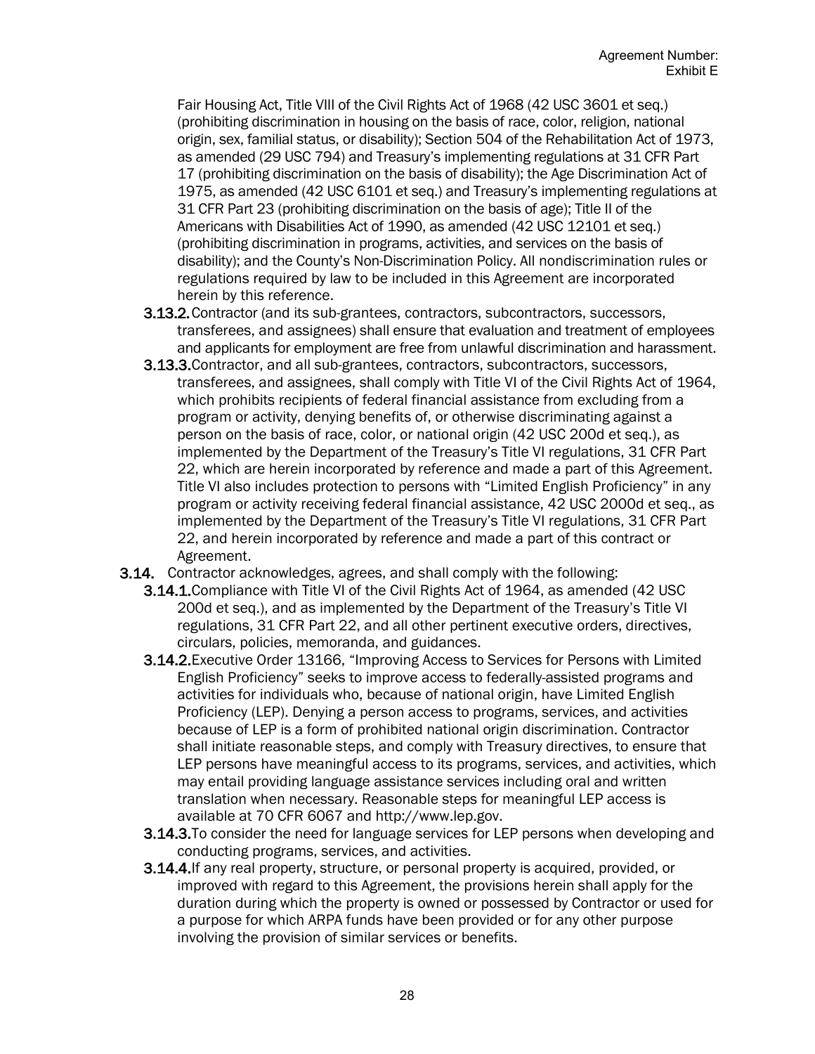Fair Housing Act, Title VIII of the Civil Rights Act of 1968 (42 USC 3601 et seq.) (prohibiting discrimination in housing on the basis of race, color, religion, national origin, sex, familial status, or disability); Section 504 of the Rehabilitation Act of 1973, as amended (29 USC 794) and Treasury's implementing regulations at 31 CFR Part 17 (prohibiting discrimination on the basis of disability); the Age Discrimination Act of 1975, as amended (42 USC 6101 et seq.) and Treasury's implementing regulations at 31 CFR Part 23 (prohibiting discrimination on the basis of age); Title II of the Americans with Disabilities Act of 1990, as amended (42 USC 12101 et seq.) (prohibiting discrimination in programs, activities, and services on the basis of disability); and the County's Non-Discrimination Policy. All nondiscrimination rules or regulations required by law to be included in this Agreement are incorporated herein by this reference.

- **3.13.2.** Contractor (and its sub-grantees, contractors, subcontractors, successors, transferees, and assignees) shall ensure that evaluation and treatment of employees and applicants for employment are free from unlawful discrimination and harassment.
- **3.13.3.** Contractor, and all sub-grantees, contractors, subcontractors, successors, transferees, and assignees, shall comply with Title VI of the Civil Rights Act of 1964, which prohibits recipients of federal financial assistance from excluding from a program or activity, denying benefits of, or otherwise discriminating against a person on the basis of race, color, or national origin (42 USC 200d et seq.), as implemented by the Department of the Treasury's Title VI regulations, 31 CFR Part 22, which are herein incorporated by reference and made a part of this Agreement. Title VI also includes protection to persons with "Limited English Proficiency" in any program or activity receiving federal financial assistance, 42 USC 2000d et seq., as implemented by the Department of the Treasury's Title VI regulations, 31 CFR Part 22, and herein incorporated by reference and made a part of this contract or Agreement.

**3.14.** Contractor acknowledges, agrees, and shall comply with the following:

- **3.14.1.** Compliance with Title VI of the Civil Rights Act of 1964, as amended (42 USC 200d et seq.), and as implemented by the Department of the Treasury's Title VI regulations, 31 CFR Part 22, and all other pertinent executive orders, directives, circulars, policies, memoranda, and guidances.
- **3.14.2.** Executive Order 13166, "Improving Access to Services for Persons with Limited English Proficiency" seeks to improve access to federally-assisted programs and activities for individuals who, because of national origin, have Limited English Proficiency (LEP). Denying a person access to programs, services, and activities because of LEP is a form of prohibited national origin discrimination. Contractor shall initiate reasonable steps, and comply with Treasury directives, to ensure that LEP persons have meaningful access to its programs, services, and activities, which may entail providing language assistance services including oral and written translation when necessary. Reasonable steps for meaningful LEP access is available at 70 CFR 6067 and http://www.lep.gov.
- **3.14.3.** To consider the need for language services for LEP persons when developing and conducting programs, services, and activities.
- **3.14.4.** If any real property, structure, or personal property is acquired, provided, or improved with regard to this Agreement, the provisions herein shall apply for the duration during which the property is owned or possessed by Contractor or used for a purpose for which ARPA funds have been provided or for any other purpose involving the provision of similar services or benefits.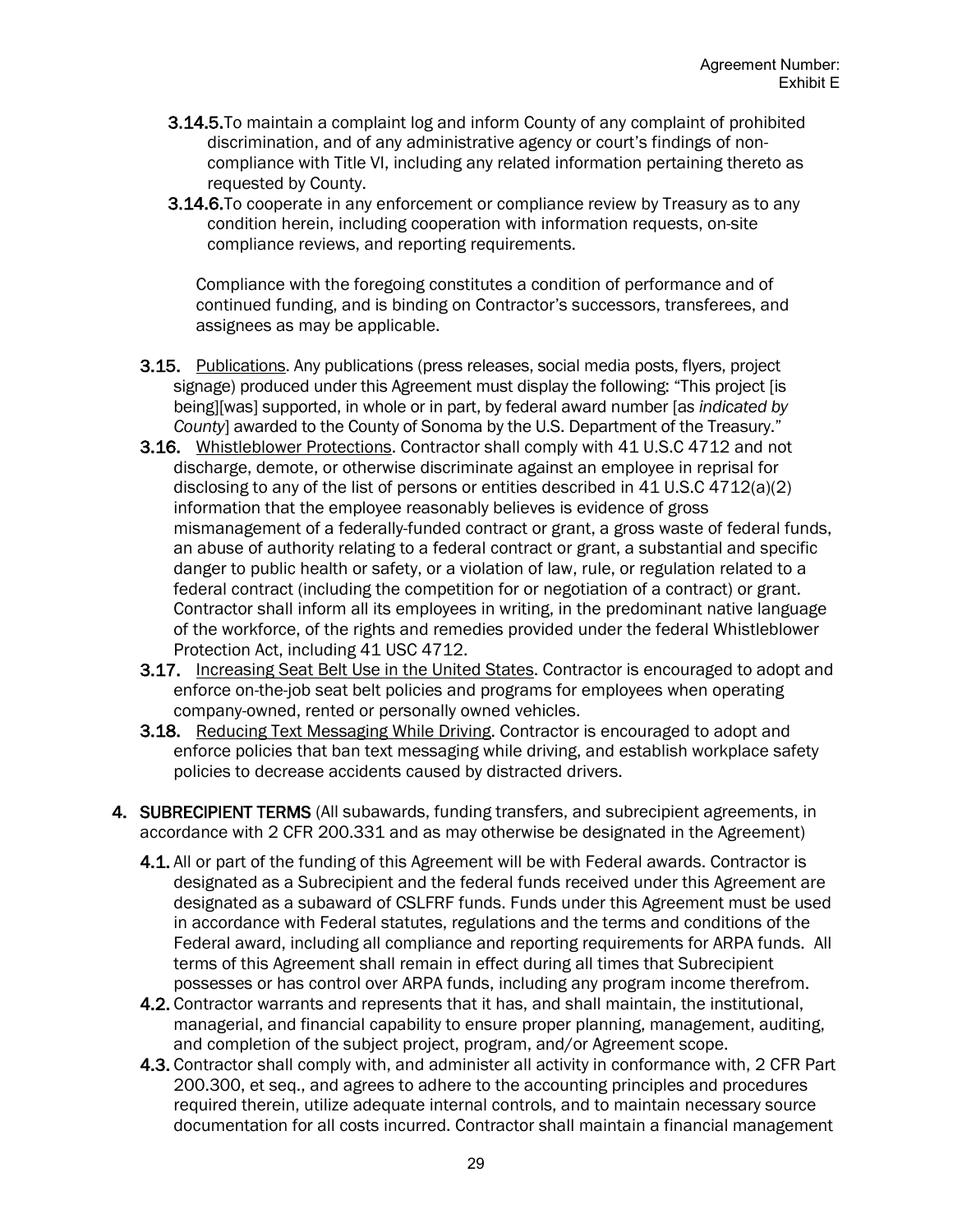**3.14.5.** To maintain a complaint log and inform County of any complaint of prohibited discrimination, and of any administrative agency or court's findings of non-compliance with Title VI, including any related information pertaining thereto as requested by County.

**3.14.6.** To cooperate in any enforcement or compliance review by Treasury as to any condition herein, including cooperation with information requests, on-site compliance reviews, and reporting requirements.

Compliance with the foregoing constitutes a condition of performance and of continued funding, and is binding on Contractor's successors, transferees, and assignees as may be applicable.

**3.15.** Publications. Any publications (press releases, social media posts, flyers, project signage) produced under this Agreement must display the following: "This project [is being][was] supported, in whole or in part, by federal award number [as *indicated by County*] awarded to the County of Sonoma by the U.S. Department of the Treasury."

**3.16.** Whistleblower Protections. Contractor shall comply with 41 U.S.C 4712 and not discharge, demote, or otherwise discriminate against an employee in reprisal for disclosing to any of the list of persons or entities described in 41 U.S.C 4712(a)(2) information that the employee reasonably believes is evidence of gross mismanagement of a federally-funded contract or grant, a gross waste of federal funds, an abuse of authority relating to a federal contract or grant, a substantial and specific danger to public health or safety, or a violation of law, rule, or regulation related to a federal contract (including the competition for or negotiation of a contract) or grant. Contractor shall inform all its employees in writing, in the predominant native language of the workforce, of the rights and remedies provided under the federal Whistleblower Protection Act, including 41 USC 4712.

**3.17.** Increasing Seat Belt Use in the United States. Contractor is encouraged to adopt and enforce on-the-job seat belt policies and programs for employees when operating company-owned, rented or personally owned vehicles.

**3.18.** Reducing Text Messaging While Driving. Contractor is encouraged to adopt and enforce policies that ban text messaging while driving, and establish workplace safety policies to decrease accidents caused by distracted drivers.

**4. SUBRECIPIENT TERMS** (All subawards, funding transfers, and subrecipient agreements, in accordance with 2 CFR 200.331 and as may otherwise be designated in the Agreement)

**4.1.** All or part of the funding of this Agreement will be with Federal awards. Contractor is designated as a Subrecipient and the federal funds received under this Agreement are designated as a subaward of CSLFRF funds. Funds under this Agreement must be used in accordance with Federal statutes, regulations and the terms and conditions of the Federal award, including all compliance and reporting requirements for ARPA funds. All terms of this Agreement shall remain in effect during all times that Subrecipient possesses or has control over ARPA funds, including any program income therefrom.

**4.2.** Contractor warrants and represents that it has, and shall maintain, the institutional, managerial, and financial capability to ensure proper planning, management, auditing, and completion of the subject project, program, and/or Agreement scope.

**4.3.** Contractor shall comply with, and administer all activity in conformance with, 2 CFR Part 200.300, et seq., and agrees to adhere to the accounting principles and procedures required therein, utilize adequate internal controls, and to maintain necessary source documentation for all costs incurred. Contractor shall maintain a financial management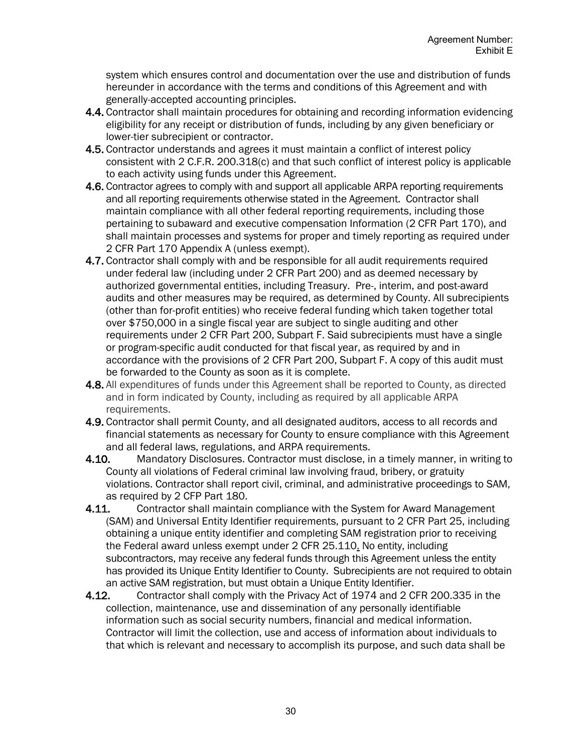system which ensures control and documentation over the use and distribution of funds hereunder in accordance with the terms and conditions of this Agreement and with generally-accepted accounting principles.

**4.4.** Contractor shall maintain procedures for obtaining and recording information evidencing eligibility for any receipt or distribution of funds, including by any given beneficiary or lower-tier subrecipient or contractor.

**4.5.** Contractor understands and agrees it must maintain a conflict of interest policy consistent with 2 C.F.R. 200.318(c) and that such conflict of interest policy is applicable to each activity using funds under this Agreement.

**4.6.** Contractor agrees to comply with and support all applicable ARPA reporting requirements and all reporting requirements otherwise stated in the Agreement. Contractor shall maintain compliance with all other federal reporting requirements, including those pertaining to subaward and executive compensation Information (2 CFR Part 170), and shall maintain processes and systems for proper and timely reporting as required under 2 CFR Part 170 Appendix A (unless exempt).

**4.7.** Contractor shall comply with and be responsible for all audit requirements required under federal law (including under 2 CFR Part 200) and as deemed necessary by authorized governmental entities, including Treasury. Pre-, interim, and post-award audits and other measures may be required, as determined by County. All subrecipients (other than for-profit entities) who receive federal funding which taken together total over $750,000 in a single fiscal year are subject to single auditing and other requirements under 2 CFR Part 200, Subpart F. Said subrecipients must have a single or program-specific audit conducted for that fiscal year, as required by and in accordance with the provisions of 2 CFR Part 200, Subpart F. A copy of this audit must be forwarded to the County as soon as it is complete.

**4.8.** All expenditures of funds under this Agreement shall be reported to County, as directed and in form indicated by County, including as required by all applicable ARPA requirements.

**4.9.** Contractor shall permit County, and all designated auditors, access to all records and financial statements as necessary for County to ensure compliance with this Agreement and all federal laws, regulations, and ARPA requirements.

**4.10.** Mandatory Disclosures. Contractor must disclose, in a timely manner, in writing to County all violations of Federal criminal law involving fraud, bribery, or gratuity violations. Contractor shall report civil, criminal, and administrative proceedings to SAM, as required by 2 CFP Part 180.

**4.11.** Contractor shall maintain compliance with the System for Award Management (SAM) and Universal Entity Identifier requirements, pursuant to 2 CFR Part 25, including obtaining a unique entity identifier and completing SAM registration prior to receiving the Federal award unless exempt under 2 CFR 25.110. No entity, including subcontractors, may receive any federal funds through this Agreement unless the entity has provided its Unique Entity Identifier to County. Subrecipients are not required to obtain an active SAM registration, but must obtain a Unique Entity Identifier.

**4.12.** Contractor shall comply with the Privacy Act of 1974 and 2 CFR 200.335 in the collection, maintenance, use and dissemination of any personally identifiable information such as social security numbers, financial and medical information. Contractor will limit the collection, use and access of information about individuals to that which is relevant and necessary to accomplish its purpose, and such data shall be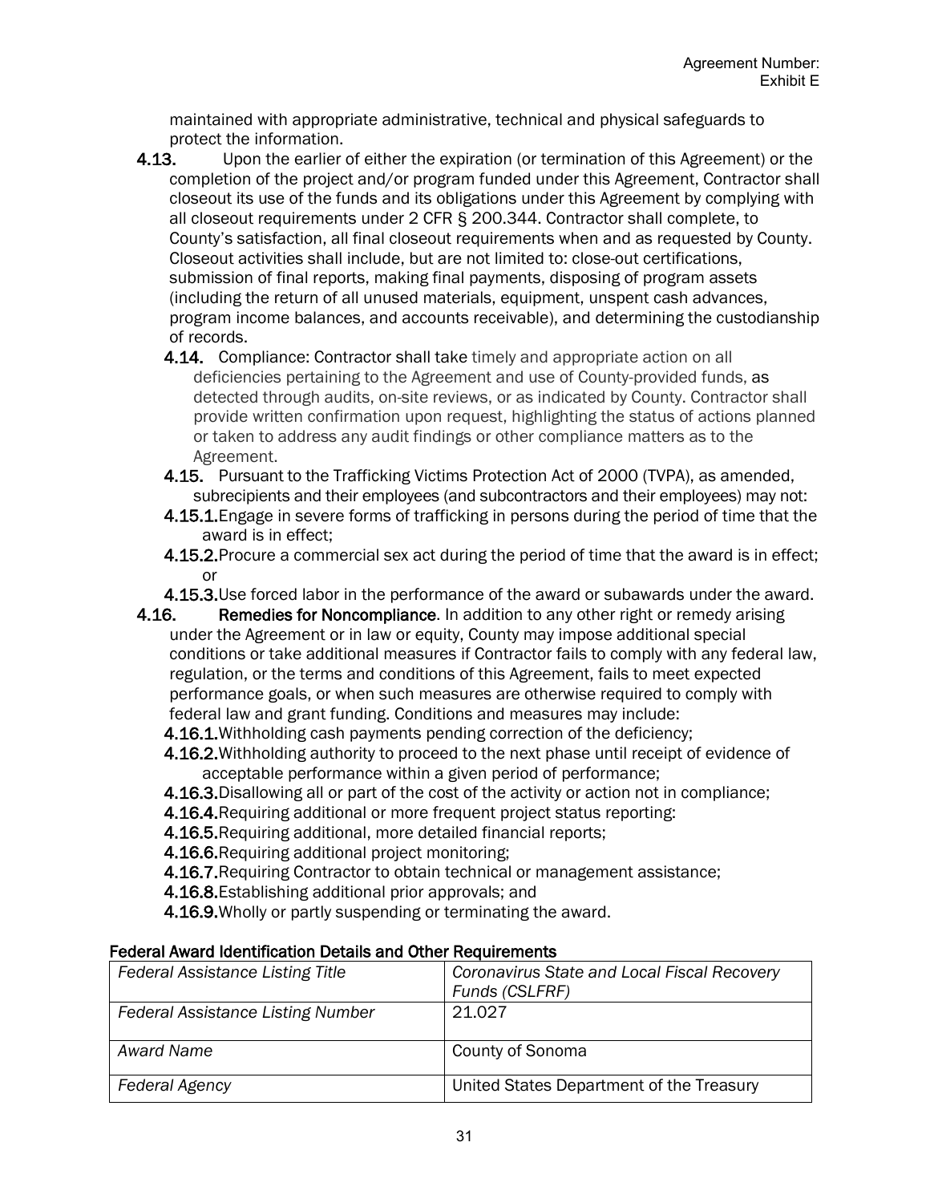maintained with appropriate administrative, technical and physical safeguards to protect the information.

**4.13.** Upon the earlier of either the expiration (or termination of this Agreement) or the completion of the project and/or program funded under this Agreement, Contractor shall closeout its use of the funds and its obligations under this Agreement by complying with all closeout requirements under 2 CFR § 200.344. Contractor shall complete, to County's satisfaction, all final closeout requirements when and as requested by County. Closeout activities shall include, but are not limited to: close-out certifications, submission of final reports, making final payments, disposing of program assets (including the return of all unused materials, equipment, unspent cash advances, program income balances, and accounts receivable), and determining the custodianship of records.

**4.14.** Compliance: Contractor shall take timely and appropriate action on all deficiencies pertaining to the Agreement and use of County-provided funds, as detected through audits, on-site reviews, or as indicated by County. Contractor shall provide written confirmation upon request, highlighting the status of actions planned or taken to address any audit findings or other compliance matters as to the Agreement.

**4.15.** Pursuant to the Trafficking Victims Protection Act of 2000 (TVPA), as amended, subrecipients and their employees (and subcontractors and their employees) may not:

**4.15.1.** Engage in severe forms of trafficking in persons during the period of time that the award is in effect;

**4.15.2.** Procure a commercial sex act during the period of time that the award is in effect; or

**4.15.3.** Use forced labor in the performance of the award or subawards under the award.

**4.16.** **Remedies for Noncompliance**. In addition to any other right or remedy arising under the Agreement or in law or equity, County may impose additional special conditions or take additional measures if Contractor fails to comply with any federal law, regulation, or the terms and conditions of this Agreement, fails to meet expected performance goals, or when such measures are otherwise required to comply with federal law and grant funding. Conditions and measures may include:

**4.16.1.** Withholding cash payments pending correction of the deficiency;

**4.16.2.** Withholding authority to proceed to the next phase until receipt of evidence of acceptable performance within a given period of performance;

**4.16.3.** Disallowing all or part of the cost of the activity or action not in compliance;

**4.16.4.** Requiring additional or more frequent project status reporting:

**4.16.5.** Requiring additional, more detailed financial reports;

**4.16.6.** Requiring additional project monitoring;

**4.16.7.** Requiring Contractor to obtain technical or management assistance;

**4.16.8.** Establishing additional prior approvals; and

**4.16.9.** Wholly or partly suspending or terminating the award.

**Federal Award Identification Details and Other Requirements**

| | |
|---|---|
| *Federal Assistance Listing Title* | *Coronavirus State and Local Fiscal Recovery Funds (CSLFRF)* |
| *Federal Assistance Listing Number* | 21.027 |
| *Award Name* | County of Sonoma |
| *Federal Agency* | United States Department of the Treasury |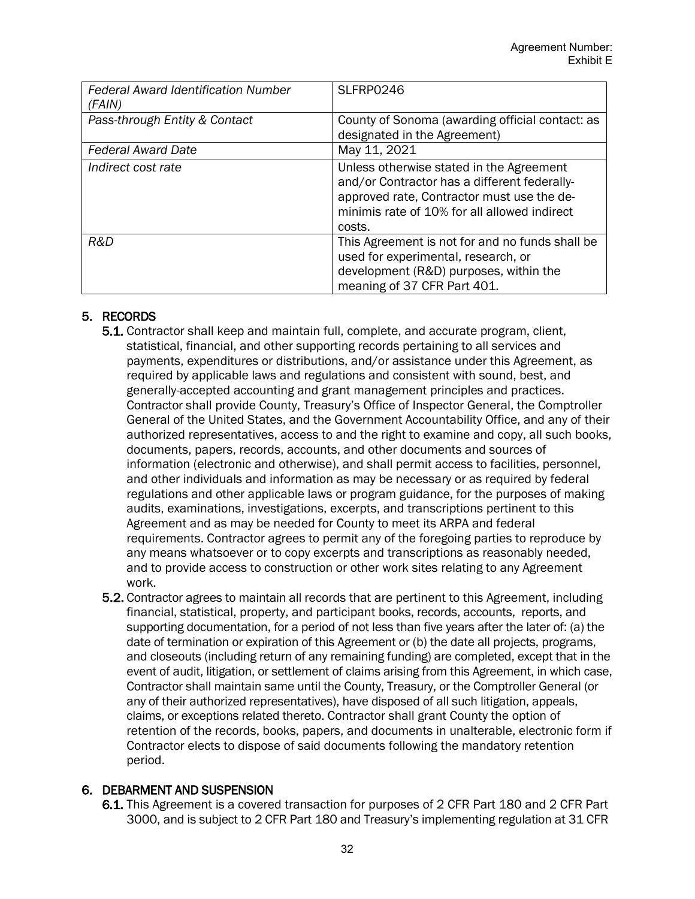| | |
|---|---|
| *Federal Award Identification Number (FAIN)* | SLFRP0246 |
| *Pass-through Entity & Contact* | County of Sonoma (awarding official contact: as designated in the Agreement) |
| *Federal Award Date* | May 11, 2021 |
| *Indirect cost rate* | Unless otherwise stated in the Agreement and/or Contractor has a different federally-approved rate, Contractor must use the de-minimis rate of 10% for all allowed indirect costs. |
| *R&D* | This Agreement is not for and no funds shall be used for experimental, research, or development (R&D) purposes, within the meaning of 37 CFR Part 401. |

## 5. RECORDS

**5.1.** Contractor shall keep and maintain full, complete, and accurate program, client, statistical, financial, and other supporting records pertaining to all services and payments, expenditures or distributions, and/or assistance under this Agreement, as required by applicable laws and regulations and consistent with sound, best, and generally-accepted accounting and grant management principles and practices. Contractor shall provide County, Treasury's Office of Inspector General, the Comptroller General of the United States, and the Government Accountability Office, and any of their authorized representatives, access to and the right to examine and copy, all such books, documents, papers, records, accounts, and other documents and sources of information (electronic and otherwise), and shall permit access to facilities, personnel, and other individuals and information as may be necessary or as required by federal regulations and other applicable laws or program guidance, for the purposes of making audits, examinations, investigations, excerpts, and transcriptions pertinent to this Agreement and as may be needed for County to meet its ARPA and federal requirements. Contractor agrees to permit any of the foregoing parties to reproduce by any means whatsoever or to copy excerpts and transcriptions as reasonably needed, and to provide access to construction or other work sites relating to any Agreement work.

**5.2.** Contractor agrees to maintain all records that are pertinent to this Agreement, including financial, statistical, property, and participant books, records, accounts, reports, and supporting documentation, for a period of not less than five years after the later of: (a) the date of termination or expiration of this Agreement or (b) the date all projects, programs, and closeouts (including return of any remaining funding) are completed, except that in the event of audit, litigation, or settlement of claims arising from this Agreement, in which case, Contractor shall maintain same until the County, Treasury, or the Comptroller General (or any of their authorized representatives), have disposed of all such litigation, appeals, claims, or exceptions related thereto. Contractor shall grant County the option of retention of the records, books, papers, and documents in unalterable, electronic form if Contractor elects to dispose of said documents following the mandatory retention period.

## 6. DEBARMENT AND SUSPENSION

**6.1.** This Agreement is a covered transaction for purposes of 2 CFR Part 180 and 2 CFR Part 3000, and is subject to 2 CFR Part 180 and Treasury's implementing regulation at 31 CFR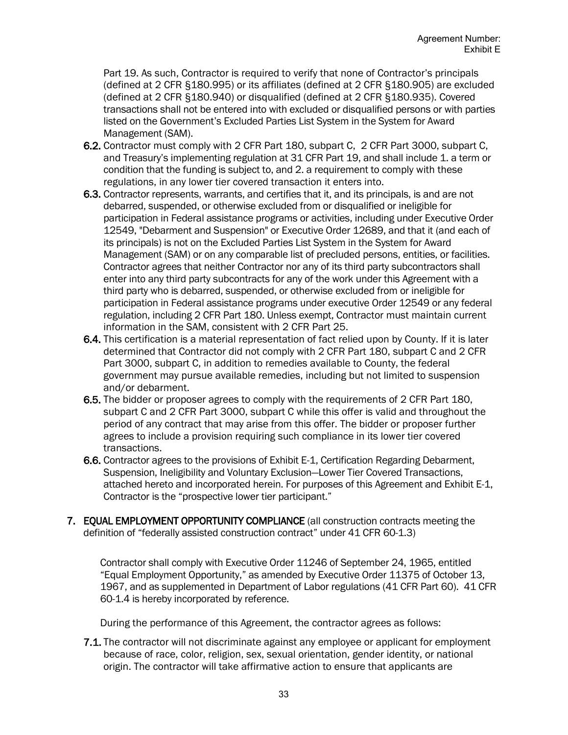Part 19. As such, Contractor is required to verify that none of Contractor's principals (defined at 2 CFR §180.995) or its affiliates (defined at 2 CFR §180.905) are excluded (defined at 2 CFR §180.940) or disqualified (defined at 2 CFR §180.935). Covered transactions shall not be entered into with excluded or disqualified persons or with parties listed on the Government's Excluded Parties List System in the System for Award Management (SAM).

**6.2.** Contractor must comply with 2 CFR Part 180, subpart C, 2 CFR Part 3000, subpart C, and Treasury's implementing regulation at 31 CFR Part 19, and shall include 1. a term or condition that the funding is subject to, and 2. a requirement to comply with these regulations, in any lower tier covered transaction it enters into.

**6.3.** Contractor represents, warrants, and certifies that it, and its principals, is and are not debarred, suspended, or otherwise excluded from or disqualified or ineligible for participation in Federal assistance programs or activities, including under Executive Order 12549, "Debarment and Suspension" or Executive Order 12689, and that it (and each of its principals) is not on the Excluded Parties List System in the System for Award Management (SAM) or on any comparable list of precluded persons, entities, or facilities. Contractor agrees that neither Contractor nor any of its third party subcontractors shall enter into any third party subcontracts for any of the work under this Agreement with a third party who is debarred, suspended, or otherwise excluded from or ineligible for participation in Federal assistance programs under executive Order 12549 or any federal regulation, including 2 CFR Part 180. Unless exempt, Contractor must maintain current information in the SAM, consistent with 2 CFR Part 25.

**6.4.** This certification is a material representation of fact relied upon by County. If it is later determined that Contractor did not comply with 2 CFR Part 180, subpart C and 2 CFR Part 3000, subpart C, in addition to remedies available to County, the federal government may pursue available remedies, including but not limited to suspension and/or debarment.

**6.5.** The bidder or proposer agrees to comply with the requirements of 2 CFR Part 180, subpart C and 2 CFR Part 3000, subpart C while this offer is valid and throughout the period of any contract that may arise from this offer. The bidder or proposer further agrees to include a provision requiring such compliance in its lower tier covered transactions.

**6.6.** Contractor agrees to the provisions of Exhibit E-1, Certification Regarding Debarment, Suspension, Ineligibility and Voluntary Exclusion—Lower Tier Covered Transactions, attached hereto and incorporated herein. For purposes of this Agreement and Exhibit E-1, Contractor is the "prospective lower tier participant."

**7. EQUAL EMPLOYMENT OPPORTUNITY COMPLIANCE** (all construction contracts meeting the definition of "federally assisted construction contract" under 41 CFR 60-1.3)

Contractor shall comply with Executive Order 11246 of September 24, 1965, entitled "Equal Employment Opportunity," as amended by Executive Order 11375 of October 13, 1967, and as supplemented in Department of Labor regulations (41 CFR Part 60). 41 CFR 60-1.4 is hereby incorporated by reference.

During the performance of this Agreement, the contractor agrees as follows:

**7.1.** The contractor will not discriminate against any employee or applicant for employment because of race, color, religion, sex, sexual orientation, gender identity, or national origin. The contractor will take affirmative action to ensure that applicants are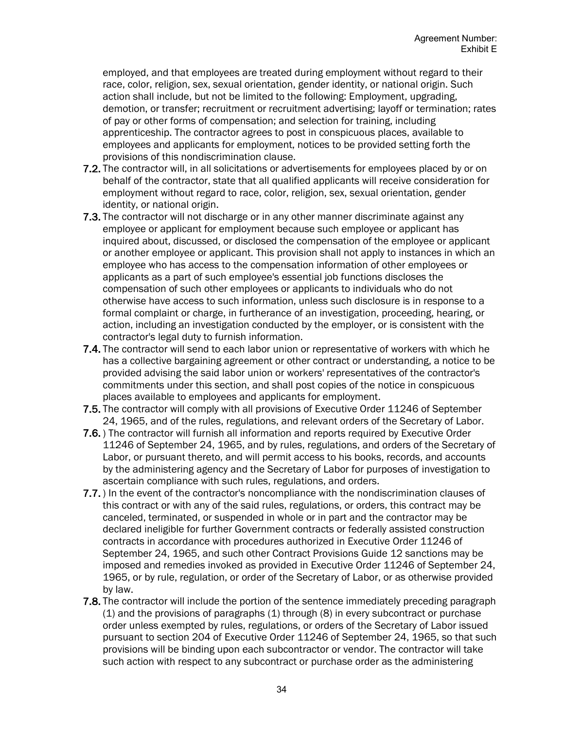employed, and that employees are treated during employment without regard to their race, color, religion, sex, sexual orientation, gender identity, or national origin. Such action shall include, but not be limited to the following: Employment, upgrading, demotion, or transfer; recruitment or recruitment advertising; layoff or termination; rates of pay or other forms of compensation; and selection for training, including apprenticeship. The contractor agrees to post in conspicuous places, available to employees and applicants for employment, notices to be provided setting forth the provisions of this nondiscrimination clause.

**7.2.** The contractor will, in all solicitations or advertisements for employees placed by or on behalf of the contractor, state that all qualified applicants will receive consideration for employment without regard to race, color, religion, sex, sexual orientation, gender identity, or national origin.

**7.3.** The contractor will not discharge or in any other manner discriminate against any employee or applicant for employment because such employee or applicant has inquired about, discussed, or disclosed the compensation of the employee or applicant or another employee or applicant. This provision shall not apply to instances in which an employee who has access to the compensation information of other employees or applicants as a part of such employee's essential job functions discloses the compensation of such other employees or applicants to individuals who do not otherwise have access to such information, unless such disclosure is in response to a formal complaint or charge, in furtherance of an investigation, proceeding, hearing, or action, including an investigation conducted by the employer, or is consistent with the contractor's legal duty to furnish information.

**7.4.** The contractor will send to each labor union or representative of workers with which he has a collective bargaining agreement or other contract or understanding, a notice to be provided advising the said labor union or workers' representatives of the contractor's commitments under this section, and shall post copies of the notice in conspicuous places available to employees and applicants for employment.

**7.5.** The contractor will comply with all provisions of Executive Order 11246 of September 24, 1965, and of the rules, regulations, and relevant orders of the Secretary of Labor.

**7.6.** ) The contractor will furnish all information and reports required by Executive Order 11246 of September 24, 1965, and by rules, regulations, and orders of the Secretary of Labor, or pursuant thereto, and will permit access to his books, records, and accounts by the administering agency and the Secretary of Labor for purposes of investigation to ascertain compliance with such rules, regulations, and orders.

**7.7.** ) In the event of the contractor's noncompliance with the nondiscrimination clauses of this contract or with any of the said rules, regulations, or orders, this contract may be canceled, terminated, or suspended in whole or in part and the contractor may be declared ineligible for further Government contracts or federally assisted construction contracts in accordance with procedures authorized in Executive Order 11246 of September 24, 1965, and such other Contract Provisions Guide 12 sanctions may be imposed and remedies invoked as provided in Executive Order 11246 of September 24, 1965, or by rule, regulation, or order of the Secretary of Labor, or as otherwise provided by law.

**7.8.** The contractor will include the portion of the sentence immediately preceding paragraph (1) and the provisions of paragraphs (1) through (8) in every subcontract or purchase order unless exempted by rules, regulations, or orders of the Secretary of Labor issued pursuant to section 204 of Executive Order 11246 of September 24, 1965, so that such provisions will be binding upon each subcontractor or vendor. The contractor will take such action with respect to any subcontract or purchase order as the administering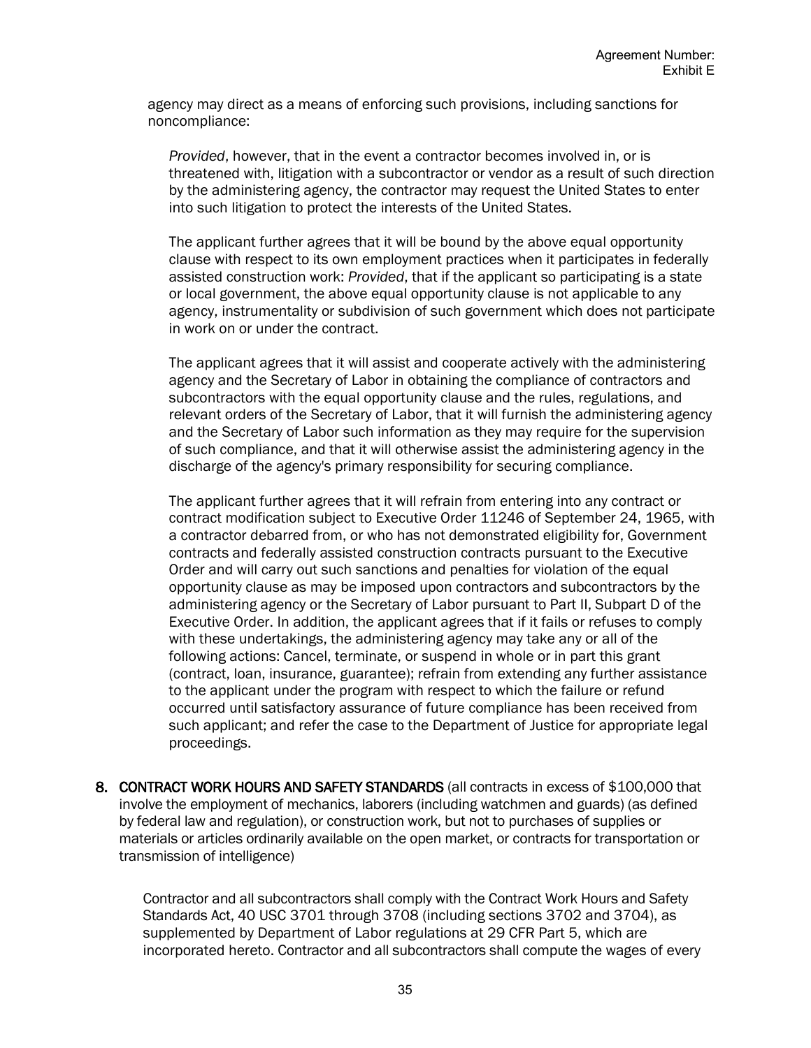agency may direct as a means of enforcing such provisions, including sanctions for noncompliance:

*Provided*, however, that in the event a contractor becomes involved in, or is threatened with, litigation with a subcontractor or vendor as a result of such direction by the administering agency, the contractor may request the United States to enter into such litigation to protect the interests of the United States.

The applicant further agrees that it will be bound by the above equal opportunity clause with respect to its own employment practices when it participates in federally assisted construction work: *Provided*, that if the applicant so participating is a state or local government, the above equal opportunity clause is not applicable to any agency, instrumentality or subdivision of such government which does not participate in work on or under the contract.

The applicant agrees that it will assist and cooperate actively with the administering agency and the Secretary of Labor in obtaining the compliance of contractors and subcontractors with the equal opportunity clause and the rules, regulations, and relevant orders of the Secretary of Labor, that it will furnish the administering agency and the Secretary of Labor such information as they may require for the supervision of such compliance, and that it will otherwise assist the administering agency in the discharge of the agency's primary responsibility for securing compliance.

The applicant further agrees that it will refrain from entering into any contract or contract modification subject to Executive Order 11246 of September 24, 1965, with a contractor debarred from, or who has not demonstrated eligibility for, Government contracts and federally assisted construction contracts pursuant to the Executive Order and will carry out such sanctions and penalties for violation of the equal opportunity clause as may be imposed upon contractors and subcontractors by the administering agency or the Secretary of Labor pursuant to Part II, Subpart D of the Executive Order. In addition, the applicant agrees that if it fails or refuses to comply with these undertakings, the administering agency may take any or all of the following actions: Cancel, terminate, or suspend in whole or in part this grant (contract, loan, insurance, guarantee); refrain from extending any further assistance to the applicant under the program with respect to which the failure or refund occurred until satisfactory assurance of future compliance has been received from such applicant; and refer the case to the Department of Justice for appropriate legal proceedings.

8. **CONTRACT WORK HOURS AND SAFETY STANDARDS** (all contracts in excess of $100,000 that involve the employment of mechanics, laborers (including watchmen and guards) (as defined by federal law and regulation), or construction work, but not to purchases of supplies or materials or articles ordinarily available on the open market, or contracts for transportation or transmission of intelligence)

   Contractor and all subcontractors shall comply with the Contract Work Hours and Safety Standards Act, 40 USC 3701 through 3708 (including sections 3702 and 3704), as supplemented by Department of Labor regulations at 29 CFR Part 5, which are incorporated hereto. Contractor and all subcontractors shall compute the wages of every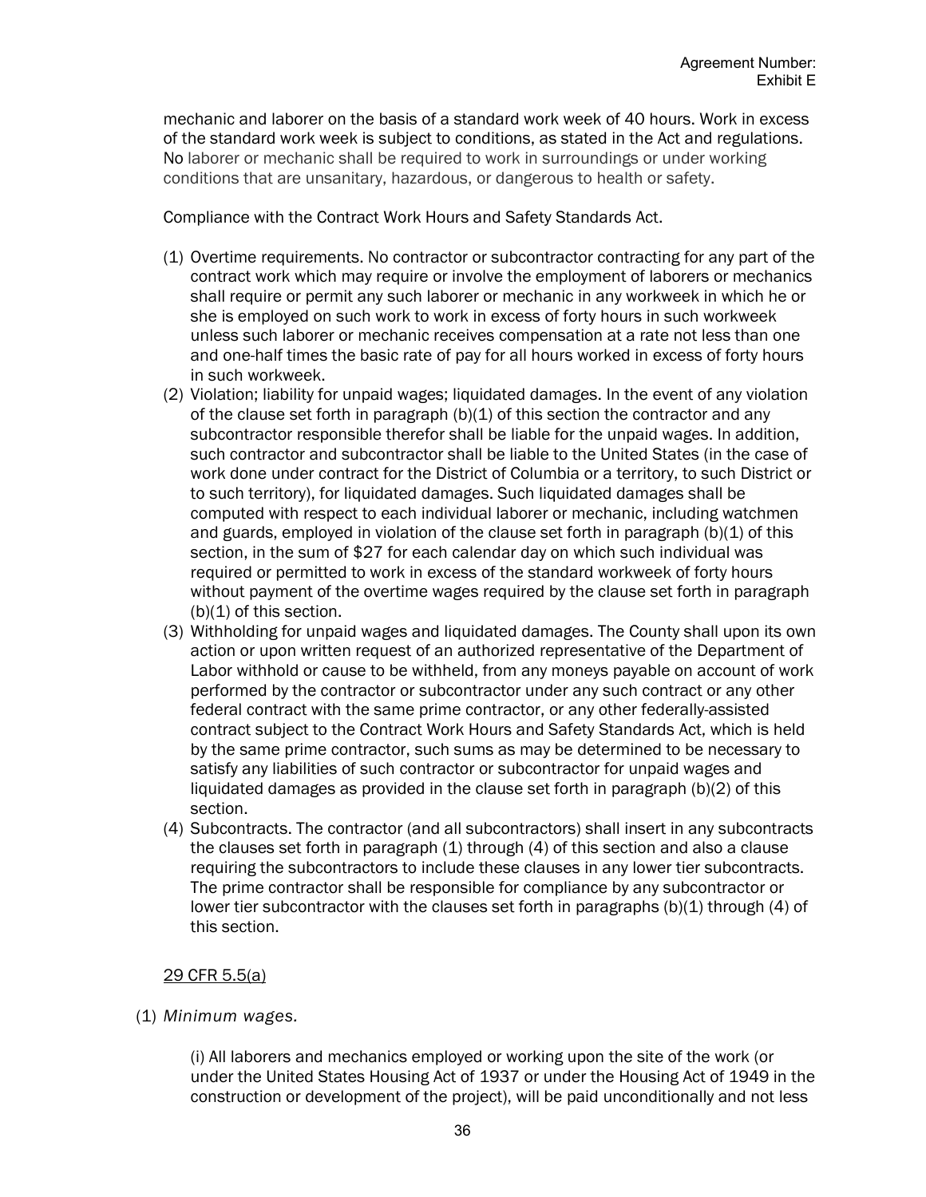mechanic and laborer on the basis of a standard work week of 40 hours. Work in excess of the standard work week is subject to conditions, as stated in the Act and regulations. No laborer or mechanic shall be required to work in surroundings or under working conditions that are unsanitary, hazardous, or dangerous to health or safety.

Compliance with the Contract Work Hours and Safety Standards Act.

(1) Overtime requirements. No contractor or subcontractor contracting for any part of the contract work which may require or involve the employment of laborers or mechanics shall require or permit any such laborer or mechanic in any workweek in which he or she is employed on such work to work in excess of forty hours in such workweek unless such laborer or mechanic receives compensation at a rate not less than one and one-half times the basic rate of pay for all hours worked in excess of forty hours in such workweek.

(2) Violation; liability for unpaid wages; liquidated damages. In the event of any violation of the clause set forth in paragraph (b)(1) of this section the contractor and any subcontractor responsible therefor shall be liable for the unpaid wages. In addition, such contractor and subcontractor shall be liable to the United States (in the case of work done under contract for the District of Columbia or a territory, to such District or to such territory), for liquidated damages. Such liquidated damages shall be computed with respect to each individual laborer or mechanic, including watchmen and guards, employed in violation of the clause set forth in paragraph (b)(1) of this section, in the sum of $27 for each calendar day on which such individual was required or permitted to work in excess of the standard workweek of forty hours without payment of the overtime wages required by the clause set forth in paragraph (b)(1) of this section.

(3) Withholding for unpaid wages and liquidated damages. The County shall upon its own action or upon written request of an authorized representative of the Department of Labor withhold or cause to be withheld, from any moneys payable on account of work performed by the contractor or subcontractor under any such contract or any other federal contract with the same prime contractor, or any other federally-assisted contract subject to the Contract Work Hours and Safety Standards Act, which is held by the same prime contractor, such sums as may be determined to be necessary to satisfy any liabilities of such contractor or subcontractor for unpaid wages and liquidated damages as provided in the clause set forth in paragraph (b)(2) of this section.

(4) Subcontracts. The contractor (and all subcontractors) shall insert in any subcontracts the clauses set forth in paragraph (1) through (4) of this section and also a clause requiring the subcontractors to include these clauses in any lower tier subcontracts. The prime contractor shall be responsible for compliance by any subcontractor or lower tier subcontractor with the clauses set forth in paragraphs (b)(1) through (4) of this section.

<u>29 CFR 5.5(a)</u>

(1) *Minimum wages.*

(i) All laborers and mechanics employed or working upon the site of the work (or under the United States Housing Act of 1937 or under the Housing Act of 1949 in the construction or development of the project), will be paid unconditionally and not less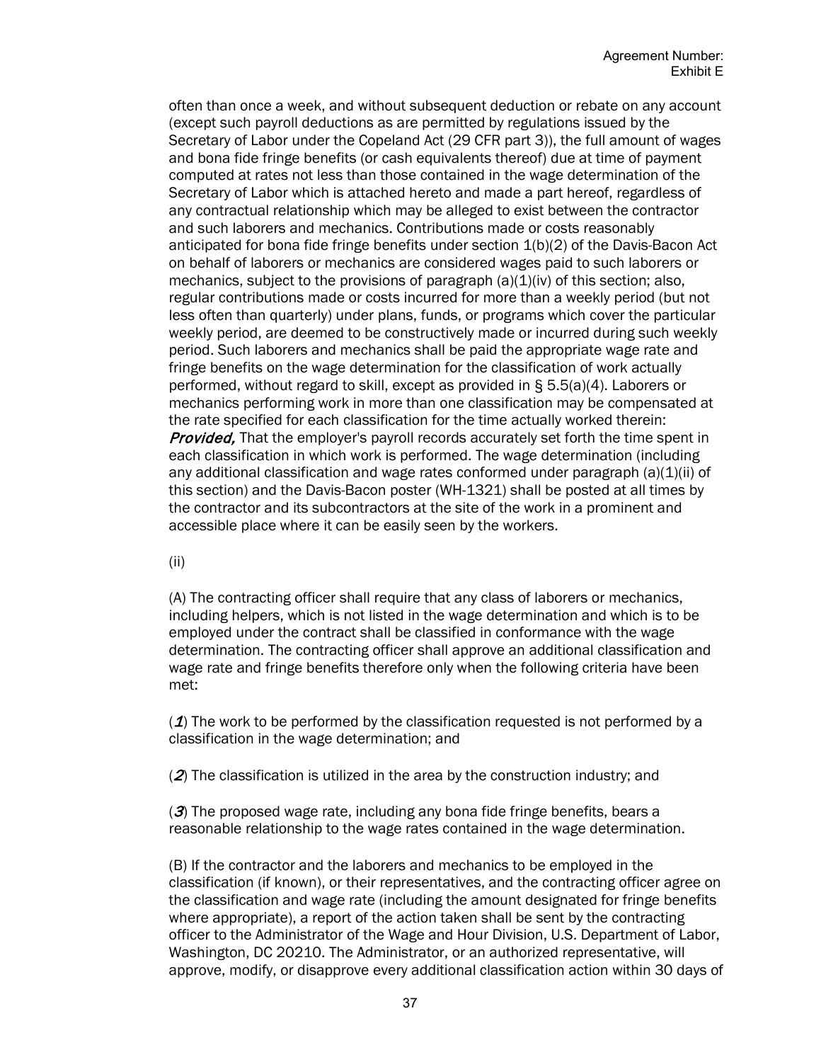often than once a week, and without subsequent deduction or rebate on any account (except such payroll deductions as are permitted by regulations issued by the Secretary of Labor under the Copeland Act (29 CFR part 3)), the full amount of wages and bona fide fringe benefits (or cash equivalents thereof) due at time of payment computed at rates not less than those contained in the wage determination of the Secretary of Labor which is attached hereto and made a part hereof, regardless of any contractual relationship which may be alleged to exist between the contractor and such laborers and mechanics. Contributions made or costs reasonably anticipated for bona fide fringe benefits under section 1(b)(2) of the Davis-Bacon Act on behalf of laborers or mechanics are considered wages paid to such laborers or mechanics, subject to the provisions of paragraph (a)(1)(iv) of this section; also, regular contributions made or costs incurred for more than a weekly period (but not less often than quarterly) under plans, funds, or programs which cover the particular weekly period, are deemed to be constructively made or incurred during such weekly period. Such laborers and mechanics shall be paid the appropriate wage rate and fringe benefits on the wage determination for the classification of work actually performed, without regard to skill, except as provided in § 5.5(a)(4). Laborers or mechanics performing work in more than one classification may be compensated at the rate specified for each classification for the time actually worked therein: ***Provided,*** That the employer's payroll records accurately set forth the time spent in each classification in which work is performed. The wage determination (including any additional classification and wage rates conformed under paragraph (a)(1)(ii) of this section) and the Davis-Bacon poster (WH-1321) shall be posted at all times by the contractor and its subcontractors at the site of the work in a prominent and accessible place where it can be easily seen by the workers.

(ii)

(A) The contracting officer shall require that any class of laborers or mechanics, including helpers, which is not listed in the wage determination and which is to be employed under the contract shall be classified in conformance with the wage determination. The contracting officer shall approve an additional classification and wage rate and fringe benefits therefore only when the following criteria have been met:

(***1***) The work to be performed by the classification requested is not performed by a classification in the wage determination; and

(***2***) The classification is utilized in the area by the construction industry; and

(***3***) The proposed wage rate, including any bona fide fringe benefits, bears a reasonable relationship to the wage rates contained in the wage determination.

(B) If the contractor and the laborers and mechanics to be employed in the classification (if known), or their representatives, and the contracting officer agree on the classification and wage rate (including the amount designated for fringe benefits where appropriate), a report of the action taken shall be sent by the contracting officer to the Administrator of the Wage and Hour Division, U.S. Department of Labor, Washington, DC 20210. The Administrator, or an authorized representative, will approve, modify, or disapprove every additional classification action within 30 days of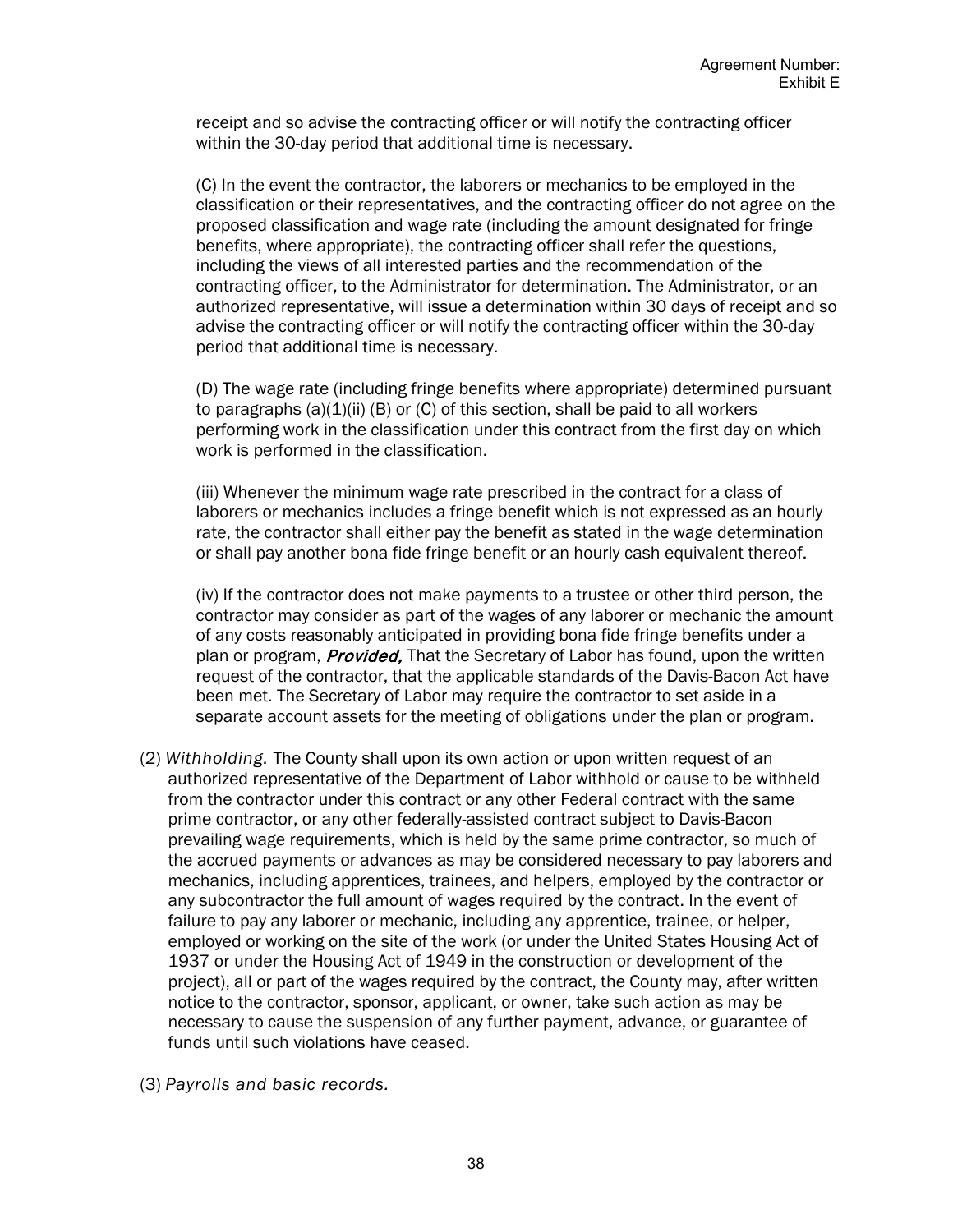receipt and so advise the contracting officer or will notify the contracting officer within the 30-day period that additional time is necessary.

(C) In the event the contractor, the laborers or mechanics to be employed in the classification or their representatives, and the contracting officer do not agree on the proposed classification and wage rate (including the amount designated for fringe benefits, where appropriate), the contracting officer shall refer the questions, including the views of all interested parties and the recommendation of the contracting officer, to the Administrator for determination. The Administrator, or an authorized representative, will issue a determination within 30 days of receipt and so advise the contracting officer or will notify the contracting officer within the 30-day period that additional time is necessary.

(D) The wage rate (including fringe benefits where appropriate) determined pursuant to paragraphs (a)(1)(ii) (B) or (C) of this section, shall be paid to all workers performing work in the classification under this contract from the first day on which work is performed in the classification.

(iii) Whenever the minimum wage rate prescribed in the contract for a class of laborers or mechanics includes a fringe benefit which is not expressed as an hourly rate, the contractor shall either pay the benefit as stated in the wage determination or shall pay another bona fide fringe benefit or an hourly cash equivalent thereof.

(iv) If the contractor does not make payments to a trustee or other third person, the contractor may consider as part of the wages of any laborer or mechanic the amount of any costs reasonably anticipated in providing bona fide fringe benefits under a plan or program, ***Provided,*** That the Secretary of Labor has found, upon the written request of the contractor, that the applicable standards of the Davis-Bacon Act have been met. The Secretary of Labor may require the contractor to set aside in a separate account assets for the meeting of obligations under the plan or program.

(2) *Withholding.* The County shall upon its own action or upon written request of an authorized representative of the Department of Labor withhold or cause to be withheld from the contractor under this contract or any other Federal contract with the same prime contractor, or any other federally-assisted contract subject to Davis-Bacon prevailing wage requirements, which is held by the same prime contractor, so much of the accrued payments or advances as may be considered necessary to pay laborers and mechanics, including apprentices, trainees, and helpers, employed by the contractor or any subcontractor the full amount of wages required by the contract. In the event of failure to pay any laborer or mechanic, including any apprentice, trainee, or helper, employed or working on the site of the work (or under the United States Housing Act of 1937 or under the Housing Act of 1949 in the construction or development of the project), all or part of the wages required by the contract, the County may, after written notice to the contractor, sponsor, applicant, or owner, take such action as may be necessary to cause the suspension of any further payment, advance, or guarantee of funds until such violations have ceased.

(3) *Payrolls and basic records.*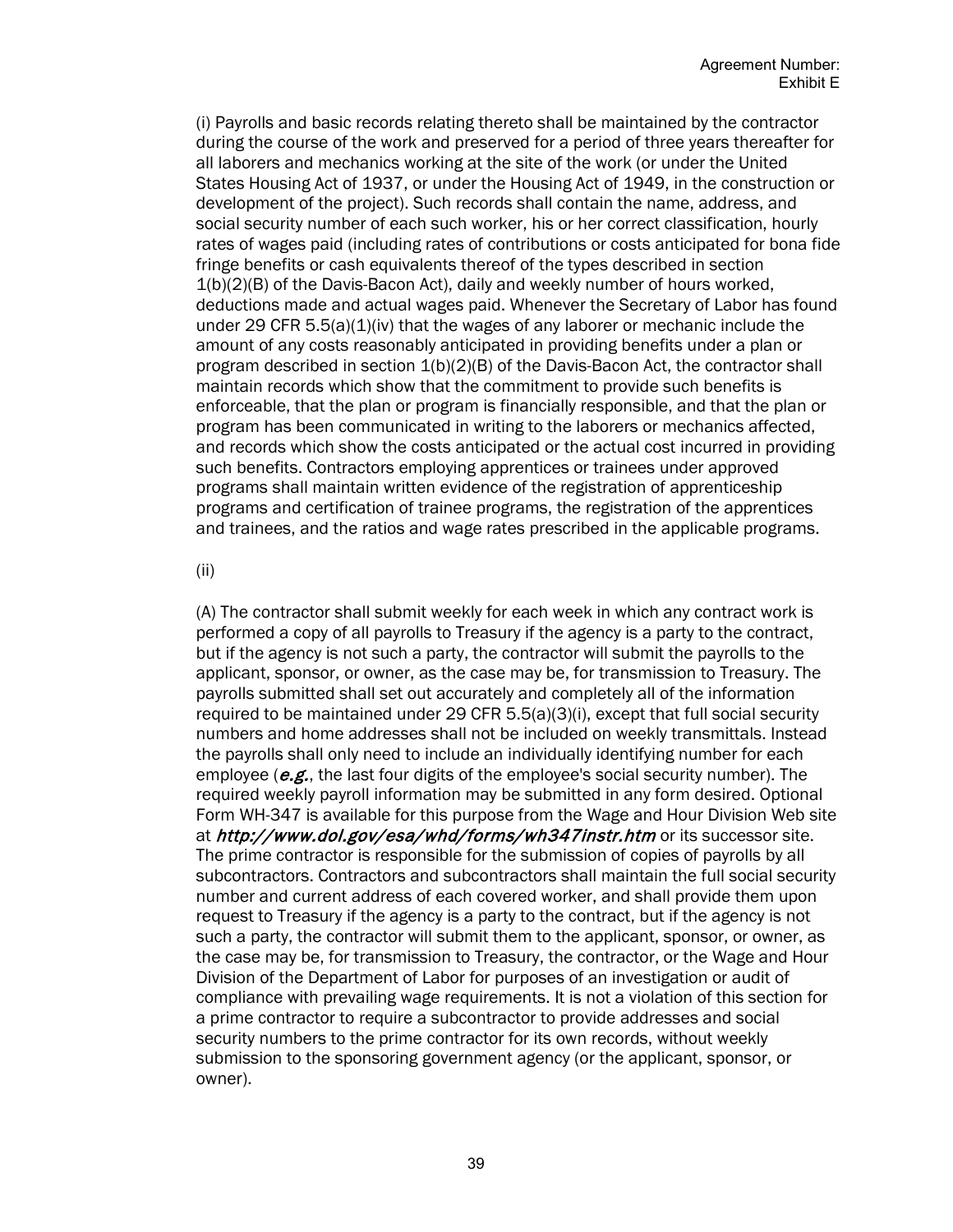(i) Payrolls and basic records relating thereto shall be maintained by the contractor during the course of the work and preserved for a period of three years thereafter for all laborers and mechanics working at the site of the work (or under the United States Housing Act of 1937, or under the Housing Act of 1949, in the construction or development of the project). Such records shall contain the name, address, and social security number of each such worker, his or her correct classification, hourly rates of wages paid (including rates of contributions or costs anticipated for bona fide fringe benefits or cash equivalents thereof of the types described in section 1(b)(2)(B) of the Davis-Bacon Act), daily and weekly number of hours worked, deductions made and actual wages paid. Whenever the Secretary of Labor has found under 29 CFR 5.5(a)(1)(iv) that the wages of any laborer or mechanic include the amount of any costs reasonably anticipated in providing benefits under a plan or program described in section 1(b)(2)(B) of the Davis-Bacon Act, the contractor shall maintain records which show that the commitment to provide such benefits is enforceable, that the plan or program is financially responsible, and that the plan or program has been communicated in writing to the laborers or mechanics affected, and records which show the costs anticipated or the actual cost incurred in providing such benefits. Contractors employing apprentices or trainees under approved programs shall maintain written evidence of the registration of apprenticeship programs and certification of trainee programs, the registration of the apprentices and trainees, and the ratios and wage rates prescribed in the applicable programs.

(ii)

(A) The contractor shall submit weekly for each week in which any contract work is performed a copy of all payrolls to Treasury if the agency is a party to the contract, but if the agency is not such a party, the contractor will submit the payrolls to the applicant, sponsor, or owner, as the case may be, for transmission to Treasury. The payrolls submitted shall set out accurately and completely all of the information required to be maintained under 29 CFR 5.5(a)(3)(i), except that full social security numbers and home addresses shall not be included on weekly transmittals. Instead the payrolls shall only need to include an individually identifying number for each employee (*e.g.*, the last four digits of the employee's social security number). The required weekly payroll information may be submitted in any form desired. Optional Form WH-347 is available for this purpose from the Wage and Hour Division Web site at *http://www.dol.gov/esa/whd/forms/wh347instr.htm* or its successor site. The prime contractor is responsible for the submission of copies of payrolls by all subcontractors. Contractors and subcontractors shall maintain the full social security number and current address of each covered worker, and shall provide them upon request to Treasury if the agency is a party to the contract, but if the agency is not such a party, the contractor will submit them to the applicant, sponsor, or owner, as the case may be, for transmission to Treasury, the contractor, or the Wage and Hour Division of the Department of Labor for purposes of an investigation or audit of compliance with prevailing wage requirements. It is not a violation of this section for a prime contractor to require a subcontractor to provide addresses and social security numbers to the prime contractor for its own records, without weekly submission to the sponsoring government agency (or the applicant, sponsor, or owner).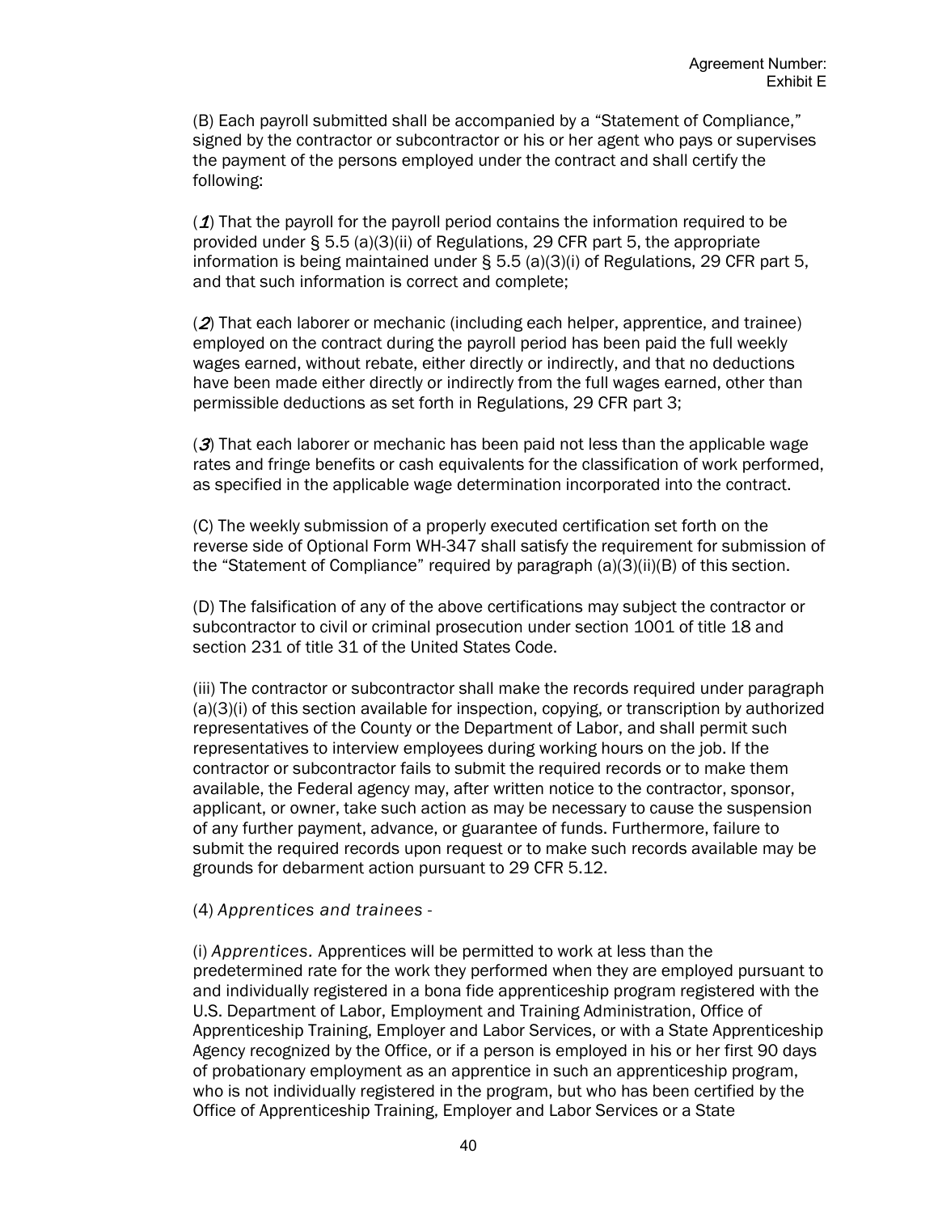(B) Each payroll submitted shall be accompanied by a "Statement of Compliance," signed by the contractor or subcontractor or his or her agent who pays or supervises the payment of the persons employed under the contract and shall certify the following:

(*1*) That the payroll for the payroll period contains the information required to be provided under § 5.5 (a)(3)(ii) of Regulations, 29 CFR part 5, the appropriate information is being maintained under § 5.5 (a)(3)(i) of Regulations, 29 CFR part 5, and that such information is correct and complete;

(*2*) That each laborer or mechanic (including each helper, apprentice, and trainee) employed on the contract during the payroll period has been paid the full weekly wages earned, without rebate, either directly or indirectly, and that no deductions have been made either directly or indirectly from the full wages earned, other than permissible deductions as set forth in Regulations, 29 CFR part 3;

(*3*) That each laborer or mechanic has been paid not less than the applicable wage rates and fringe benefits or cash equivalents for the classification of work performed, as specified in the applicable wage determination incorporated into the contract.

(C) The weekly submission of a properly executed certification set forth on the reverse side of Optional Form WH-347 shall satisfy the requirement for submission of the "Statement of Compliance" required by paragraph (a)(3)(ii)(B) of this section.

(D) The falsification of any of the above certifications may subject the contractor or subcontractor to civil or criminal prosecution under section 1001 of title 18 and section 231 of title 31 of the United States Code.

(iii) The contractor or subcontractor shall make the records required under paragraph (a)(3)(i) of this section available for inspection, copying, or transcription by authorized representatives of the County or the Department of Labor, and shall permit such representatives to interview employees during working hours on the job. If the contractor or subcontractor fails to submit the required records or to make them available, the Federal agency may, after written notice to the contractor, sponsor, applicant, or owner, take such action as may be necessary to cause the suspension of any further payment, advance, or guarantee of funds. Furthermore, failure to submit the required records upon request or to make such records available may be grounds for debarment action pursuant to 29 CFR 5.12.

(4) *Apprentices and trainees* -

(i) *Apprentices.* Apprentices will be permitted to work at less than the predetermined rate for the work they performed when they are employed pursuant to and individually registered in a bona fide apprenticeship program registered with the U.S. Department of Labor, Employment and Training Administration, Office of Apprenticeship Training, Employer and Labor Services, or with a State Apprenticeship Agency recognized by the Office, or if a person is employed in his or her first 90 days of probationary employment as an apprentice in such an apprenticeship program, who is not individually registered in the program, but who has been certified by the Office of Apprenticeship Training, Employer and Labor Services or a State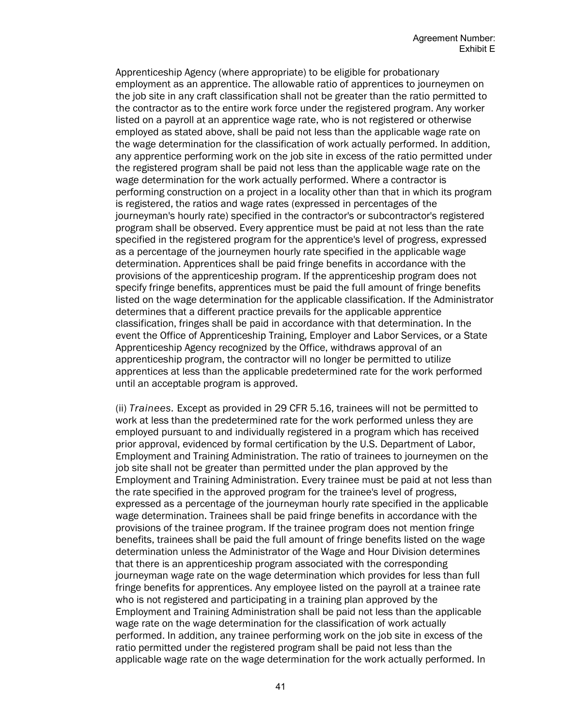Apprenticeship Agency (where appropriate) to be eligible for probationary employment as an apprentice. The allowable ratio of apprentices to journeymen on the job site in any craft classification shall not be greater than the ratio permitted to the contractor as to the entire work force under the registered program. Any worker listed on a payroll at an apprentice wage rate, who is not registered or otherwise employed as stated above, shall be paid not less than the applicable wage rate on the wage determination for the classification of work actually performed. In addition, any apprentice performing work on the job site in excess of the ratio permitted under the registered program shall be paid not less than the applicable wage rate on the wage determination for the work actually performed. Where a contractor is performing construction on a project in a locality other than that in which its program is registered, the ratios and wage rates (expressed in percentages of the journeyman's hourly rate) specified in the contractor's or subcontractor's registered program shall be observed. Every apprentice must be paid at not less than the rate specified in the registered program for the apprentice's level of progress, expressed as a percentage of the journeymen hourly rate specified in the applicable wage determination. Apprentices shall be paid fringe benefits in accordance with the provisions of the apprenticeship program. If the apprenticeship program does not specify fringe benefits, apprentices must be paid the full amount of fringe benefits listed on the wage determination for the applicable classification. If the Administrator determines that a different practice prevails for the applicable apprentice classification, fringes shall be paid in accordance with that determination. In the event the Office of Apprenticeship Training, Employer and Labor Services, or a State Apprenticeship Agency recognized by the Office, withdraws approval of an apprenticeship program, the contractor will no longer be permitted to utilize apprentices at less than the applicable predetermined rate for the work performed until an acceptable program is approved.

(ii) *Trainees.* Except as provided in 29 CFR 5.16, trainees will not be permitted to work at less than the predetermined rate for the work performed unless they are employed pursuant to and individually registered in a program which has received prior approval, evidenced by formal certification by the U.S. Department of Labor, Employment and Training Administration. The ratio of trainees to journeymen on the job site shall not be greater than permitted under the plan approved by the Employment and Training Administration. Every trainee must be paid at not less than the rate specified in the approved program for the trainee's level of progress, expressed as a percentage of the journeyman hourly rate specified in the applicable wage determination. Trainees shall be paid fringe benefits in accordance with the provisions of the trainee program. If the trainee program does not mention fringe benefits, trainees shall be paid the full amount of fringe benefits listed on the wage determination unless the Administrator of the Wage and Hour Division determines that there is an apprenticeship program associated with the corresponding journeyman wage rate on the wage determination which provides for less than full fringe benefits for apprentices. Any employee listed on the payroll at a trainee rate who is not registered and participating in a training plan approved by the Employment and Training Administration shall be paid not less than the applicable wage rate on the wage determination for the classification of work actually performed. In addition, any trainee performing work on the job site in excess of the ratio permitted under the registered program shall be paid not less than the applicable wage rate on the wage determination for the work actually performed. In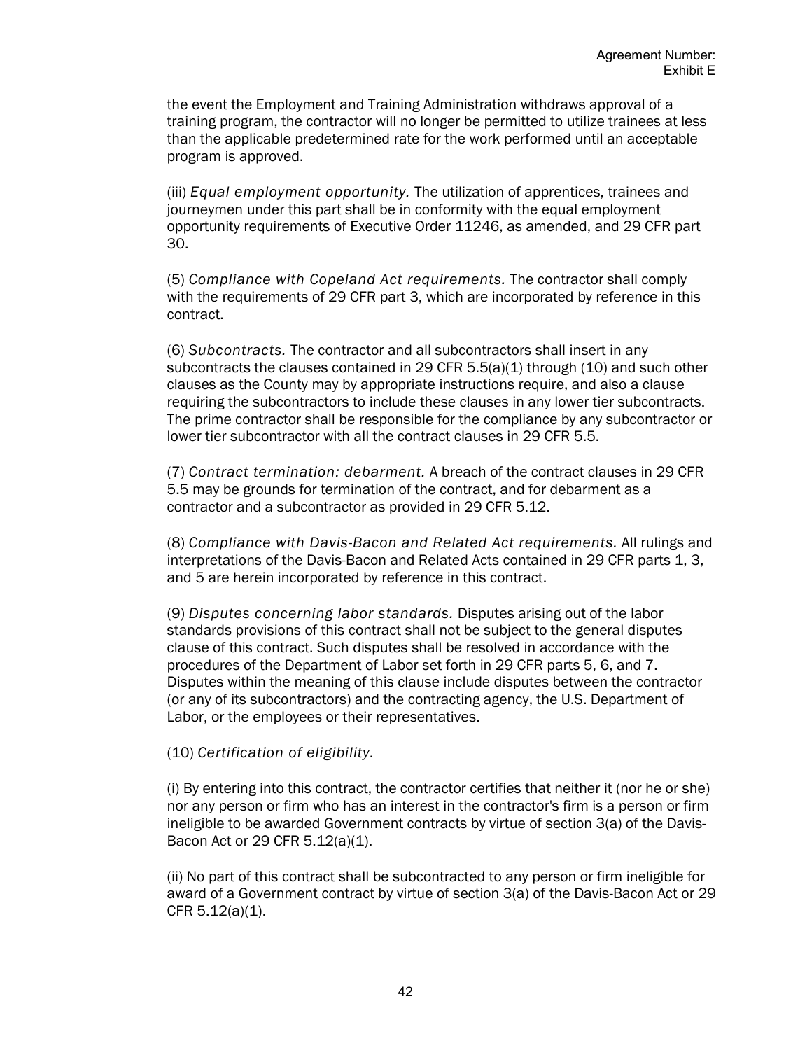the event the Employment and Training Administration withdraws approval of a training program, the contractor will no longer be permitted to utilize trainees at less than the applicable predetermined rate for the work performed until an acceptable program is approved.

(iii) *Equal employment opportunity.* The utilization of apprentices, trainees and journeymen under this part shall be in conformity with the equal employment opportunity requirements of Executive Order 11246, as amended, and 29 CFR part 30.

(5) *Compliance with Copeland Act requirements.* The contractor shall comply with the requirements of 29 CFR part 3, which are incorporated by reference in this contract.

(6) *Subcontracts.* The contractor and all subcontractors shall insert in any subcontracts the clauses contained in 29 CFR 5.5(a)(1) through (10) and such other clauses as the County may by appropriate instructions require, and also a clause requiring the subcontractors to include these clauses in any lower tier subcontracts. The prime contractor shall be responsible for the compliance by any subcontractor or lower tier subcontractor with all the contract clauses in 29 CFR 5.5.

(7) *Contract termination: debarment.* A breach of the contract clauses in 29 CFR 5.5 may be grounds for termination of the contract, and for debarment as a contractor and a subcontractor as provided in 29 CFR 5.12.

(8) *Compliance with Davis-Bacon and Related Act requirements.* All rulings and interpretations of the Davis-Bacon and Related Acts contained in 29 CFR parts 1, 3, and 5 are herein incorporated by reference in this contract.

(9) *Disputes concerning labor standards.* Disputes arising out of the labor standards provisions of this contract shall not be subject to the general disputes clause of this contract. Such disputes shall be resolved in accordance with the procedures of the Department of Labor set forth in 29 CFR parts 5, 6, and 7. Disputes within the meaning of this clause include disputes between the contractor (or any of its subcontractors) and the contracting agency, the U.S. Department of Labor, or the employees or their representatives.

(10) *Certification of eligibility.*

(i) By entering into this contract, the contractor certifies that neither it (nor he or she) nor any person or firm who has an interest in the contractor's firm is a person or firm ineligible to be awarded Government contracts by virtue of section 3(a) of the Davis-Bacon Act or 29 CFR 5.12(a)(1).

(ii) No part of this contract shall be subcontracted to any person or firm ineligible for award of a Government contract by virtue of section 3(a) of the Davis-Bacon Act or 29 CFR 5.12(a)(1).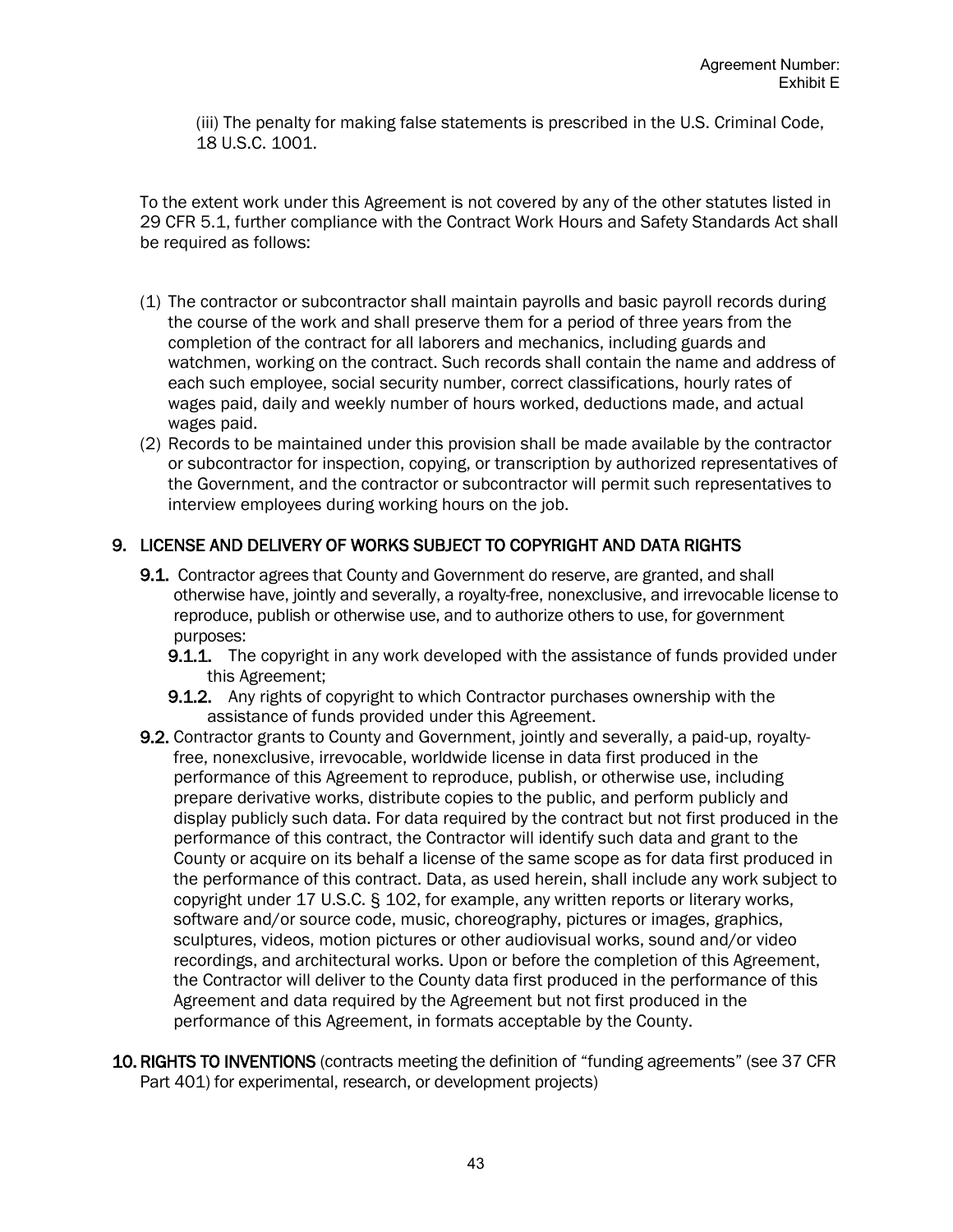(iii) The penalty for making false statements is prescribed in the U.S. Criminal Code, 18 U.S.C. 1001.

To the extent work under this Agreement is not covered by any of the other statutes listed in 29 CFR 5.1, further compliance with the Contract Work Hours and Safety Standards Act shall be required as follows:

(1) The contractor or subcontractor shall maintain payrolls and basic payroll records during the course of the work and shall preserve them for a period of three years from the completion of the contract for all laborers and mechanics, including guards and watchmen, working on the contract. Such records shall contain the name and address of each such employee, social security number, correct classifications, hourly rates of wages paid, daily and weekly number of hours worked, deductions made, and actual wages paid.

(2) Records to be maintained under this provision shall be made available by the contractor or subcontractor for inspection, copying, or transcription by authorized representatives of the Government, and the contractor or subcontractor will permit such representatives to interview employees during working hours on the job.

## 9. LICENSE AND DELIVERY OF WORKS SUBJECT TO COPYRIGHT AND DATA RIGHTS

**9.1.** Contractor agrees that County and Government do reserve, are granted, and shall otherwise have, jointly and severally, a royalty-free, nonexclusive, and irrevocable license to reproduce, publish or otherwise use, and to authorize others to use, for government purposes:

**9.1.1.** The copyright in any work developed with the assistance of funds provided under this Agreement;

**9.1.2.** Any rights of copyright to which Contractor purchases ownership with the assistance of funds provided under this Agreement.

**9.2.** Contractor grants to County and Government, jointly and severally, a paid-up, royalty-free, nonexclusive, irrevocable, worldwide license in data first produced in the performance of this Agreement to reproduce, publish, or otherwise use, including prepare derivative works, distribute copies to the public, and perform publicly and display publicly such data. For data required by the contract but not first produced in the performance of this contract, the Contractor will identify such data and grant to the County or acquire on its behalf a license of the same scope as for data first produced in the performance of this contract. Data, as used herein, shall include any work subject to copyright under 17 U.S.C. § 102, for example, any written reports or literary works, software and/or source code, music, choreography, pictures or images, graphics, sculptures, videos, motion pictures or other audiovisual works, sound and/or video recordings, and architectural works. Upon or before the completion of this Agreement, the Contractor will deliver to the County data first produced in the performance of this Agreement and data required by the Agreement but not first produced in the performance of this Agreement, in formats acceptable by the County.

## 10. RIGHTS TO INVENTIONS (contracts meeting the definition of "funding agreements" (see 37 CFR Part 401) for experimental, research, or development projects)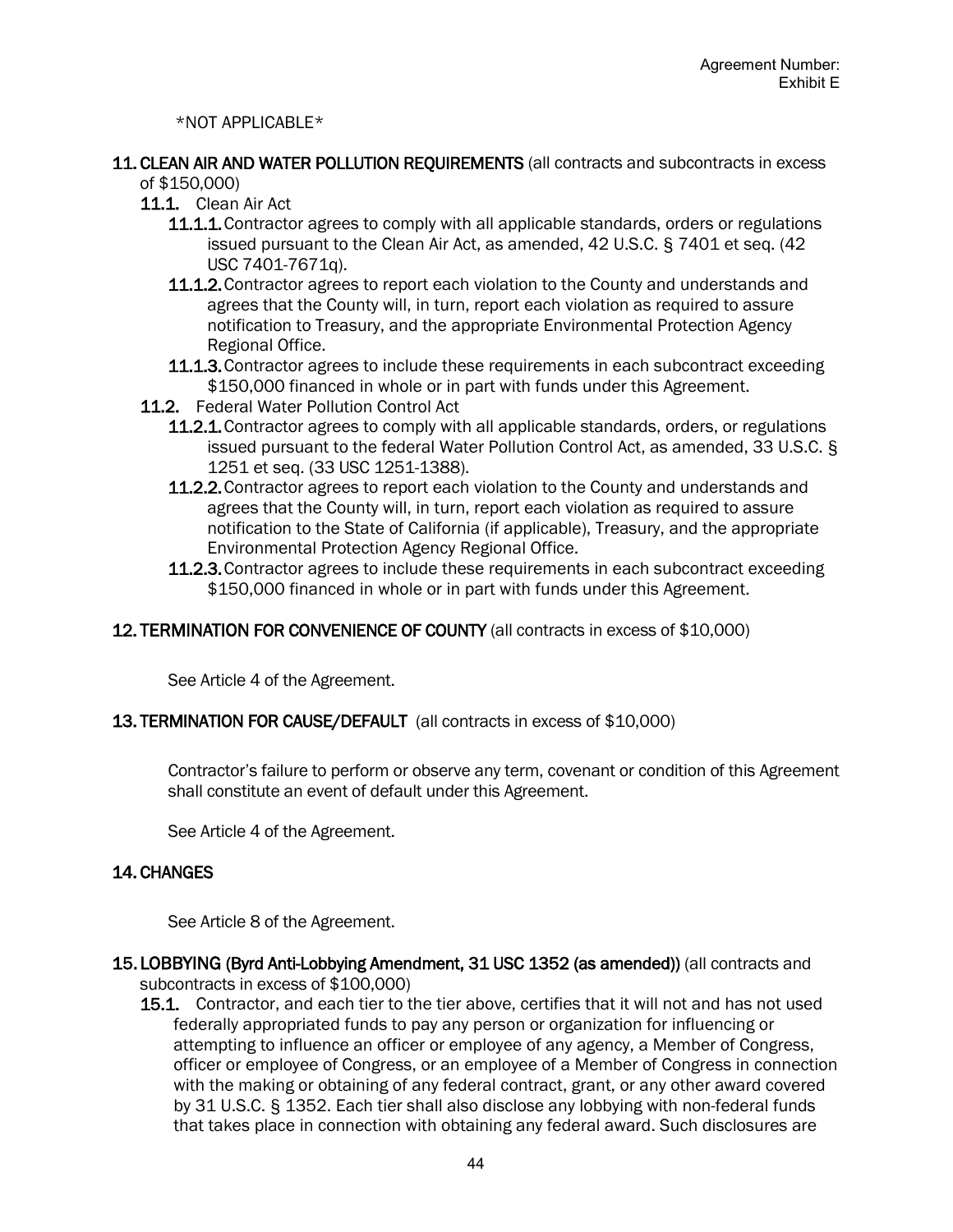*NOT APPLICABLE*

**11. CLEAN AIR AND WATER POLLUTION REQUIREMENTS** (all contracts and subcontracts in excess of $150,000)

- **11.1.** Clean Air Act
  - **11.1.1.** Contractor agrees to comply with all applicable standards, orders or regulations issued pursuant to the Clean Air Act, as amended, 42 U.S.C. § 7401 et seq. (42 USC 7401-7671q).
  - **11.1.2.** Contractor agrees to report each violation to the County and understands and agrees that the County will, in turn, report each violation as required to assure notification to Treasury, and the appropriate Environmental Protection Agency Regional Office.
  - **11.1.3.** Contractor agrees to include these requirements in each subcontract exceeding $150,000 financed in whole or in part with funds under this Agreement.
- **11.2.** Federal Water Pollution Control Act
  - **11.2.1.** Contractor agrees to comply with all applicable standards, orders, or regulations issued pursuant to the federal Water Pollution Control Act, as amended, 33 U.S.C. § 1251 et seq. (33 USC 1251-1388).
  - **11.2.2.** Contractor agrees to report each violation to the County and understands and agrees that the County will, in turn, report each violation as required to assure notification to the State of California (if applicable), Treasury, and the appropriate Environmental Protection Agency Regional Office.
  - **11.2.3.** Contractor agrees to include these requirements in each subcontract exceeding $150,000 financed in whole or in part with funds under this Agreement.

**12. TERMINATION FOR CONVENIENCE OF COUNTY** (all contracts in excess of $10,000)

See Article 4 of the Agreement.

**13. TERMINATION FOR CAUSE/DEFAULT** (all contracts in excess of $10,000)

Contractor's failure to perform or observe any term, covenant or condition of this Agreement shall constitute an event of default under this Agreement.

See Article 4 of the Agreement.

**14. CHANGES**

See Article 8 of the Agreement.

**15. LOBBYING (Byrd Anti-Lobbying Amendment, 31 USC 1352 (as amended))** (all contracts and subcontracts in excess of $100,000)

- **15.1.** Contractor, and each tier to the tier above, certifies that it will not and has not used federally appropriated funds to pay any person or organization for influencing or attempting to influence an officer or employee of any agency, a Member of Congress, officer or employee of Congress, or an employee of a Member of Congress in connection with the making or obtaining of any federal contract, grant, or any other award covered by 31 U.S.C. § 1352. Each tier shall also disclose any lobbying with non-federal funds that takes place in connection with obtaining any federal award. Such disclosures are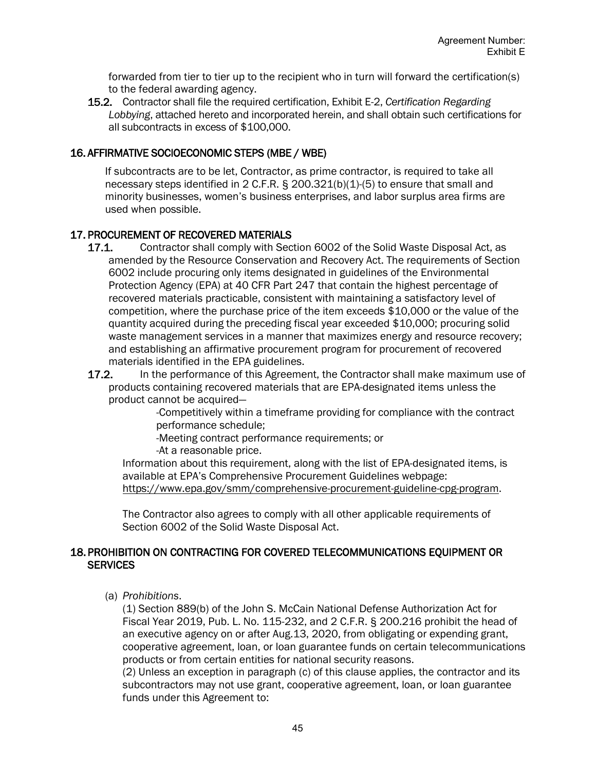forwarded from tier to tier up to the recipient who in turn will forward the certification(s) to the federal awarding agency.

**15.2.** Contractor shall file the required certification, Exhibit E-2, *Certification Regarding Lobbying*, attached hereto and incorporated herein, and shall obtain such certifications for all subcontracts in excess of $100,000.

## 16. AFFIRMATIVE SOCIOECONOMIC STEPS (MBE / WBE)

If subcontracts are to be let, Contractor, as prime contractor, is required to take all necessary steps identified in 2 C.F.R. § 200.321(b)(1)-(5) to ensure that small and minority businesses, women's business enterprises, and labor surplus area firms are used when possible.

## 17. PROCUREMENT OF RECOVERED MATERIALS

**17.1.** Contractor shall comply with Section 6002 of the Solid Waste Disposal Act, as amended by the Resource Conservation and Recovery Act. The requirements of Section 6002 include procuring only items designated in guidelines of the Environmental Protection Agency (EPA) at 40 CFR Part 247 that contain the highest percentage of recovered materials practicable, consistent with maintaining a satisfactory level of competition, where the purchase price of the item exceeds $10,000 or the value of the quantity acquired during the preceding fiscal year exceeded $10,000; procuring solid waste management services in a manner that maximizes energy and resource recovery; and establishing an affirmative procurement program for procurement of recovered materials identified in the EPA guidelines.

**17.2.** In the performance of this Agreement, the Contractor shall make maximum use of products containing recovered materials that are EPA-designated items unless the product cannot be acquired—

-Competitively within a timeframe providing for compliance with the contract performance schedule;

-Meeting contract performance requirements; or

-At a reasonable price.

Information about this requirement, along with the list of EPA-designated items, is available at EPA's Comprehensive Procurement Guidelines webpage: https://www.epa.gov/smm/comprehensive-procurement-guideline-cpg-program.

The Contractor also agrees to comply with all other applicable requirements of Section 6002 of the Solid Waste Disposal Act.

## 18. PROHIBITION ON CONTRACTING FOR COVERED TELECOMMUNICATIONS EQUIPMENT OR SERVICES

(a) *Prohibitions*.

(1) Section 889(b) of the John S. McCain National Defense Authorization Act for Fiscal Year 2019, Pub. L. No. 115-232, and 2 C.F.R. § 200.216 prohibit the head of an executive agency on or after Aug.13, 2020, from obligating or expending grant, cooperative agreement, loan, or loan guarantee funds on certain telecommunications products or from certain entities for national security reasons.

(2) Unless an exception in paragraph (c) of this clause applies, the contractor and its subcontractors may not use grant, cooperative agreement, loan, or loan guarantee funds under this Agreement to: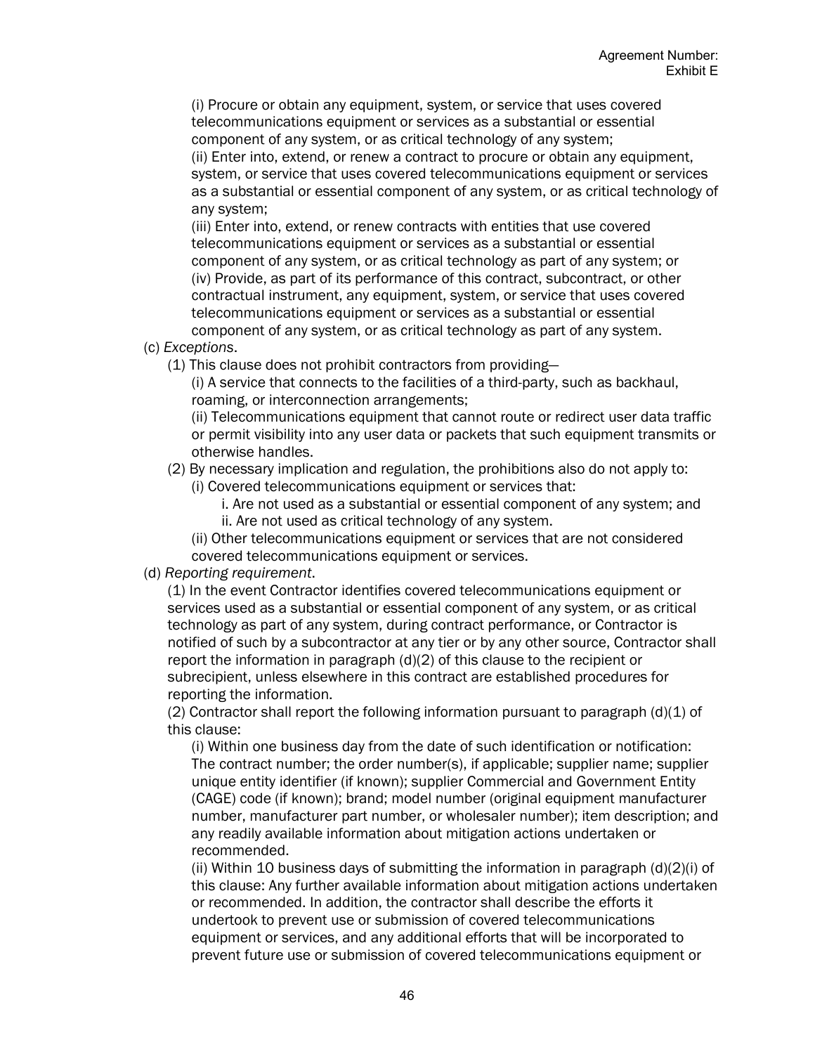(i) Procure or obtain any equipment, system, or service that uses covered telecommunications equipment or services as a substantial or essential component of any system, or as critical technology of any system;

(ii) Enter into, extend, or renew a contract to procure or obtain any equipment, system, or service that uses covered telecommunications equipment or services as a substantial or essential component of any system, or as critical technology of any system;

(iii) Enter into, extend, or renew contracts with entities that use covered telecommunications equipment or services as a substantial or essential component of any system, or as critical technology as part of any system; or

(iv) Provide, as part of its performance of this contract, subcontract, or other contractual instrument, any equipment, system, or service that uses covered telecommunications equipment or services as a substantial or essential component of any system, or as critical technology as part of any system.

(c) *Exceptions*.

(1) This clause does not prohibit contractors from providing—

(i) A service that connects to the facilities of a third-party, such as backhaul, roaming, or interconnection arrangements;

(ii) Telecommunications equipment that cannot route or redirect user data traffic or permit visibility into any user data or packets that such equipment transmits or otherwise handles.

(2) By necessary implication and regulation, the prohibitions also do not apply to:

(i) Covered telecommunications equipment or services that:

i. Are not used as a substantial or essential component of any system; and

ii. Are not used as critical technology of any system.

(ii) Other telecommunications equipment or services that are not considered covered telecommunications equipment or services.

(d) *Reporting requirement*.

(1) In the event Contractor identifies covered telecommunications equipment or services used as a substantial or essential component of any system, or as critical technology as part of any system, during contract performance, or Contractor is notified of such by a subcontractor at any tier or by any other source, Contractor shall report the information in paragraph (d)(2) of this clause to the recipient or subrecipient, unless elsewhere in this contract are established procedures for reporting the information.

(2) Contractor shall report the following information pursuant to paragraph (d)(1) of this clause:

(i) Within one business day from the date of such identification or notification: The contract number; the order number(s), if applicable; supplier name; supplier unique entity identifier (if known); supplier Commercial and Government Entity (CAGE) code (if known); brand; model number (original equipment manufacturer number, manufacturer part number, or wholesaler number); item description; and any readily available information about mitigation actions undertaken or recommended.

(ii) Within 10 business days of submitting the information in paragraph (d)(2)(i) of this clause: Any further available information about mitigation actions undertaken or recommended. In addition, the contractor shall describe the efforts it undertook to prevent use or submission of covered telecommunications equipment or services, and any additional efforts that will be incorporated to prevent future use or submission of covered telecommunications equipment or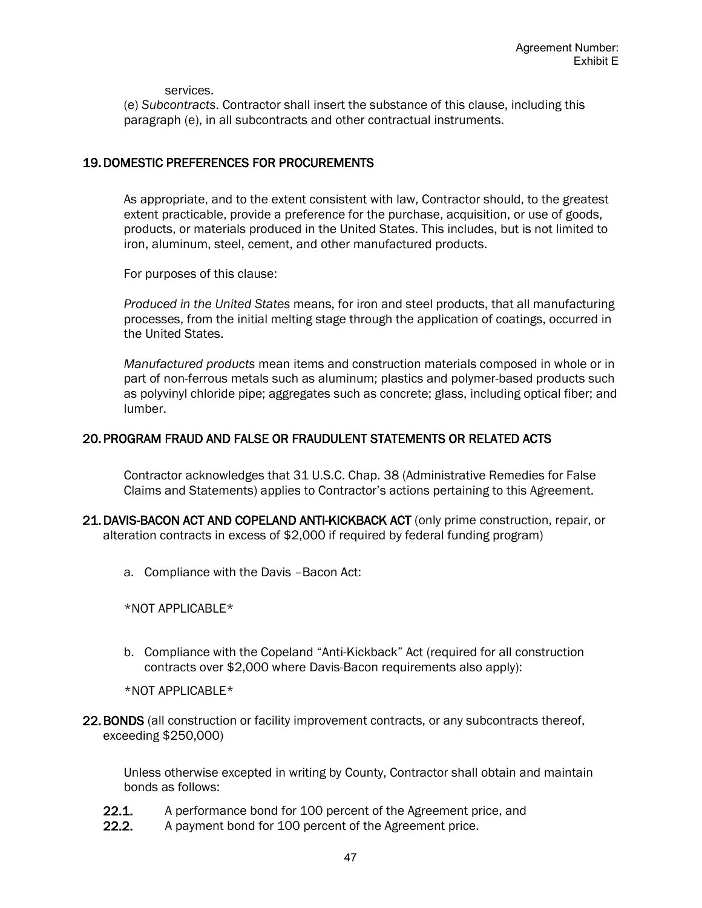services.

(e) *Subcontracts*. Contractor shall insert the substance of this clause, including this paragraph (e), in all subcontracts and other contractual instruments.

## 19. DOMESTIC PREFERENCES FOR PROCUREMENTS

As appropriate, and to the extent consistent with law, Contractor should, to the greatest extent practicable, provide a preference for the purchase, acquisition, or use of goods, products, or materials produced in the United States. This includes, but is not limited to iron, aluminum, steel, cement, and other manufactured products.

For purposes of this clause:

*Produced in the United States* means, for iron and steel products, that all manufacturing processes, from the initial melting stage through the application of coatings, occurred in the United States.

*Manufactured products* mean items and construction materials composed in whole or in part of non-ferrous metals such as aluminum; plastics and polymer-based products such as polyvinyl chloride pipe; aggregates such as concrete; glass, including optical fiber; and lumber.

## 20. PROGRAM FRAUD AND FALSE OR FRAUDULENT STATEMENTS OR RELATED ACTS

Contractor acknowledges that 31 U.S.C. Chap. 38 (Administrative Remedies for False Claims and Statements) applies to Contractor's actions pertaining to this Agreement.

## 21. DAVIS-BACON ACT AND COPELAND ANTI-KICKBACK ACT (only prime construction, repair, or alteration contracts in excess of $2,000 if required by federal funding program)

a. Compliance with the Davis –Bacon Act:

*NOT APPLICABLE*

b. Compliance with the Copeland "Anti-Kickback" Act (required for all construction contracts over $2,000 where Davis-Bacon requirements also apply):

*NOT APPLICABLE*

## 22. BONDS (all construction or facility improvement contracts, or any subcontracts thereof, exceeding $250,000)

Unless otherwise excepted in writing by County, Contractor shall obtain and maintain bonds as follows:

**22.1.** A performance bond for 100 percent of the Agreement price, and

**22.2.** A payment bond for 100 percent of the Agreement price.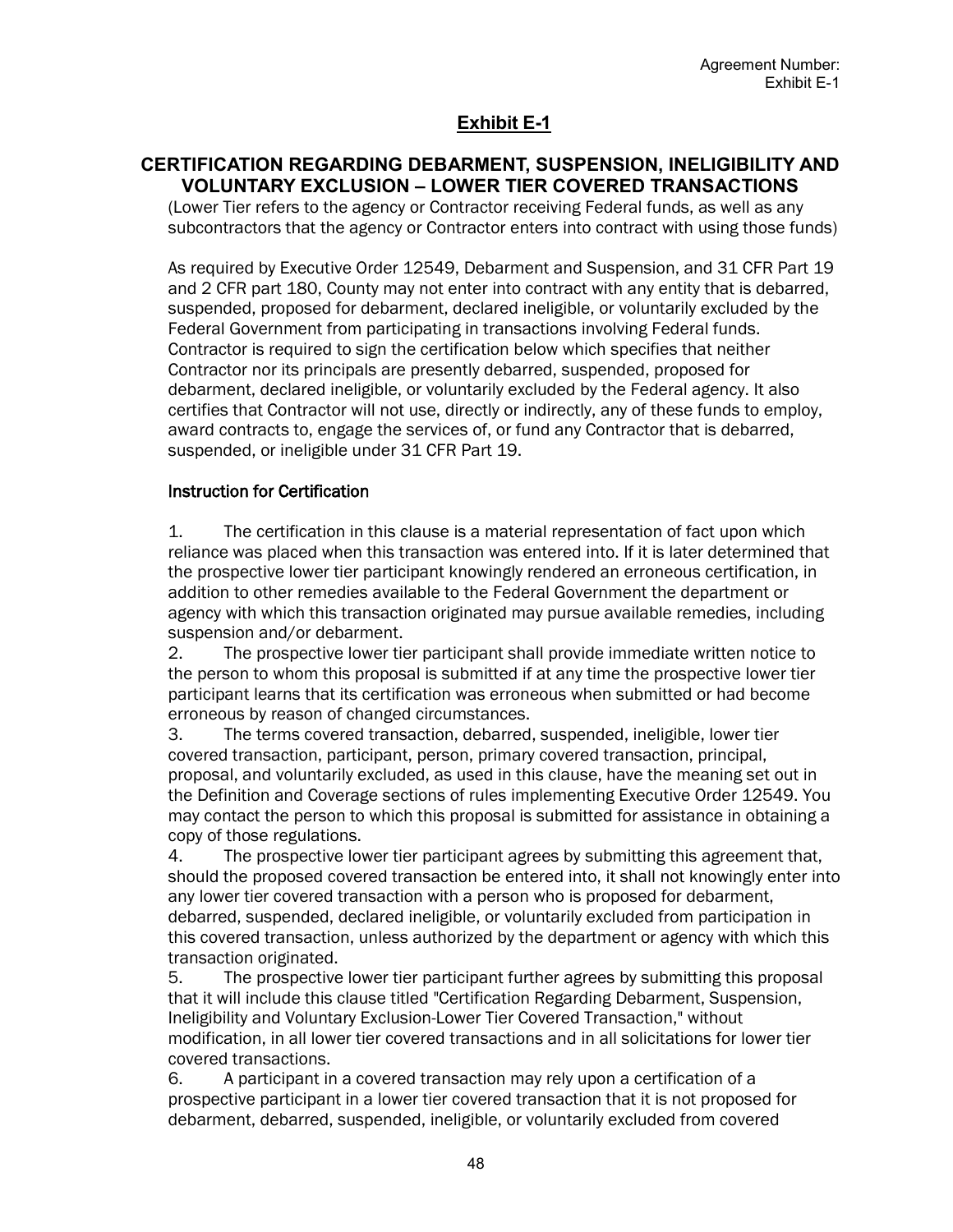## Exhibit E-1

## CERTIFICATION REGARDING DEBARMENT, SUSPENSION, INELIGIBILITY AND VOLUNTARY EXCLUSION – LOWER TIER COVERED TRANSACTIONS

(Lower Tier refers to the agency or Contractor receiving Federal funds, as well as any subcontractors that the agency or Contractor enters into contract with using those funds)

As required by Executive Order 12549, Debarment and Suspension, and 31 CFR Part 19 and 2 CFR part 180, County may not enter into contract with any entity that is debarred, suspended, proposed for debarment, declared ineligible, or voluntarily excluded by the Federal Government from participating in transactions involving Federal funds. Contractor is required to sign the certification below which specifies that neither Contractor nor its principals are presently debarred, suspended, proposed for debarment, declared ineligible, or voluntarily excluded by the Federal agency. It also certifies that Contractor will not use, directly or indirectly, any of these funds to employ, award contracts to, engage the services of, or fund any Contractor that is debarred, suspended, or ineligible under 31 CFR Part 19.

### Instruction for Certification

1. The certification in this clause is a material representation of fact upon which reliance was placed when this transaction was entered into. If it is later determined that the prospective lower tier participant knowingly rendered an erroneous certification, in addition to other remedies available to the Federal Government the department or agency with which this transaction originated may pursue available remedies, including suspension and/or debarment.
2. The prospective lower tier participant shall provide immediate written notice to the person to whom this proposal is submitted if at any time the prospective lower tier participant learns that its certification was erroneous when submitted or had become erroneous by reason of changed circumstances.
3. The terms covered transaction, debarred, suspended, ineligible, lower tier covered transaction, participant, person, primary covered transaction, principal, proposal, and voluntarily excluded, as used in this clause, have the meaning set out in the Definition and Coverage sections of rules implementing Executive Order 12549. You may contact the person to which this proposal is submitted for assistance in obtaining a copy of those regulations.
4. The prospective lower tier participant agrees by submitting this agreement that, should the proposed covered transaction be entered into, it shall not knowingly enter into any lower tier covered transaction with a person who is proposed for debarment, debarred, suspended, declared ineligible, or voluntarily excluded from participation in this covered transaction, unless authorized by the department or agency with which this transaction originated.
5. The prospective lower tier participant further agrees by submitting this proposal that it will include this clause titled "Certification Regarding Debarment, Suspension, Ineligibility and Voluntary Exclusion-Lower Tier Covered Transaction," without modification, in all lower tier covered transactions and in all solicitations for lower tier covered transactions.
6. A participant in a covered transaction may rely upon a certification of a prospective participant in a lower tier covered transaction that it is not proposed for debarment, debarred, suspended, ineligible, or voluntarily excluded from covered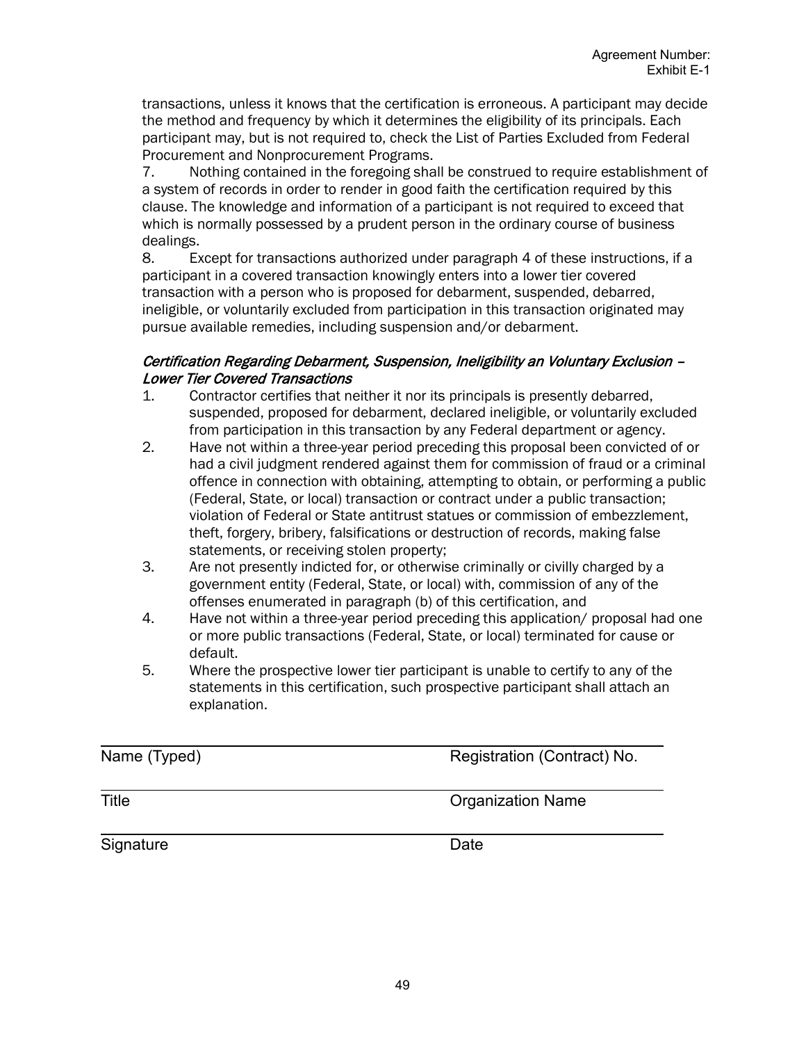transactions, unless it knows that the certification is erroneous. A participant may decide the method and frequency by which it determines the eligibility of its principals. Each participant may, but is not required to, check the List of Parties Excluded from Federal Procurement and Nonprocurement Programs.

7. Nothing contained in the foregoing shall be construed to require establishment of a system of records in order to render in good faith the certification required by this clause. The knowledge and information of a participant is not required to exceed that which is normally possessed by a prudent person in the ordinary course of business dealings.

8. Except for transactions authorized under paragraph 4 of these instructions, if a participant in a covered transaction knowingly enters into a lower tier covered transaction with a person who is proposed for debarment, suspended, debarred, ineligible, or voluntarily excluded from participation in this transaction originated may pursue available remedies, including suspension and/or debarment.

*Certification Regarding Debarment, Suspension, Ineligibility an Voluntary Exclusion – Lower Tier Covered Transactions*

1. Contractor certifies that neither it nor its principals is presently debarred, suspended, proposed for debarment, declared ineligible, or voluntarily excluded from participation in this transaction by any Federal department or agency.
2. Have not within a three-year period preceding this proposal been convicted of or had a civil judgment rendered against them for commission of fraud or a criminal offence in connection with obtaining, attempting to obtain, or performing a public (Federal, State, or local) transaction or contract under a public transaction; violation of Federal or State antitrust statues or commission of embezzlement, theft, forgery, bribery, falsifications or destruction of records, making false statements, or receiving stolen property;
3. Are not presently indicted for, or otherwise criminally or civilly charged by a government entity (Federal, State, or local) with, commission of any of the offenses enumerated in paragraph (b) of this certification, and
4. Have not within a three-year period preceding this application/ proposal had one or more public transactions (Federal, State, or local) terminated for cause or default.
5. Where the prospective lower tier participant is unable to certify to any of the statements in this certification, such prospective participant shall attach an explanation.

______________________________________________

Name (Typed)                                        Registration (Contract) No.

______________________________________________

Title                                                        Organization Name

______________________________________________

Signature                                                Date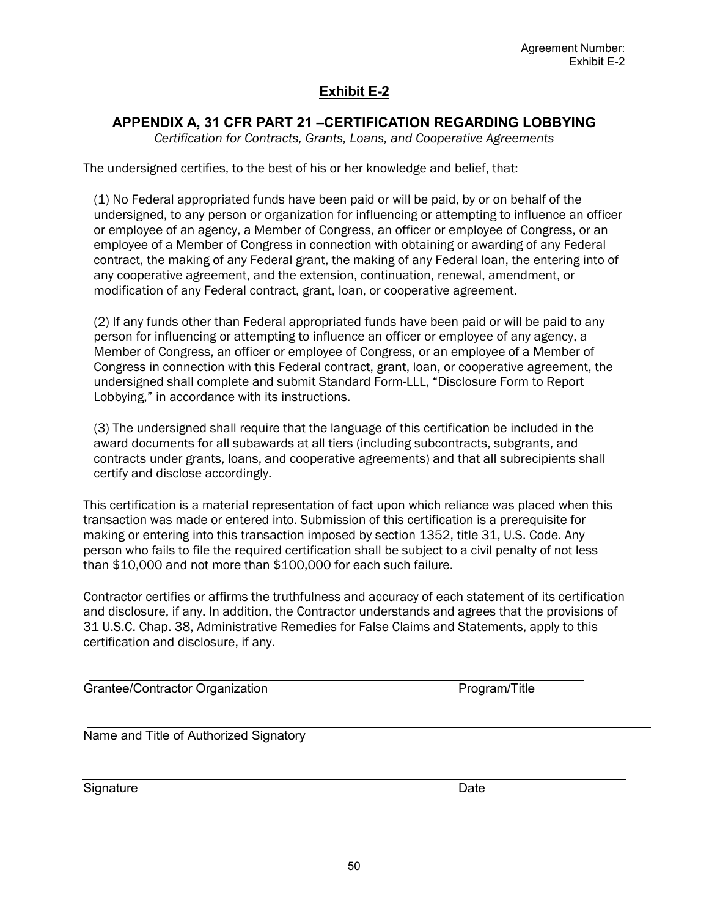Agreement Number:
Exhibit E-2

# Exhibit E-2

## APPENDIX A, 31 CFR PART 21 –CERTIFICATION REGARDING LOBBYING

*Certification for Contracts, Grants, Loans, and Cooperative Agreements*

The undersigned certifies, to the best of his or her knowledge and belief, that:

(1) No Federal appropriated funds have been paid or will be paid, by or on behalf of the undersigned, to any person or organization for influencing or attempting to influence an officer or employee of an agency, a Member of Congress, an officer or employee of Congress, or an employee of a Member of Congress in connection with obtaining or awarding of any Federal contract, the making of any Federal grant, the making of any Federal loan, the entering into of any cooperative agreement, and the extension, continuation, renewal, amendment, or modification of any Federal contract, grant, loan, or cooperative agreement.

(2) If any funds other than Federal appropriated funds have been paid or will be paid to any person for influencing or attempting to influence an officer or employee of any agency, a Member of Congress, an officer or employee of Congress, or an employee of a Member of Congress in connection with this Federal contract, grant, loan, or cooperative agreement, the undersigned shall complete and submit Standard Form-LLL, "Disclosure Form to Report Lobbying," in accordance with its instructions.

(3) The undersigned shall require that the language of this certification be included in the award documents for all subawards at all tiers (including subcontracts, subgrants, and contracts under grants, loans, and cooperative agreements) and that all subrecipients shall certify and disclose accordingly.

This certification is a material representation of fact upon which reliance was placed when this transaction was made or entered into. Submission of this certification is a prerequisite for making or entering into this transaction imposed by section 1352, title 31, U.S. Code. Any person who fails to file the required certification shall be subject to a civil penalty of not less than $10,000 and not more than $100,000 for each such failure.

Contractor certifies or affirms the truthfulness and accuracy of each statement of its certification and disclosure, if any. In addition, the Contractor understands and agrees that the provisions of 31 U.S.C. Chap. 38, Administrative Remedies for False Claims and Statements, apply to this certification and disclosure, if any.

_______________________________________________

Grantee/Contractor Organization　　　　　　　　Program/Title

_______________________________________________

Name and Title of Authorized Signatory

_______________________________________________

Signature　　　　　　　　　　　　　　　　　　Date